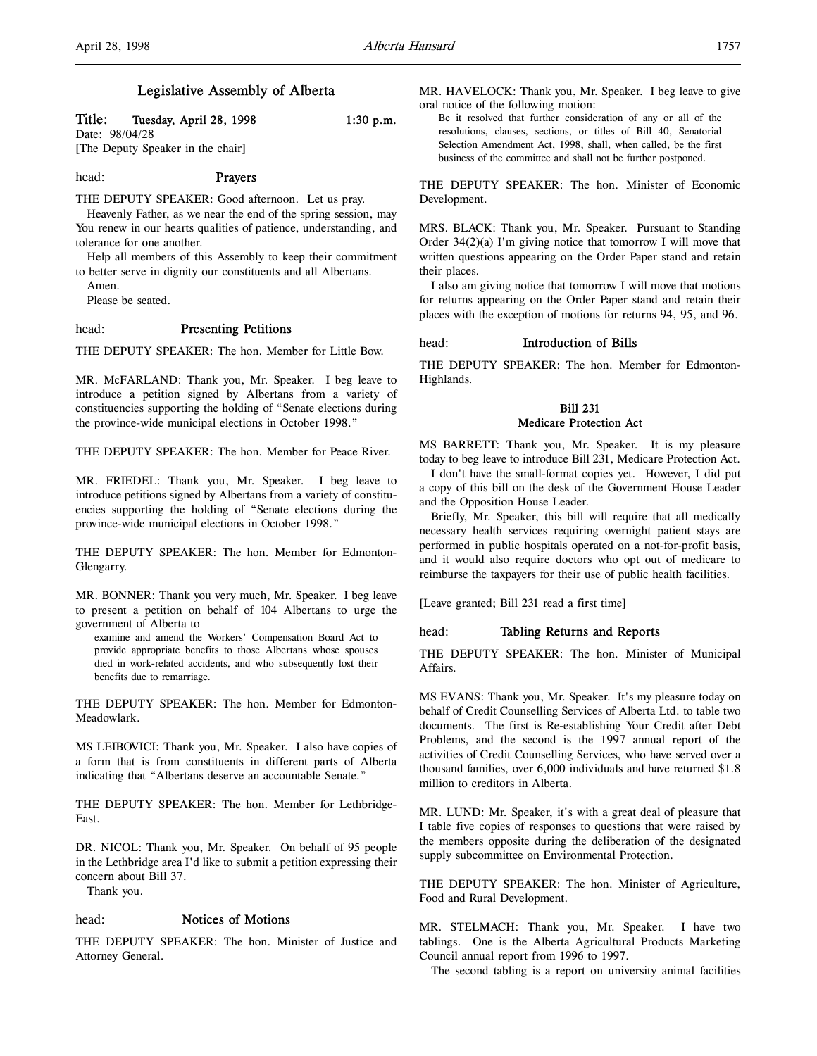# Legislative Assembly of Alberta

**Title: Tuesday, April 28, 1998** 1:30 p.m.

Date: 98/04/28

[The Deputy Speaker in the chair]

head: **Prayers**

THE DEPUTY SPEAKER: Good afternoon. Let us pray.

Heavenly Father, as we near the end of the spring session, may You renew in our hearts qualities of patience, understanding, and tolerance for one another.

Help all members of this Assembly to keep their commitment to better serve in dignity our constituents and all Albertans.

Amen.

Please be seated.

head: **Presenting Petitions**

THE DEPUTY SPEAKER: The hon. Member for Little Bow.

MR. McFARLAND: Thank you, Mr. Speaker. I beg leave to introduce a petition signed by Albertans from a variety of constituencies supporting the holding of "Senate elections during the province-wide municipal elections in October 1998."

THE DEPUTY SPEAKER: The hon. Member for Peace River.

MR. FRIEDEL: Thank you, Mr. Speaker. I beg leave to introduce petitions signed by Albertans from a variety of constituencies supporting the holding of "Senate elections during the province-wide municipal elections in October 1998."

THE DEPUTY SPEAKER: The hon. Member for Edmonton-Glengarry.

MR. BONNER: Thank you very much, Mr. Speaker. I beg leave to present a petition on behalf of 104 Albertans to urge the government of Alberta to

> examine and amend the Workers' Compensation Board Act to provide appropriate benefits to those Albertans whose spouses died in work-related accidents, and who subsequently lost their benefits due to remarriage.

THE DEPUTY SPEAKER: The hon. Member for Edmonton-Meadowlark.

MS LEIBOVICI: Thank you, Mr. Speaker. I also have copies of a form that is from constituents in different parts of Alberta indicating that "Albertans deserve an accountable Senate."

THE DEPUTY SPEAKER: The hon. Member for Lethbridge-East.

DR. NICOL: Thank you, Mr. Speaker. On behalf of 95 people in the Lethbridge area I'd like to submit a petition expressing their concern about Bill 37.

Thank you.

head: **Notices of Motions**

THE DEPUTY SPEAKER: The hon. Minister of Justice and Attorney General.

MR. HAVELOCK: Thank you, Mr. Speaker. I beg leave to give oral notice of the following motion:

> Be it resolved that further consideration of any or all of the resolutions, clauses, sections, or titles of Bill 40, Senatorial Selection Amendment Act, 1998, shall, when called, be the first business of the committee and shall not be further postponed.

THE DEPUTY SPEAKER: The hon. Minister of Economic Development.

MRS. BLACK: Thank you, Mr. Speaker. Pursuant to Standing Order 34(2)(a) I'm giving notice that tomorrow I will move that written questions appearing on the Order Paper stand and retain their places.

I also am giving notice that tomorrow I will move that motions for returns appearing on the Order Paper stand and retain their places with the exception of motions for returns 94, 95, and 96.

head: **Introduction of Bills**

THE DEPUTY SPEAKER: The hon. Member for Edmonton-Highlands.

### Bill 231
### Medicare Protection Act

MS BARRETT: Thank you, Mr. Speaker. It is my pleasure today to beg leave to introduce Bill 231, Medicare Protection Act.

I don't have the small-format copies yet. However, I did put a copy of this bill on the desk of the Government House Leader and the Opposition House Leader.

Briefly, Mr. Speaker, this bill will require that all medically necessary health services requiring overnight patient stays are performed in public hospitals operated on a not-for-profit basis, and it would also require doctors who opt out of medicare to reimburse the taxpayers for their use of public health facilities.

[Leave granted; Bill 231 read a first time]

head: **Tabling Returns and Reports**

THE DEPUTY SPEAKER: The hon. Minister of Municipal Affairs.

MS EVANS: Thank you, Mr. Speaker. It's my pleasure today on behalf of Credit Counselling Services of Alberta Ltd. to table two documents. The first is Re-establishing Your Credit after Debt Problems, and the second is the 1997 annual report of the activities of Credit Counselling Services, who have served over a thousand families, over 6,000 individuals and have returned $1.8 million to creditors in Alberta.

MR. LUND: Mr. Speaker, it's with a great deal of pleasure that I table five copies of responses to questions that were raised by the members opposite during the deliberation of the designated supply subcommittee on Environmental Protection.

THE DEPUTY SPEAKER: The hon. Minister of Agriculture, Food and Rural Development.

MR. STELMACH: Thank you, Mr. Speaker. I have two tablings. One is the Alberta Agricultural Products Marketing Council annual report from 1996 to 1997.

The second tabling is a report on university animal facilities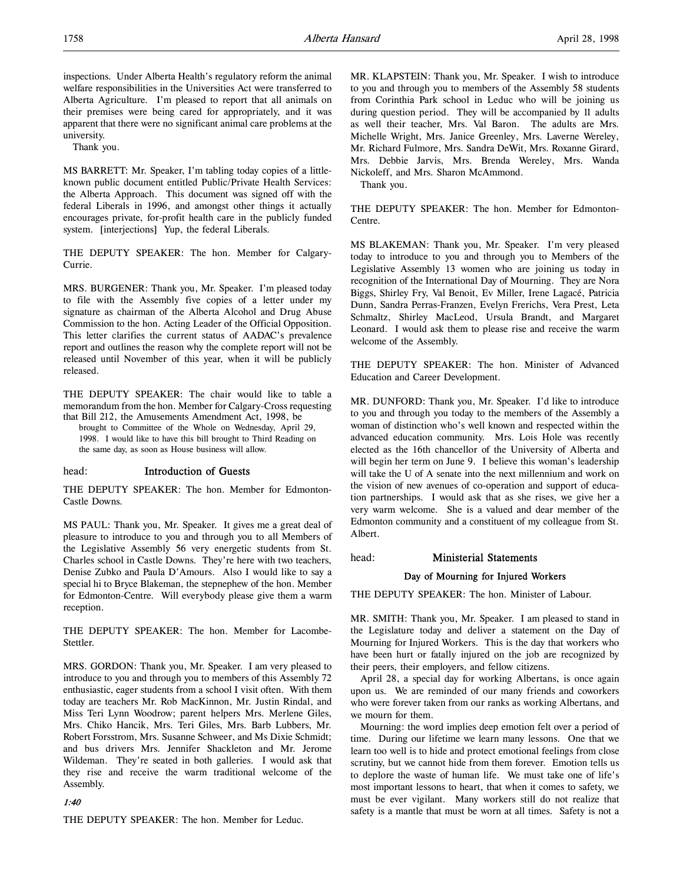inspections. Under Alberta Health's regulatory reform the animal welfare responsibilities in the Universities Act were transferred to Alberta Agriculture. I'm pleased to report that all animals on their premises were being cared for appropriately, and it was apparent that there were no significant animal care problems at the university.

Thank you.

MS BARRETT: Mr. Speaker, I'm tabling today copies of a little-known public document entitled Public/Private Health Services: the Alberta Approach. This document was signed off with the federal Liberals in 1996, and amongst other things it actually encourages private, for-profit health care in the publicly funded system. [interjections] Yup, the federal Liberals.

THE DEPUTY SPEAKER: The hon. Member for Calgary-Currie.

MRS. BURGENER: Thank you, Mr. Speaker. I'm pleased today to file with the Assembly five copies of a letter under my signature as chairman of the Alberta Alcohol and Drug Abuse Commission to the hon. Acting Leader of the Official Opposition. This letter clarifies the current status of AADAC's prevalence report and outlines the reason why the complete report will not be released until November of this year, when it will be publicly released.

THE DEPUTY SPEAKER: The chair would like to table a memorandum from the hon. Member for Calgary-Cross requesting that Bill 212, the Amusements Amendment Act, 1998, be

> brought to Committee of the Whole on Wednesday, April 29, 1998. I would like to have this bill brought to Third Reading on the same day, as soon as House business will allow.

head: **Introduction of Guests**

THE DEPUTY SPEAKER: The hon. Member for Edmonton-Castle Downs.

MS PAUL: Thank you, Mr. Speaker. It gives me a great deal of pleasure to introduce to you and through you to all Members of the Legislative Assembly 56 very energetic students from St. Charles school in Castle Downs. They're here with two teachers, Denise Zubko and Paula D'Amours. Also I would like to say a special hi to Bryce Blakeman, the stepnephew of the hon. Member for Edmonton-Centre. Will everybody please give them a warm reception.

THE DEPUTY SPEAKER: The hon. Member for Lacombe-Stettler.

MRS. GORDON: Thank you, Mr. Speaker. I am very pleased to introduce to you and through you to members of this Assembly 72 enthusiastic, eager students from a school I visit often. With them today are teachers Mr. Rob MacKinnon, Mr. Justin Rindal, and Miss Teri Lynn Woodrow; parent helpers Mrs. Merlene Giles, Mrs. Chiko Hancik, Mrs. Teri Giles, Mrs. Barb Lubbers, Mr. Robert Forsstrom, Mrs. Susanne Schweer, and Ms Dixie Schmidt; and bus drivers Mrs. Jennifer Shackleton and Mr. Jerome Wildeman. They're seated in both galleries. I would ask that they rise and receive the warm traditional welcome of the Assembly.

*1:40*

THE DEPUTY SPEAKER: The hon. Member for Leduc.

MR. KLAPSTEIN: Thank you, Mr. Speaker. I wish to introduce to you and through you to members of the Assembly 58 students from Corinthia Park school in Leduc who will be joining us during question period. They will be accompanied by 11 adults as well their teacher, Mrs. Val Baron. The adults are Mrs. Michelle Wright, Mrs. Janice Greenley, Mrs. Laverne Wereley, Mr. Richard Fulmore, Mrs. Sandra DeWit, Mrs. Roxanne Girard, Mrs. Debbie Jarvis, Mrs. Brenda Wereley, Mrs. Wanda Nickoleff, and Mrs. Sharon McAmmond.

Thank you.

THE DEPUTY SPEAKER: The hon. Member for Edmonton-Centre.

MS BLAKEMAN: Thank you, Mr. Speaker. I'm very pleased today to introduce to you and through you to Members of the Legislative Assembly 13 women who are joining us today in recognition of the International Day of Mourning. They are Nora Biggs, Shirley Fry, Val Benoit, Ev Miller, Irene Lagacé, Patricia Dunn, Sandra Perras-Franzen, Evelyn Frerichs, Vera Prest, Leta Schmaltz, Shirley MacLeod, Ursula Brandt, and Margaret Leonard. I would ask them to please rise and receive the warm welcome of the Assembly.

THE DEPUTY SPEAKER: The hon. Minister of Advanced Education and Career Development.

MR. DUNFORD: Thank you, Mr. Speaker. I'd like to introduce to you and through you today to the members of the Assembly a woman of distinction who's well known and respected within the advanced education community. Mrs. Lois Hole was recently elected as the 16th chancellor of the University of Alberta and will begin her term on June 9. I believe this woman's leadership will take the U of A senate into the next millennium and work on the vision of new avenues of co-operation and support of education partnerships. I would ask that as she rises, we give her a very warm welcome. She is a valued and dear member of the Edmonton community and a constituent of my colleague from St. Albert.

head: **Ministerial Statements**

### Day of Mourning for Injured Workers

THE DEPUTY SPEAKER: The hon. Minister of Labour.

MR. SMITH: Thank you, Mr. Speaker. I am pleased to stand in the Legislature today and deliver a statement on the Day of Mourning for Injured Workers. This is the day that workers who have been hurt or fatally injured on the job are recognized by their peers, their employers, and fellow citizens.

April 28, a special day for working Albertans, is once again upon us. We are reminded of our many friends and coworkers who were forever taken from our ranks as working Albertans, and we mourn for them.

Mourning: the word implies deep emotion felt over a period of time. During our lifetime we learn many lessons. One that we learn too well is to hide and protect emotional feelings from close scrutiny, but we cannot hide from them forever. Emotion tells us to deplore the waste of human life. We must take one of life's most important lessons to heart, that when it comes to safety, we must be ever vigilant. Many workers still do not realize that safety is a mantle that must be worn at all times. Safety is not a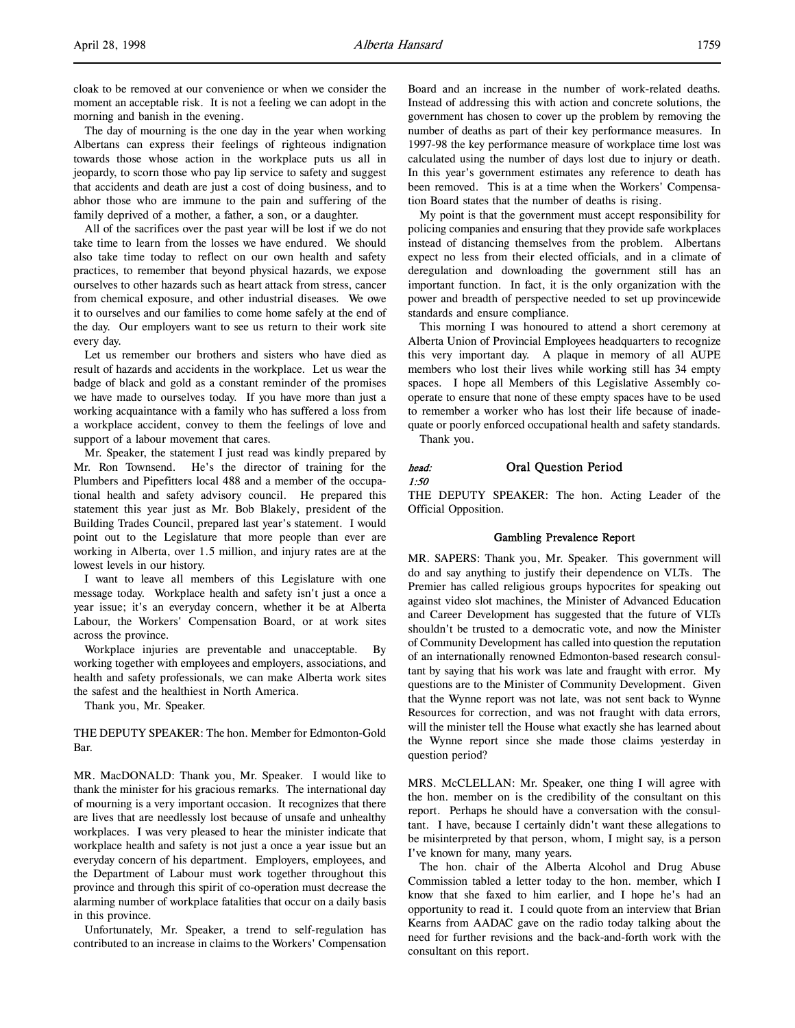cloak to be removed at our convenience or when we consider the moment an acceptable risk. It is not a feeling we can adopt in the morning and banish in the evening.

The day of mourning is the one day in the year when working Albertans can express their feelings of righteous indignation towards those whose action in the workplace puts us all in jeopardy, to scorn those who pay lip service to safety and suggest that accidents and death are just a cost of doing business, and to abhor those who are immune to the pain and suffering of the family deprived of a mother, a father, a son, or a daughter.

All of the sacrifices over the past year will be lost if we do not take time to learn from the losses we have endured. We should also take time today to reflect on our own health and safety practices, to remember that beyond physical hazards, we expose ourselves to other hazards such as heart attack from stress, cancer from chemical exposure, and other industrial diseases. We owe it to ourselves and our families to come home safely at the end of the day. Our employers want to see us return to their work site every day.

Let us remember our brothers and sisters who have died as result of hazards and accidents in the workplace. Let us wear the badge of black and gold as a constant reminder of the promises we have made to ourselves today. If you have more than just a working acquaintance with a family who has suffered a loss from a workplace accident, convey to them the feelings of love and support of a labour movement that cares.

Mr. Speaker, the statement I just read was kindly prepared by Mr. Ron Townsend. He's the director of training for the Plumbers and Pipefitters local 488 and a member of the occupational health and safety advisory council. He prepared this statement this year just as Mr. Bob Blakely, president of the Building Trades Council, prepared last year's statement. I would point out to the Legislature that more people than ever are working in Alberta, over 1.5 million, and injury rates are at the lowest levels in our history.

I want to leave all members of this Legislature with one message today. Workplace health and safety isn't just a once a year issue; it's an everyday concern, whether it be at Alberta Labour, the Workers' Compensation Board, or at work sites across the province.

Workplace injuries are preventable and unacceptable. By working together with employees and employers, associations, and health and safety professionals, we can make Alberta work sites the safest and the healthiest in North America.

Thank you, Mr. Speaker.

THE DEPUTY SPEAKER: The hon. Member for Edmonton-Gold Bar.

MR. MacDONALD: Thank you, Mr. Speaker. I would like to thank the minister for his gracious remarks. The international day of mourning is a very important occasion. It recognizes that there are lives that are needlessly lost because of unsafe and unhealthy workplaces. I was very pleased to hear the minister indicate that workplace health and safety is not just a once a year issue but an everyday concern of his department. Employers, employees, and the Department of Labour must work together throughout this province and through this spirit of co-operation must decrease the alarming number of workplace fatalities that occur on a daily basis in this province.

Unfortunately, Mr. Speaker, a trend to self-regulation has contributed to an increase in claims to the Workers' Compensation Board and an increase in the number of work-related deaths. Instead of addressing this with action and concrete solutions, the government has chosen to cover up the problem by removing the number of deaths as part of their key performance measures. In 1997-98 the key performance measure of workplace time lost was calculated using the number of days lost due to injury or death. In this year's government estimates any reference to death has been removed. This is at a time when the Workers' Compensation Board states that the number of deaths is rising.

My point is that the government must accept responsibility for policing companies and ensuring that they provide safe workplaces instead of distancing themselves from the problem. Albertans expect no less from their elected officials, and in a climate of deregulation and downloading the government still has an important function. In fact, it is the only organization with the power and breadth of perspective needed to set up provincewide standards and ensure compliance.

This morning I was honoured to attend a short ceremony at Alberta Union of Provincial Employees headquarters to recognize this very important day. A plaque in memory of all AUPE members who lost their lives while working still has 34 empty spaces. I hope all Members of this Legislative Assembly co-operate to ensure that none of these empty spaces have to be used to remember a worker who has lost their life because of inadequate or poorly enforced occupational health and safety standards.

Thank you.

*head:* **Oral Question Period**

*1:50*

THE DEPUTY SPEAKER: The hon. Acting Leader of the Official Opposition.

### Gambling Prevalence Report

MR. SAPERS: Thank you, Mr. Speaker. This government will do and say anything to justify their dependence on VLTs. The Premier has called religious groups hypocrites for speaking out against video slot machines, the Minister of Advanced Education and Career Development has suggested that the future of VLTs shouldn't be trusted to a democratic vote, and now the Minister of Community Development has called into question the reputation of an internationally renowned Edmonton-based research consultant by saying that his work was late and fraught with error. My questions are to the Minister of Community Development. Given that the Wynne report was not late, was not sent back to Wynne Resources for correction, and was not fraught with data errors, will the minister tell the House what exactly she has learned about the Wynne report since she made those claims yesterday in question period?

MRS. McCLELLAN: Mr. Speaker, one thing I will agree with the hon. member on is the credibility of the consultant on this report. Perhaps he should have a conversation with the consultant. I have, because I certainly didn't want these allegations to be misinterpreted by that person, whom, I might say, is a person I've known for many, many years.

The hon. chair of the Alberta Alcohol and Drug Abuse Commission tabled a letter today to the hon. member, which I know that she faxed to him earlier, and I hope he's had an opportunity to read it. I could quote from an interview that Brian Kearns from AADAC gave on the radio today talking about the need for further revisions and the back-and-forth work with the consultant on this report.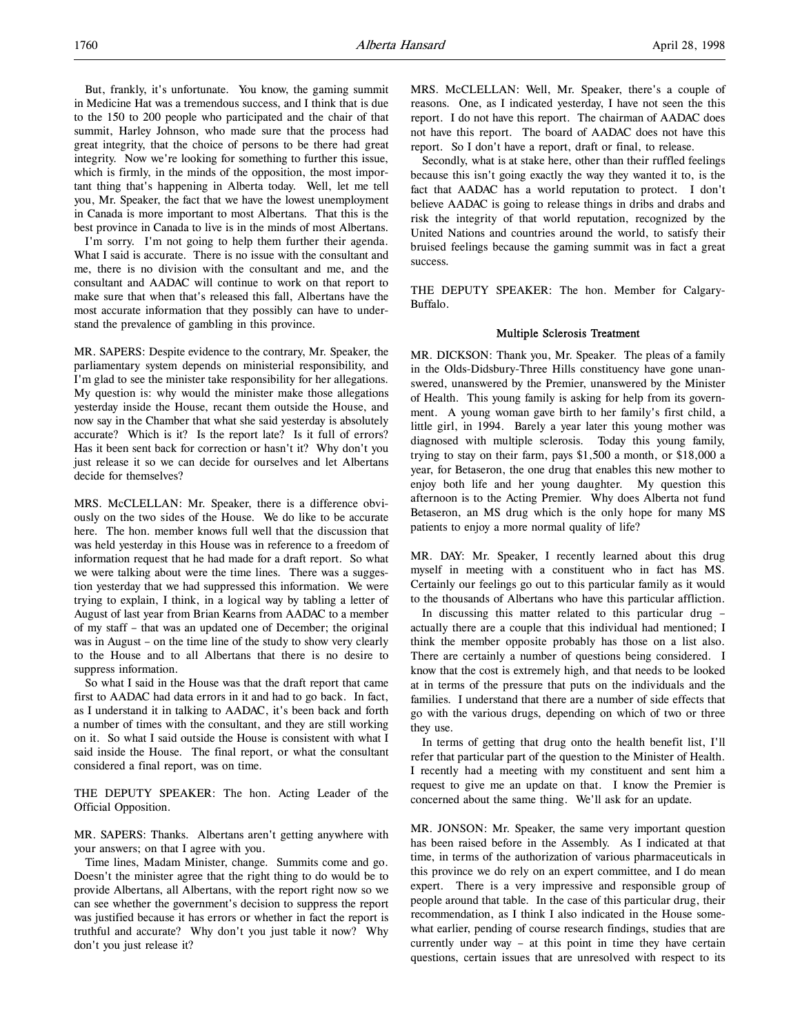But, frankly, it's unfortunate. You know, the gaming summit in Medicine Hat was a tremendous success, and I think that is due to the 150 to 200 people who participated and the chair of that summit, Harley Johnson, who made sure that the process had great integrity, that the choice of persons to be there had great integrity. Now we're looking for something to further this issue, which is firmly, in the minds of the opposition, the most important thing that's happening in Alberta today. Well, let me tell you, Mr. Speaker, the fact that we have the lowest unemployment in Canada is more important to most Albertans. That this is the best province in Canada to live is in the minds of most Albertans.

I'm sorry. I'm not going to help them further their agenda. What I said is accurate. There is no issue with the consultant and me, there is no division with the consultant and me, and the consultant and AADAC will continue to work on that report to make sure that when that's released this fall, Albertans have the most accurate information that they possibly can have to understand the prevalence of gambling in this province.

MR. SAPERS: Despite evidence to the contrary, Mr. Speaker, the parliamentary system depends on ministerial responsibility, and I'm glad to see the minister take responsibility for her allegations. My question is: why would the minister make those allegations yesterday inside the House, recant them outside the House, and now say in the Chamber that what she said yesterday is absolutely accurate? Which is it? Is the report late? Is it full of errors? Has it been sent back for correction or hasn't it? Why don't you just release it so we can decide for ourselves and let Albertans decide for themselves?

MRS. McCLELLAN: Mr. Speaker, there is a difference obviously on the two sides of the House. We do like to be accurate here. The hon. member knows full well that the discussion that was held yesterday in this House was in reference to a freedom of information request that he had made for a draft report. So what we were talking about were the time lines. There was a suggestion yesterday that we had suppressed this information. We were trying to explain, I think, in a logical way by tabling a letter of August of last year from Brian Kearns from AADAC to a member of my staff – that was an updated one of December; the original was in August – on the time line of the study to show very clearly to the House and to all Albertans that there is no desire to suppress information.

So what I said in the House was that the draft report that came first to AADAC had data errors in it and had to go back. In fact, as I understand it in talking to AADAC, it's been back and forth a number of times with the consultant, and they are still working on it. So what I said outside the House is consistent with what I said inside the House. The final report, or what the consultant considered a final report, was on time.

THE DEPUTY SPEAKER: The hon. Acting Leader of the Official Opposition.

MR. SAPERS: Thanks. Albertans aren't getting anywhere with your answers; on that I agree with you.

Time lines, Madam Minister, change. Summits come and go. Doesn't the minister agree that the right thing to do would be to provide Albertans, all Albertans, with the report right now so we can see whether the government's decision to suppress the report was justified because it has errors or whether in fact the report is truthful and accurate? Why don't you just table it now? Why don't you just release it?

MRS. McCLELLAN: Well, Mr. Speaker, there's a couple of reasons. One, as I indicated yesterday, I have not seen the this report. I do not have this report. The chairman of AADAC does not have this report. The board of AADAC does not have this report. So I don't have a report, draft or final, to release.

Secondly, what is at stake here, other than their ruffled feelings because this isn't going exactly the way they wanted it to, is the fact that AADAC has a world reputation to protect. I don't believe AADAC is going to release things in dribs and drabs and risk the integrity of that world reputation, recognized by the United Nations and countries around the world, to satisfy their bruised feelings because the gaming summit was in fact a great success.

THE DEPUTY SPEAKER: The hon. Member for Calgary-Buffalo.

### Multiple Sclerosis Treatment

MR. DICKSON: Thank you, Mr. Speaker. The pleas of a family in the Olds-Didsbury-Three Hills constituency have gone unanswered, unanswered by the Premier, unanswered by the Minister of Health. This young family is asking for help from its government. A young woman gave birth to her family's first child, a little girl, in 1994. Barely a year later this young mother was diagnosed with multiple sclerosis. Today this young family, trying to stay on their farm, pays $1,500 a month, or $18,000 a year, for Betaseron, the one drug that enables this new mother to enjoy both life and her young daughter. My question this afternoon is to the Acting Premier. Why does Alberta not fund Betaseron, an MS drug which is the only hope for many MS patients to enjoy a more normal quality of life?

MR. DAY: Mr. Speaker, I recently learned about this drug myself in meeting with a constituent who in fact has MS. Certainly our feelings go out to this particular family as it would to the thousands of Albertans who have this particular affliction.

In discussing this matter related to this particular drug – actually there are a couple that this individual had mentioned; I think the member opposite probably has those on a list also. There are certainly a number of questions being considered. I know that the cost is extremely high, and that needs to be looked at in terms of the pressure that puts on the individuals and the families. I understand that there are a number of side effects that go with the various drugs, depending on which of two or three they use.

In terms of getting that drug onto the health benefit list, I'll refer that particular part of the question to the Minister of Health. I recently had a meeting with my constituent and sent him a request to give me an update on that. I know the Premier is concerned about the same thing. We'll ask for an update.

MR. JONSON: Mr. Speaker, the same very important question has been raised before in the Assembly. As I indicated at that time, in terms of the authorization of various pharmaceuticals in this province we do rely on an expert committee, and I do mean expert. There is a very impressive and responsible group of people around that table. In the case of this particular drug, their recommendation, as I think I also indicated in the House somewhat earlier, pending of course research findings, studies that are currently under way – at this point in time they have certain questions, certain issues that are unresolved with respect to its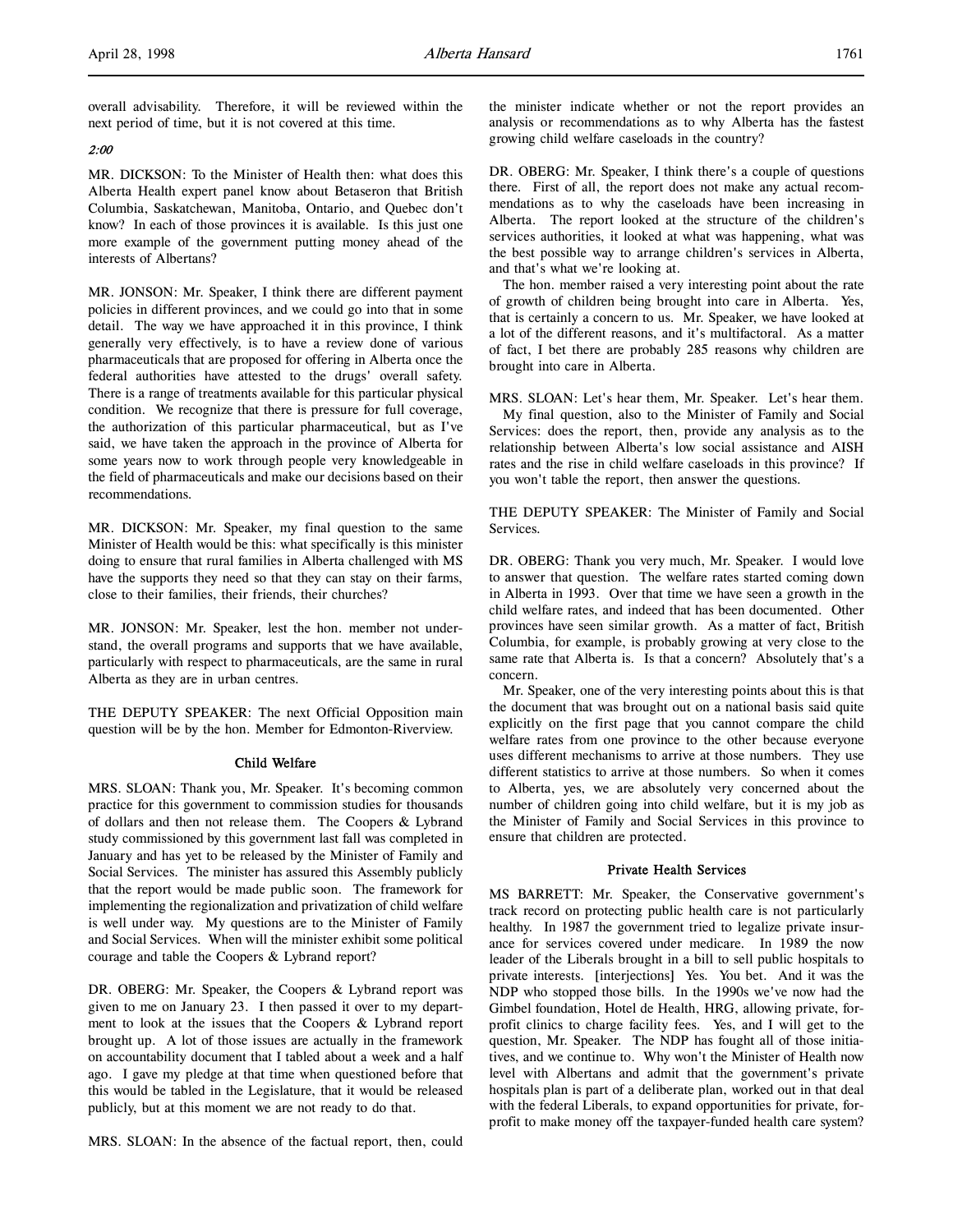overall advisability. Therefore, it will be reviewed within the next period of time, but it is not covered at this time.

*2:00*

MR. DICKSON: To the Minister of Health then: what does this Alberta Health expert panel know about Betaseron that British Columbia, Saskatchewan, Manitoba, Ontario, and Quebec don't know? In each of those provinces it is available. Is this just one more example of the government putting money ahead of the interests of Albertans?

MR. JONSON: Mr. Speaker, I think there are different payment policies in different provinces, and we could go into that in some detail. The way we have approached it in this province, I think generally very effectively, is to have a review done of various pharmaceuticals that are proposed for offering in Alberta once the federal authorities have attested to the drugs' overall safety. There is a range of treatments available for this particular physical condition. We recognize that there is pressure for full coverage, the authorization of this particular pharmaceutical, but as I've said, we have taken the approach in the province of Alberta for some years now to work through people very knowledgeable in the field of pharmaceuticals and make our decisions based on their recommendations.

MR. DICKSON: Mr. Speaker, my final question to the same Minister of Health would be this: what specifically is this minister doing to ensure that rural families in Alberta challenged with MS have the supports they need so that they can stay on their farms, close to their families, their friends, their churches?

MR. JONSON: Mr. Speaker, lest the hon. member not understand, the overall programs and supports that we have available, particularly with respect to pharmaceuticals, are the same in rural Alberta as they are in urban centres.

THE DEPUTY SPEAKER: The next Official Opposition main question will be by the hon. Member for Edmonton-Riverview.

### Child Welfare

MRS. SLOAN: Thank you, Mr. Speaker. It's becoming common practice for this government to commission studies for thousands of dollars and then not release them. The Coopers & Lybrand study commissioned by this government last fall was completed in January and has yet to be released by the Minister of Family and Social Services. The minister has assured this Assembly publicly that the report would be made public soon. The framework for implementing the regionalization and privatization of child welfare is well under way. My questions are to the Minister of Family and Social Services. When will the minister exhibit some political courage and table the Coopers & Lybrand report?

DR. OBERG: Mr. Speaker, the Coopers & Lybrand report was given to me on January 23. I then passed it over to my department to look at the issues that the Coopers & Lybrand report brought up. A lot of those issues are actually in the framework on accountability document that I tabled about a week and a half ago. I gave my pledge at that time when questioned before that this would be tabled in the Legislature, that it would be released publicly, but at this moment we are not ready to do that.

MRS. SLOAN: In the absence of the factual report, then, could the minister indicate whether or not the report provides an analysis or recommendations as to why Alberta has the fastest growing child welfare caseloads in the country?

DR. OBERG: Mr. Speaker, I think there's a couple of questions there. First of all, the report does not make any actual recommendations as to why the caseloads have been increasing in Alberta. The report looked at the structure of the children's services authorities, it looked at what was happening, what was the best possible way to arrange children's services in Alberta, and that's what we're looking at.

The hon. member raised a very interesting point about the rate of growth of children being brought into care in Alberta. Yes, that is certainly a concern to us. Mr. Speaker, we have looked at a lot of the different reasons, and it's multifactoral. As a matter of fact, I bet there are probably 285 reasons why children are brought into care in Alberta.

MRS. SLOAN: Let's hear them, Mr. Speaker. Let's hear them.

My final question, also to the Minister of Family and Social Services: does the report, then, provide any analysis as to the relationship between Alberta's low social assistance and AISH rates and the rise in child welfare caseloads in this province? If you won't table the report, then answer the questions.

THE DEPUTY SPEAKER: The Minister of Family and Social Services.

DR. OBERG: Thank you very much, Mr. Speaker. I would love to answer that question. The welfare rates started coming down in Alberta in 1993. Over that time we have seen a growth in the child welfare rates, and indeed that has been documented. Other provinces have seen similar growth. As a matter of fact, British Columbia, for example, is probably growing at very close to the same rate that Alberta is. Is that a concern? Absolutely that's a concern.

Mr. Speaker, one of the very interesting points about this is that the document that was brought out on a national basis said quite explicitly on the first page that you cannot compare the child welfare rates from one province to the other because everyone uses different mechanisms to arrive at those numbers. They use different statistics to arrive at those numbers. So when it comes to Alberta, yes, we are absolutely very concerned about the number of children going into child welfare, but it is my job as the Minister of Family and Social Services in this province to ensure that children are protected.

### Private Health Services

MS BARRETT: Mr. Speaker, the Conservative government's track record on protecting public health care is not particularly healthy. In 1987 the government tried to legalize private insurance for services covered under medicare. In 1989 the now leader of the Liberals brought in a bill to sell public hospitals to private interests. [interjections] Yes. You bet. And it was the NDP who stopped those bills. In the 1990s we've now had the Gimbel foundation, Hotel de Health, HRG, allowing private, for-profit clinics to charge facility fees. Yes, and I will get to the question, Mr. Speaker. The NDP has fought all of those initiatives, and we continue to. Why won't the Minister of Health now level with Albertans and admit that the government's private hospitals plan is part of a deliberate plan, worked out in that deal with the federal Liberals, to expand opportunities for private, for-profit to make money off the taxpayer-funded health care system?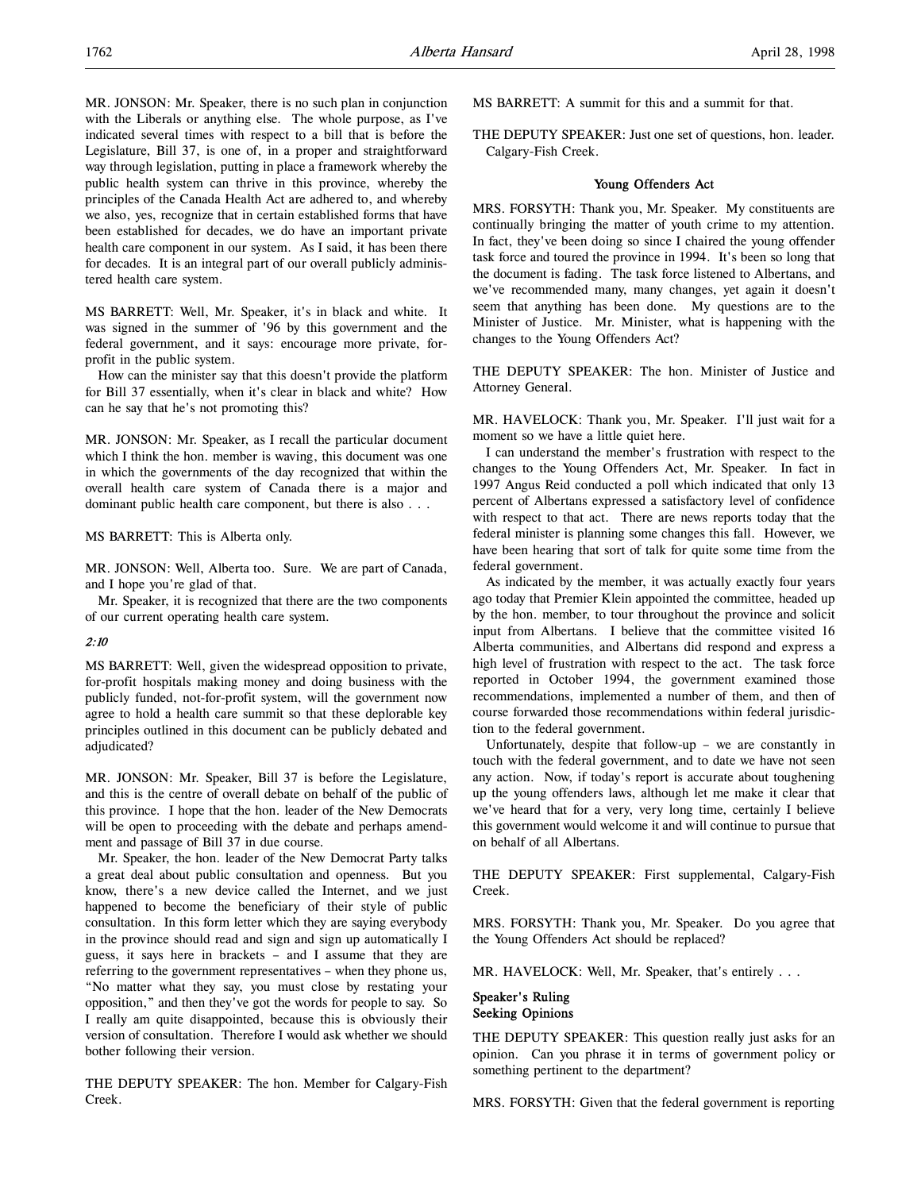MR. JONSON: Mr. Speaker, there is no such plan in conjunction with the Liberals or anything else. The whole purpose, as I've indicated several times with respect to a bill that is before the Legislature, Bill 37, is one of, in a proper and straightforward way through legislation, putting in place a framework whereby the public health system can thrive in this province, whereby the principles of the Canada Health Act are adhered to, and whereby we also, yes, recognize that in certain established forms that have been established for decades, we do have an important private health care component in our system. As I said, it has been there for decades. It is an integral part of our overall publicly administered health care system.

MS BARRETT: Well, Mr. Speaker, it's in black and white. It was signed in the summer of '96 by this government and the federal government, and it says: encourage more private, for-profit in the public system.

How can the minister say that this doesn't provide the platform for Bill 37 essentially, when it's clear in black and white? How can he say that he's not promoting this?

MR. JONSON: Mr. Speaker, as I recall the particular document which I think the hon. member is waving, this document was one in which the governments of the day recognized that within the overall health care system of Canada there is a major and dominant public health care component, but there is also . . .

MS BARRETT: This is Alberta only.

MR. JONSON: Well, Alberta too. Sure. We are part of Canada, and I hope you're glad of that.

Mr. Speaker, it is recognized that there are the two components of our current operating health care system.

*2:10*

MS BARRETT: Well, given the widespread opposition to private, for-profit hospitals making money and doing business with the publicly funded, not-for-profit system, will the government now agree to hold a health care summit so that these deplorable key principles outlined in this document can be publicly debated and adjudicated?

MR. JONSON: Mr. Speaker, Bill 37 is before the Legislature, and this is the centre of overall debate on behalf of the public of this province. I hope that the hon. leader of the New Democrats will be open to proceeding with the debate and perhaps amendment and passage of Bill 37 in due course.

Mr. Speaker, the hon. leader of the New Democrat Party talks a great deal about public consultation and openness. But you know, there's a new device called the Internet, and we just happened to become the beneficiary of their style of public consultation. In this form letter which they are saying everybody in the province should read and sign and sign up automatically I guess, it says here in brackets – and I assume that they are referring to the government representatives – when they phone us, "No matter what they say, you must close by restating your opposition," and then they've got the words for people to say. So I really am quite disappointed, because this is obviously their version of consultation. Therefore I would ask whether we should bother following their version.

THE DEPUTY SPEAKER: The hon. Member for Calgary-Fish Creek.

MS BARRETT: A summit for this and a summit for that.

THE DEPUTY SPEAKER: Just one set of questions, hon. leader. Calgary-Fish Creek.

## Young Offenders Act

MRS. FORSYTH: Thank you, Mr. Speaker. My constituents are continually bringing the matter of youth crime to my attention. In fact, they've been doing so since I chaired the young offender task force and toured the province in 1994. It's been so long that the document is fading. The task force listened to Albertans, and we've recommended many, many changes, yet again it doesn't seem that anything has been done. My questions are to the Minister of Justice. Mr. Minister, what is happening with the changes to the Young Offenders Act?

THE DEPUTY SPEAKER: The hon. Minister of Justice and Attorney General.

MR. HAVELOCK: Thank you, Mr. Speaker. I'll just wait for a moment so we have a little quiet here.

I can understand the member's frustration with respect to the changes to the Young Offenders Act, Mr. Speaker. In fact in 1997 Angus Reid conducted a poll which indicated that only 13 percent of Albertans expressed a satisfactory level of confidence with respect to that act. There are news reports today that the federal minister is planning some changes this fall. However, we have been hearing that sort of talk for quite some time from the federal government.

As indicated by the member, it was actually exactly four years ago today that Premier Klein appointed the committee, headed up by the hon. member, to tour throughout the province and solicit input from Albertans. I believe that the committee visited 16 Alberta communities, and Albertans did respond and express a high level of frustration with respect to the act. The task force reported in October 1994, the government examined those recommendations, implemented a number of them, and then of course forwarded those recommendations within federal jurisdiction to the federal government.

Unfortunately, despite that follow-up – we are constantly in touch with the federal government, and to date we have not seen any action. Now, if today's report is accurate about toughening up the young offenders laws, although let me make it clear that we've heard that for a very, very long time, certainly I believe this government would welcome it and will continue to pursue that on behalf of all Albertans.

THE DEPUTY SPEAKER: First supplemental, Calgary-Fish Creek.

MRS. FORSYTH: Thank you, Mr. Speaker. Do you agree that the Young Offenders Act should be replaced?

MR. HAVELOCK: Well, Mr. Speaker, that's entirely . . .

## Speaker's Ruling
## Seeking Opinions

THE DEPUTY SPEAKER: This question really just asks for an opinion. Can you phrase it in terms of government policy or something pertinent to the department?

MRS. FORSYTH: Given that the federal government is reporting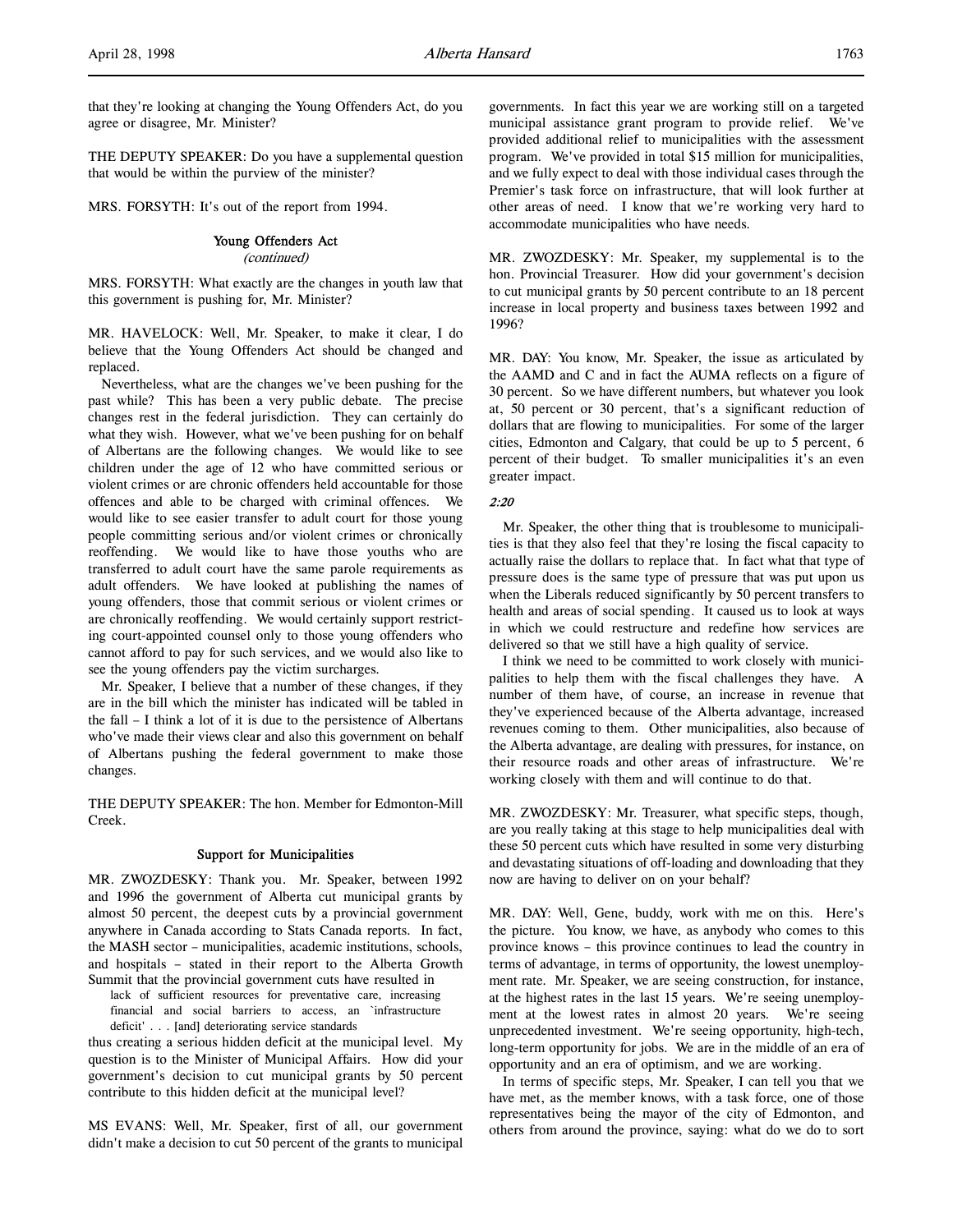that they're looking at changing the Young Offenders Act, do you agree or disagree, Mr. Minister?

THE DEPUTY SPEAKER: Do you have a supplemental question that would be within the purview of the minister?

MRS. FORSYTH: It's out of the report from 1994.

### Young Offenders Act
*(continued)*

MRS. FORSYTH: What exactly are the changes in youth law that this government is pushing for, Mr. Minister?

MR. HAVELOCK: Well, Mr. Speaker, to make it clear, I do believe that the Young Offenders Act should be changed and replaced.

Nevertheless, what are the changes we've been pushing for the past while? This has been a very public debate. The precise changes rest in the federal jurisdiction. They can certainly do what they wish. However, what we've been pushing for on behalf of Albertans are the following changes. We would like to see children under the age of 12 who have committed serious or violent crimes or are chronic offenders held accountable for those offences and able to be charged with criminal offences. We would like to see easier transfer to adult court for those young people committing serious and/or violent crimes or chronically reoffending. We would like to have those youths who are transferred to adult court have the same parole requirements as adult offenders. We have looked at publishing the names of young offenders, those that commit serious or violent crimes or are chronically reoffending. We would certainly support restricting court-appointed counsel only to those young offenders who cannot afford to pay for such services, and we would also like to see the young offenders pay the victim surcharges.

Mr. Speaker, I believe that a number of these changes, if they are in the bill which the minister has indicated will be tabled in the fall – I think a lot of it is due to the persistence of Albertans who've made their views clear and also this government on behalf of Albertans pushing the federal government to make those changes.

THE DEPUTY SPEAKER: The hon. Member for Edmonton-Mill Creek.

### Support for Municipalities

MR. ZWOZDESKY: Thank you. Mr. Speaker, between 1992 and 1996 the government of Alberta cut municipal grants by almost 50 percent, the deepest cuts by a provincial government anywhere in Canada according to Stats Canada reports. In fact, the MASH sector – municipalities, academic institutions, schools, and hospitals – stated in their report to the Alberta Growth Summit that the provincial government cuts have resulted in

> lack of sufficient resources for preventative care, increasing financial and social barriers to access, an `infrastructure deficit' . . . [and] deteriorating service standards

thus creating a serious hidden deficit at the municipal level. My question is to the Minister of Municipal Affairs. How did your government's decision to cut municipal grants by 50 percent contribute to this hidden deficit at the municipal level?

MS EVANS: Well, Mr. Speaker, first of all, our government didn't make a decision to cut 50 percent of the grants to municipal governments. In fact this year we are working still on a targeted municipal assistance grant program to provide relief. We've provided additional relief to municipalities with the assessment program. We've provided in total $15 million for municipalities, and we fully expect to deal with those individual cases through the Premier's task force on infrastructure, that will look further at other areas of need. I know that we're working very hard to accommodate municipalities who have needs.

MR. ZWOZDESKY: Mr. Speaker, my supplemental is to the hon. Provincial Treasurer. How did your government's decision to cut municipal grants by 50 percent contribute to an 18 percent increase in local property and business taxes between 1992 and 1996?

MR. DAY: You know, Mr. Speaker, the issue as articulated by the AAMD and C and in fact the AUMA reflects on a figure of 30 percent. So we have different numbers, but whatever you look at, 50 percent or 30 percent, that's a significant reduction of dollars that are flowing to municipalities. For some of the larger cities, Edmonton and Calgary, that could be up to 5 percent, 6 percent of their budget. To smaller municipalities it's an even greater impact.

*2:20*

Mr. Speaker, the other thing that is troublesome to municipalities is that they also feel that they're losing the fiscal capacity to actually raise the dollars to replace that. In fact what that type of pressure does is the same type of pressure that was put upon us when the Liberals reduced significantly by 50 percent transfers to health and areas of social spending. It caused us to look at ways in which we could restructure and redefine how services are delivered so that we still have a high quality of service.

I think we need to be committed to work closely with municipalities to help them with the fiscal challenges they have. A number of them have, of course, an increase in revenue that they've experienced because of the Alberta advantage, increased revenues coming to them. Other municipalities, also because of the Alberta advantage, are dealing with pressures, for instance, on their resource roads and other areas of infrastructure. We're working closely with them and will continue to do that.

MR. ZWOZDESKY: Mr. Treasurer, what specific steps, though, are you really taking at this stage to help municipalities deal with these 50 percent cuts which have resulted in some very disturbing and devastating situations of off-loading and downloading that they now are having to deliver on on your behalf?

MR. DAY: Well, Gene, buddy, work with me on this. Here's the picture. You know, we have, as anybody who comes to this province knows – this province continues to lead the country in terms of advantage, in terms of opportunity, the lowest unemployment rate. Mr. Speaker, we are seeing construction, for instance, at the highest rates in the last 15 years. We're seeing unemployment at the lowest rates in almost 20 years. We're seeing unprecedented investment. We're seeing opportunity, high-tech, long-term opportunity for jobs. We are in the middle of an era of opportunity and an era of optimism, and we are working.

In terms of specific steps, Mr. Speaker, I can tell you that we have met, as the member knows, with a task force, one of those representatives being the mayor of the city of Edmonton, and others from around the province, saying: what do we do to sort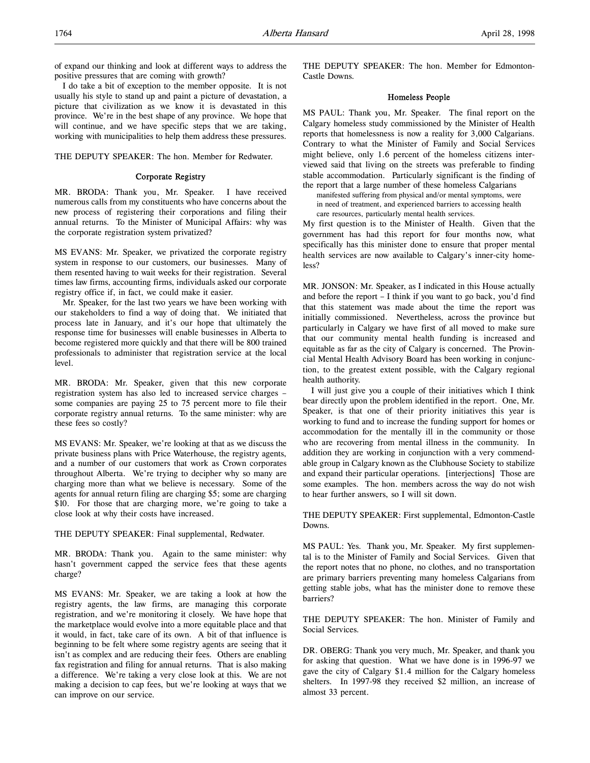of expand our thinking and look at different ways to address the positive pressures that are coming with growth?

I do take a bit of exception to the member opposite. It is not usually his style to stand up and paint a picture of devastation, a picture that civilization as we know it is devastated in this province. We're in the best shape of any province. We hope that will continue, and we have specific steps that we are taking, working with municipalities to help them address these pressures.

THE DEPUTY SPEAKER: The hon. Member for Redwater.

### Corporate Registry

MR. BRODA: Thank you, Mr. Speaker. I have received numerous calls from my constituents who have concerns about the new process of registering their corporations and filing their annual returns. To the Minister of Municipal Affairs: why was the corporate registration system privatized?

MS EVANS: Mr. Speaker, we privatized the corporate registry system in response to our customers, our businesses. Many of them resented having to wait weeks for their registration. Several times law firms, accounting firms, individuals asked our corporate registry office if, in fact, we could make it easier.

Mr. Speaker, for the last two years we have been working with our stakeholders to find a way of doing that. We initiated that process late in January, and it's our hope that ultimately the response time for businesses will enable businesses in Alberta to become registered more quickly and that there will be 800 trained professionals to administer that registration service at the local level.

MR. BRODA: Mr. Speaker, given that this new corporate registration system has also led to increased service charges – some companies are paying 25 to 75 percent more to file their corporate registry annual returns. To the same minister: why are these fees so costly?

MS EVANS: Mr. Speaker, we're looking at that as we discuss the private business plans with Price Waterhouse, the registry agents, and a number of our customers that work as Crown corporates throughout Alberta. We're trying to decipher why so many are charging more than what we believe is necessary. Some of the agents for annual return filing are charging $5; some are charging $10. For those that are charging more, we're going to take a close look at why their costs have increased.

THE DEPUTY SPEAKER: Final supplemental, Redwater.

MR. BRODA: Thank you. Again to the same minister: why hasn't government capped the service fees that these agents charge?

MS EVANS: Mr. Speaker, we are taking a look at how the registry agents, the law firms, are managing this corporate registration, and we're monitoring it closely. We have hope that the marketplace would evolve into a more equitable place and that it would, in fact, take care of its own. A bit of that influence is beginning to be felt where some registry agents are seeing that it isn't as complex and are reducing their fees. Others are enabling fax registration and filing for annual returns. That is also making a difference. We're taking a very close look at this. We are not making a decision to cap fees, but we're looking at ways that we can improve on our service.

THE DEPUTY SPEAKER: The hon. Member for Edmonton-Castle Downs.

### Homeless People

MS PAUL: Thank you, Mr. Speaker. The final report on the Calgary homeless study commissioned by the Minister of Health reports that homelessness is now a reality for 3,000 Calgarians. Contrary to what the Minister of Family and Social Services might believe, only 1.6 percent of the homeless citizens interviewed said that living on the streets was preferable to finding stable accommodation. Particularly significant is the finding of the report that a large number of these homeless Calgarians

> manifested suffering from physical and/or mental symptoms, were in need of treatment, and experienced barriers to accessing health care resources, particularly mental health services.

My first question is to the Minister of Health. Given that the government has had this report for four months now, what specifically has this minister done to ensure that proper mental health services are now available to Calgary's inner-city homeless?

MR. JONSON: Mr. Speaker, as I indicated in this House actually and before the report – I think if you want to go back, you'd find that this statement was made about the time the report was initially commissioned. Nevertheless, across the province but particularly in Calgary we have first of all moved to make sure that our community mental health funding is increased and equitable as far as the city of Calgary is concerned. The Provincial Mental Health Advisory Board has been working in conjunction, to the greatest extent possible, with the Calgary regional health authority.

I will just give you a couple of their initiatives which I think bear directly upon the problem identified in the report. One, Mr. Speaker, is that one of their priority initiatives this year is working to fund and to increase the funding support for homes or accommodation for the mentally ill in the community or those who are recovering from mental illness in the community. In addition they are working in conjunction with a very commendable group in Calgary known as the Clubhouse Society to stabilize and expand their particular operations. [interjections] Those are some examples. The hon. members across the way do not wish to hear further answers, so I will sit down.

THE DEPUTY SPEAKER: First supplemental, Edmonton-Castle Downs.

MS PAUL: Yes. Thank you, Mr. Speaker. My first supplemental is to the Minister of Family and Social Services. Given that the report notes that no phone, no clothes, and no transportation are primary barriers preventing many homeless Calgarians from getting stable jobs, what has the minister done to remove these barriers?

THE DEPUTY SPEAKER: The hon. Minister of Family and Social Services.

DR. OBERG: Thank you very much, Mr. Speaker, and thank you for asking that question. What we have done is in 1996-97 we gave the city of Calgary $1.4 million for the Calgary homeless shelters. In 1997-98 they received $2 million, an increase of almost 33 percent.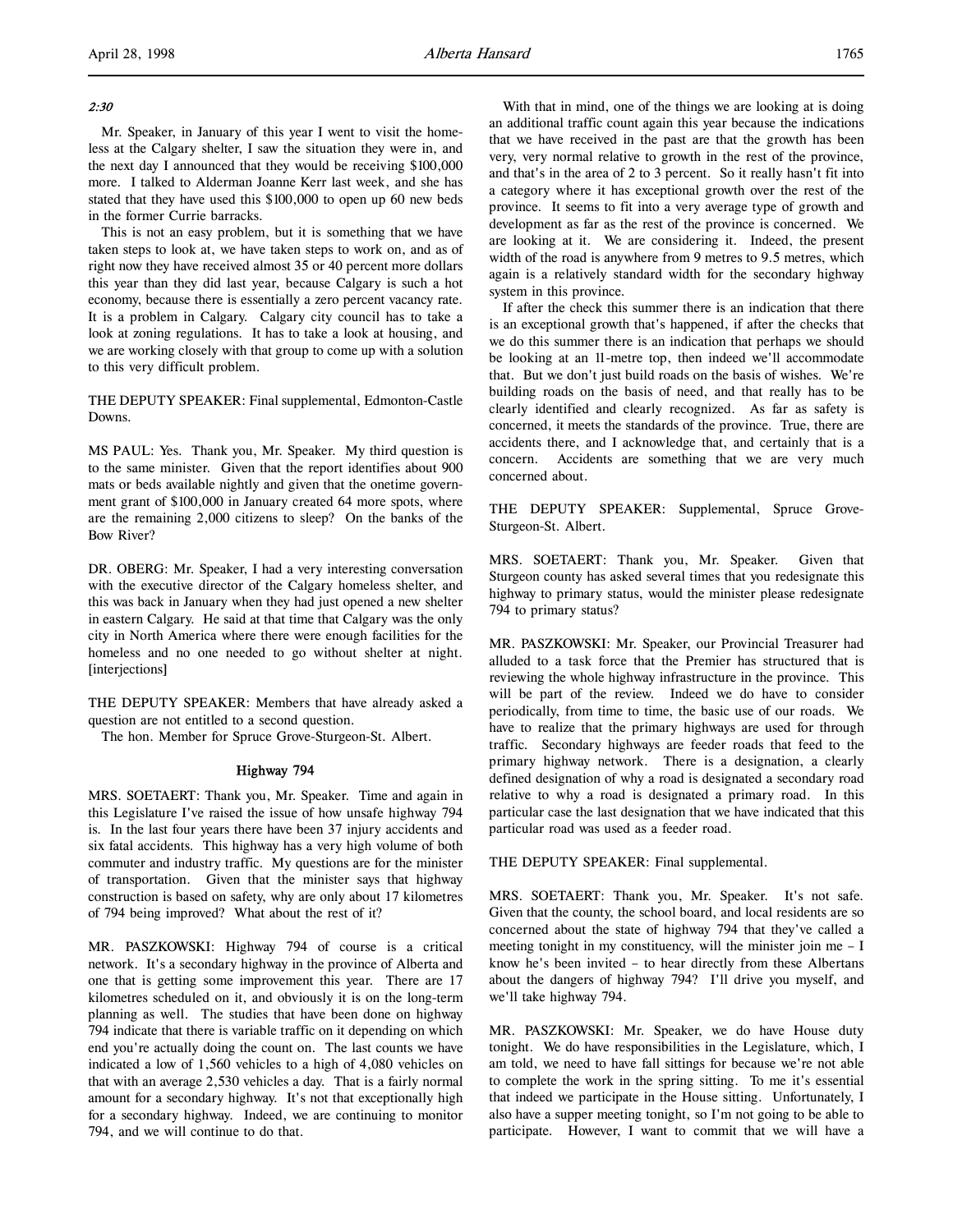*2:30*

Mr. Speaker, in January of this year I went to visit the homeless at the Calgary shelter, I saw the situation they were in, and the next day I announced that they would be receiving $100,000 more. I talked to Alderman Joanne Kerr last week, and she has stated that they have used this $100,000 to open up 60 new beds in the former Currie barracks.

This is not an easy problem, but it is something that we have taken steps to look at, we have taken steps to work on, and as of right now they have received almost 35 or 40 percent more dollars this year than they did last year, because Calgary is such a hot economy, because there is essentially a zero percent vacancy rate. It is a problem in Calgary. Calgary city council has to take a look at zoning regulations. It has to take a look at housing, and we are working closely with that group to come up with a solution to this very difficult problem.

THE DEPUTY SPEAKER: Final supplemental, Edmonton-Castle Downs.

MS PAUL: Yes. Thank you, Mr. Speaker. My third question is to the same minister. Given that the report identifies about 900 mats or beds available nightly and given that the onetime government grant of $100,000 in January created 64 more spots, where are the remaining 2,000 citizens to sleep? On the banks of the Bow River?

DR. OBERG: Mr. Speaker, I had a very interesting conversation with the executive director of the Calgary homeless shelter, and this was back in January when they had just opened a new shelter in eastern Calgary. He said at that time that Calgary was the only city in North America where there were enough facilities for the homeless and no one needed to go without shelter at night. [interjections]

THE DEPUTY SPEAKER: Members that have already asked a question are not entitled to a second question.

The hon. Member for Spruce Grove-Sturgeon-St. Albert.

### Highway 794

MRS. SOETAERT: Thank you, Mr. Speaker. Time and again in this Legislature I've raised the issue of how unsafe highway 794 is. In the last four years there have been 37 injury accidents and six fatal accidents. This highway has a very high volume of both commuter and industry traffic. My questions are for the minister of transportation. Given that the minister says that highway construction is based on safety, why are only about 17 kilometres of 794 being improved? What about the rest of it?

MR. PASZKOWSKI: Highway 794 of course is a critical network. It's a secondary highway in the province of Alberta and one that is getting some improvement this year. There are 17 kilometres scheduled on it, and obviously it is on the long-term planning as well. The studies that have been done on highway 794 indicate that there is variable traffic on it depending on which end you're actually doing the count on. The last counts we have indicated a low of 1,560 vehicles to a high of 4,080 vehicles on that with an average 2,530 vehicles a day. That is a fairly normal amount for a secondary highway. It's not that exceptionally high for a secondary highway. Indeed, we are continuing to monitor 794, and we will continue to do that.

With that in mind, one of the things we are looking at is doing an additional traffic count again this year because the indications that we have received in the past are that the growth has been very, very normal relative to growth in the rest of the province, and that's in the area of 2 to 3 percent. So it really hasn't fit into a category where it has exceptional growth over the rest of the province. It seems to fit into a very average type of growth and development as far as the rest of the province is concerned. We are looking at it. We are considering it. Indeed, the present width of the road is anywhere from 9 metres to 9.5 metres, which again is a relatively standard width for the secondary highway system in this province.

If after the check this summer there is an indication that there is an exceptional growth that's happened, if after the checks that we do this summer there is an indication that perhaps we should be looking at an 11-metre top, then indeed we'll accommodate that. But we don't just build roads on the basis of wishes. We're building roads on the basis of need, and that really has to be clearly identified and clearly recognized. As far as safety is concerned, it meets the standards of the province. True, there are accidents there, and I acknowledge that, and certainly that is a concern. Accidents are something that we are very much concerned about.

THE DEPUTY SPEAKER: Supplemental, Spruce Grove-Sturgeon-St. Albert.

MRS. SOETAERT: Thank you, Mr. Speaker. Given that Sturgeon county has asked several times that you redesignate this highway to primary status, would the minister please redesignate 794 to primary status?

MR. PASZKOWSKI: Mr. Speaker, our Provincial Treasurer had alluded to a task force that the Premier has structured that is reviewing the whole highway infrastructure in the province. This will be part of the review. Indeed we do have to consider periodically, from time to time, the basic use of our roads. We have to realize that the primary highways are used for through traffic. Secondary highways are feeder roads that feed to the primary highway network. There is a designation, a clearly defined designation of why a road is designated a secondary road relative to why a road is designated a primary road. In this particular case the last designation that we have indicated that this particular road was used as a feeder road.

THE DEPUTY SPEAKER: Final supplemental.

MRS. SOETAERT: Thank you, Mr. Speaker. It's not safe. Given that the county, the school board, and local residents are so concerned about the state of highway 794 that they've called a meeting tonight in my constituency, will the minister join me – I know he's been invited – to hear directly from these Albertans about the dangers of highway 794? I'll drive you myself, and we'll take highway 794.

MR. PASZKOWSKI: Mr. Speaker, we do have House duty tonight. We do have responsibilities in the Legislature, which, I am told, we need to have fall sittings for because we're not able to complete the work in the spring sitting. To me it's essential that indeed we participate in the House sitting. Unfortunately, I also have a supper meeting tonight, so I'm not going to be able to participate. However, I want to commit that we will have a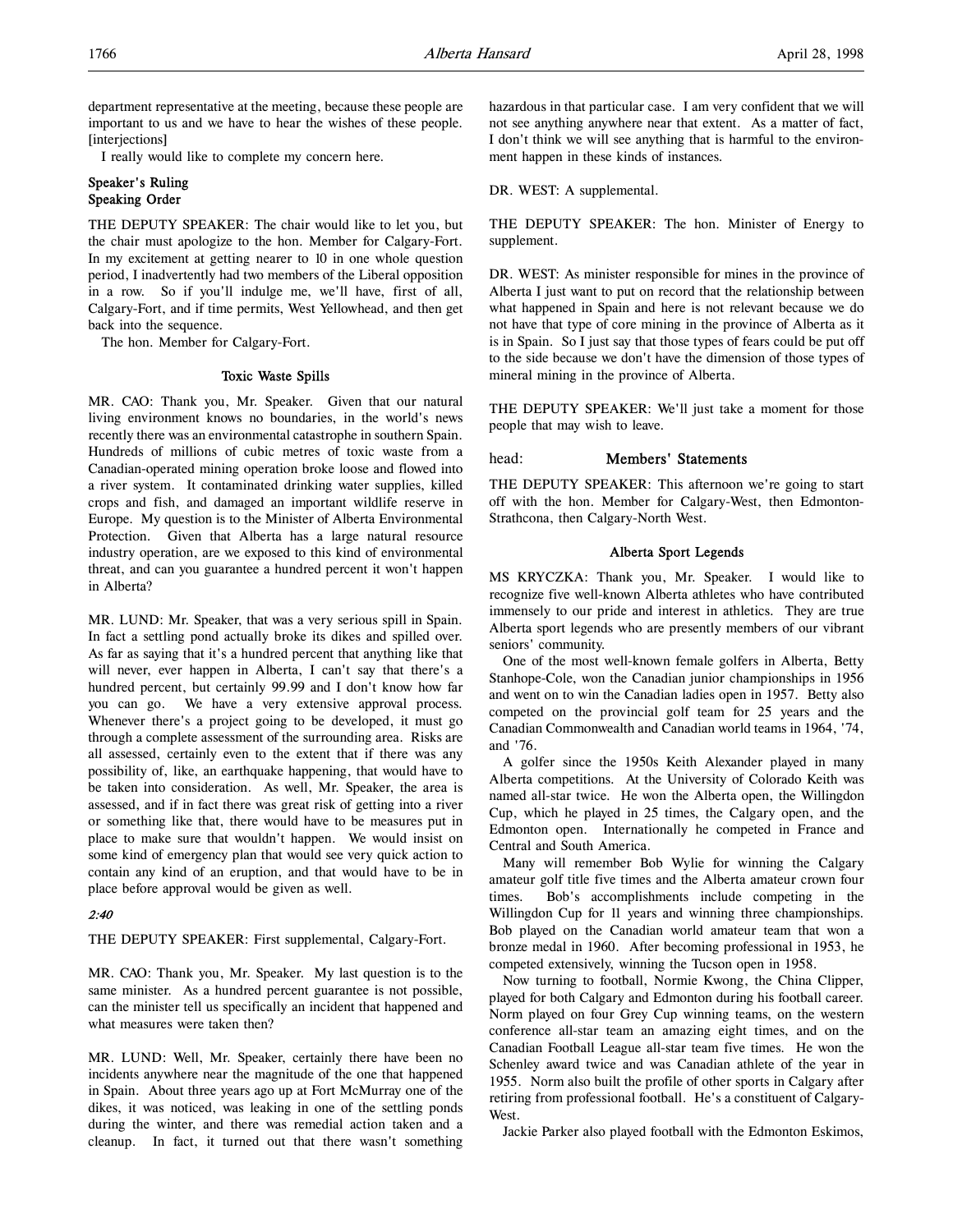department representative at the meeting, because these people are important to us and we have to hear the wishes of these people. [interjections]

I really would like to complete my concern here.

### Speaker's Ruling
### Speaking Order

THE DEPUTY SPEAKER: The chair would like to let you, but the chair must apologize to the hon. Member for Calgary-Fort. In my excitement at getting nearer to 10 in one whole question period, I inadvertently had two members of the Liberal opposition in a row. So if you'll indulge me, we'll have, first of all, Calgary-Fort, and if time permits, West Yellowhead, and then get back into the sequence.

The hon. Member for Calgary-Fort.

### Toxic Waste Spills

MR. CAO: Thank you, Mr. Speaker. Given that our natural living environment knows no boundaries, in the world's news recently there was an environmental catastrophe in southern Spain. Hundreds of millions of cubic metres of toxic waste from a Canadian-operated mining operation broke loose and flowed into a river system. It contaminated drinking water supplies, killed crops and fish, and damaged an important wildlife reserve in Europe. My question is to the Minister of Alberta Environmental Protection. Given that Alberta has a large natural resource industry operation, are we exposed to this kind of environmental threat, and can you guarantee a hundred percent it won't happen in Alberta?

MR. LUND: Mr. Speaker, that was a very serious spill in Spain. In fact a settling pond actually broke its dikes and spilled over. As far as saying that it's a hundred percent that anything like that will never, ever happen in Alberta, I can't say that there's a hundred percent, but certainly 99.99 and I don't know how far you can go. We have a very extensive approval process. Whenever there's a project going to be developed, it must go through a complete assessment of the surrounding area. Risks are all assessed, certainly even to the extent that if there was any possibility of, like, an earthquake happening, that would have to be taken into consideration. As well, Mr. Speaker, the area is assessed, and if in fact there was great risk of getting into a river or something like that, there would have to be measures put in place to make sure that wouldn't happen. We would insist on some kind of emergency plan that would see very quick action to contain any kind of an eruption, and that would have to be in place before approval would be given as well.

*2:40*

THE DEPUTY SPEAKER: First supplemental, Calgary-Fort.

MR. CAO: Thank you, Mr. Speaker. My last question is to the same minister. As a hundred percent guarantee is not possible, can the minister tell us specifically an incident that happened and what measures were taken then?

MR. LUND: Well, Mr. Speaker, certainly there have been no incidents anywhere near the magnitude of the one that happened in Spain. About three years ago up at Fort McMurray one of the dikes, it was noticed, was leaking in one of the settling ponds during the winter, and there was remedial action taken and a cleanup. In fact, it turned out that there wasn't something hazardous in that particular case. I am very confident that we will not see anything anywhere near that extent. As a matter of fact, I don't think we will see anything that is harmful to the environment happen in these kinds of instances.

DR. WEST: A supplemental.

THE DEPUTY SPEAKER: The hon. Minister of Energy to supplement.

DR. WEST: As minister responsible for mines in the province of Alberta I just want to put on record that the relationship between what happened in Spain and here is not relevant because we do not have that type of core mining in the province of Alberta as it is in Spain. So I just say that those types of fears could be put off to the side because we don't have the dimension of those types of mineral mining in the province of Alberta.

THE DEPUTY SPEAKER: We'll just take a moment for those people that may wish to leave.

## head: Members' Statements

THE DEPUTY SPEAKER: This afternoon we're going to start off with the hon. Member for Calgary-West, then Edmonton-Strathcona, then Calgary-North West.

### Alberta Sport Legends

MS KRYCZKA: Thank you, Mr. Speaker. I would like to recognize five well-known Alberta athletes who have contributed immensely to our pride and interest in athletics. They are true Alberta sport legends who are presently members of our vibrant seniors' community.

One of the most well-known female golfers in Alberta, Betty Stanhope-Cole, won the Canadian junior championships in 1956 and went on to win the Canadian ladies open in 1957. Betty also competed on the provincial golf team for 25 years and the Canadian Commonwealth and Canadian world teams in 1964, '74, and '76.

A golfer since the 1950s Keith Alexander played in many Alberta competitions. At the University of Colorado Keith was named all-star twice. He won the Alberta open, the Willingdon Cup, which he played in 25 times, the Calgary open, and the Edmonton open. Internationally he competed in France and Central and South America.

Many will remember Bob Wylie for winning the Calgary amateur golf title five times and the Alberta amateur crown four times. Bob's accomplishments include competing in the Willingdon Cup for 11 years and winning three championships. Bob played on the Canadian world amateur team that won a bronze medal in 1960. After becoming professional in 1953, he competed extensively, winning the Tucson open in 1958.

Now turning to football, Normie Kwong, the China Clipper, played for both Calgary and Edmonton during his football career. Norm played on four Grey Cup winning teams, on the western conference all-star team an amazing eight times, and on the Canadian Football League all-star team five times. He won the Schenley award twice and was Canadian athlete of the year in 1955. Norm also built the profile of other sports in Calgary after retiring from professional football. He's a constituent of Calgary-West.

Jackie Parker also played football with the Edmonton Eskimos,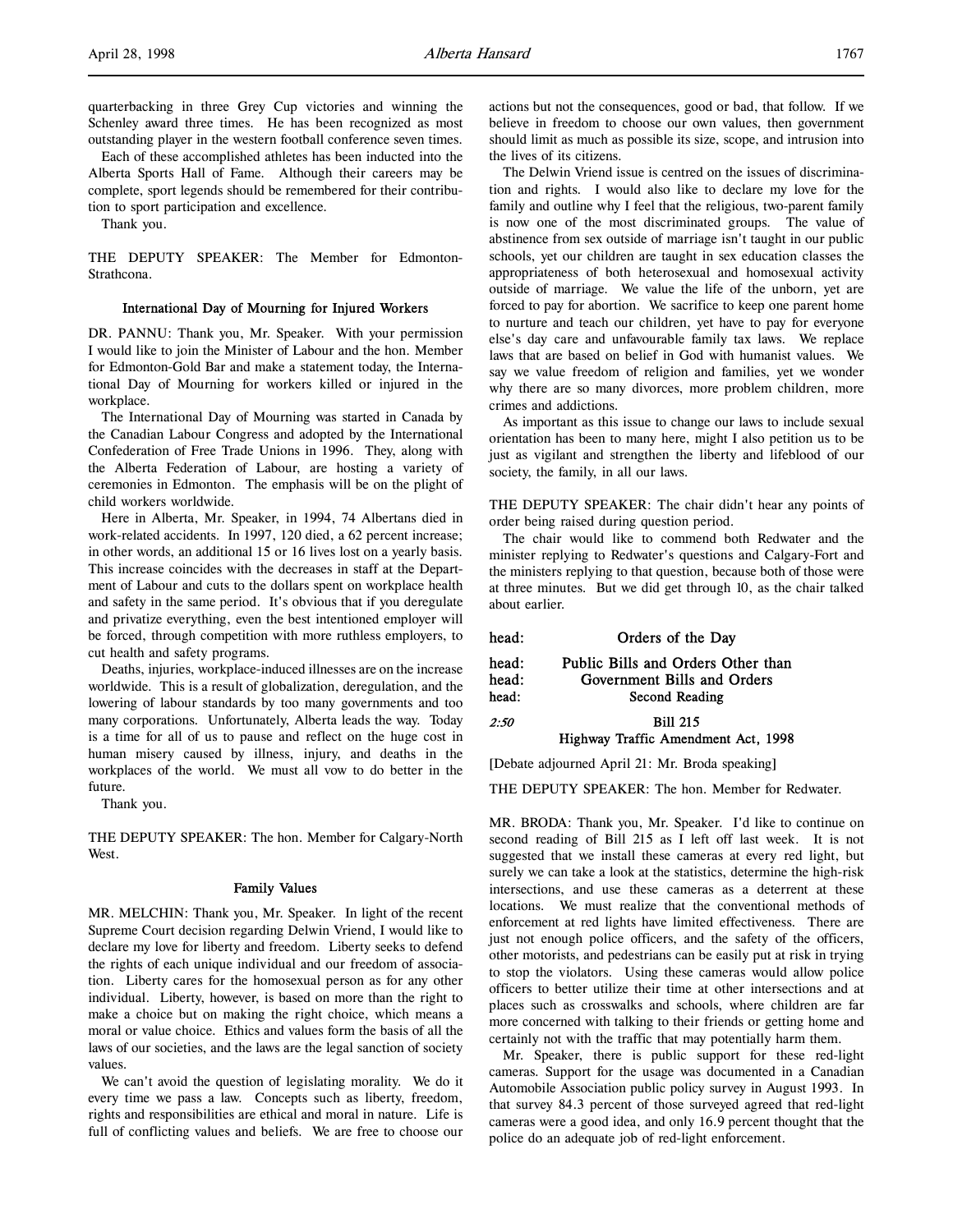quarterbacking in three Grey Cup victories and winning the Schenley award three times. He has been recognized as most outstanding player in the western football conference seven times.

Each of these accomplished athletes has been inducted into the Alberta Sports Hall of Fame. Although their careers may be complete, sport legends should be remembered for their contribution to sport participation and excellence.

Thank you.

THE DEPUTY SPEAKER: The Member for Edmonton-Strathcona.

### International Day of Mourning for Injured Workers

DR. PANNU: Thank you, Mr. Speaker. With your permission I would like to join the Minister of Labour and the hon. Member for Edmonton-Gold Bar and make a statement today, the International Day of Mourning for workers killed or injured in the workplace.

The International Day of Mourning was started in Canada by the Canadian Labour Congress and adopted by the International Confederation of Free Trade Unions in 1996. They, along with the Alberta Federation of Labour, are hosting a variety of ceremonies in Edmonton. The emphasis will be on the plight of child workers worldwide.

Here in Alberta, Mr. Speaker, in 1994, 74 Albertans died in work-related accidents. In 1997, 120 died, a 62 percent increase; in other words, an additional 15 or 16 lives lost on a yearly basis. This increase coincides with the decreases in staff at the Department of Labour and cuts to the dollars spent on workplace health and safety in the same period. It's obvious that if you deregulate and privatize everything, even the best intentioned employer will be forced, through competition with more ruthless employers, to cut health and safety programs.

Deaths, injuries, workplace-induced illnesses are on the increase worldwide. This is a result of globalization, deregulation, and the lowering of labour standards by too many governments and too many corporations. Unfortunately, Alberta leads the way. Today is a time for all of us to pause and reflect on the huge cost in human misery caused by illness, injury, and deaths in the workplaces of the world. We must all vow to do better in the future.

Thank you.

THE DEPUTY SPEAKER: The hon. Member for Calgary-North West.

### Family Values

MR. MELCHIN: Thank you, Mr. Speaker. In light of the recent Supreme Court decision regarding Delwin Vriend, I would like to declare my love for liberty and freedom. Liberty seeks to defend the rights of each unique individual and our freedom of association. Liberty cares for the homosexual person as for any other individual. Liberty, however, is based on more than the right to make a choice but on making the right choice, which means a moral or value choice. Ethics and values form the basis of all the laws of our societies, and the laws are the legal sanction of society values.

We can't avoid the question of legislating morality. We do it every time we pass a law. Concepts such as liberty, freedom, rights and responsibilities are ethical and moral in nature. Life is full of conflicting values and beliefs. We are free to choose our actions but not the consequences, good or bad, that follow. If we believe in freedom to choose our own values, then government should limit as much as possible its size, scope, and intrusion into the lives of its citizens.

The Delwin Vriend issue is centred on the issues of discrimination and rights. I would also like to declare my love for the family and outline why I feel that the religious, two-parent family is now one of the most discriminated groups. The value of abstinence from sex outside of marriage isn't taught in our public schools, yet our children are taught in sex education classes the appropriateness of both heterosexual and homosexual activity outside of marriage. We value the life of the unborn, yet are forced to pay for abortion. We sacrifice to keep one parent home to nurture and teach our children, yet have to pay for everyone else's day care and unfavourable family tax laws. We replace laws that are based on belief in God with humanist values. We say we value freedom of religion and families, yet we wonder why there are so many divorces, more problem children, more crimes and addictions.

As important as this issue to change our laws to include sexual orientation has been to many here, might I also petition us to be just as vigilant and strengthen the liberty and lifeblood of our society, the family, in all our laws.

THE DEPUTY SPEAKER: The chair didn't hear any points of order being raised during question period.

The chair would like to commend both Redwater and the minister replying to Redwater's questions and Calgary-Fort and the ministers replying to that question, because both of those were at three minutes. But we did get through 10, as the chair talked about earlier.

## head: Orders of the Day

## head: Public Bills and Orders Other than
## head: Government Bills and Orders
### head: Second Reading

*2:50*

### Bill 215
### Highway Traffic Amendment Act, 1998

[Debate adjourned April 21: Mr. Broda speaking]

THE DEPUTY SPEAKER: The hon. Member for Redwater.

MR. BRODA: Thank you, Mr. Speaker. I'd like to continue on second reading of Bill 215 as I left off last week. It is not suggested that we install these cameras at every red light, but surely we can take a look at the statistics, determine the high-risk intersections, and use these cameras as a deterrent at these locations. We must realize that the conventional methods of enforcement at red lights have limited effectiveness. There are just not enough police officers, and the safety of the officers, other motorists, and pedestrians can be easily put at risk in trying to stop the violators. Using these cameras would allow police officers to better utilize their time at other intersections and at places such as crosswalks and schools, where children are far more concerned with talking to their friends or getting home and certainly not with the traffic that may potentially harm them.

Mr. Speaker, there is public support for these red-light cameras. Support for the usage was documented in a Canadian Automobile Association public policy survey in August 1993. In that survey 84.3 percent of those surveyed agreed that red-light cameras were a good idea, and only 16.9 percent thought that the police do an adequate job of red-light enforcement.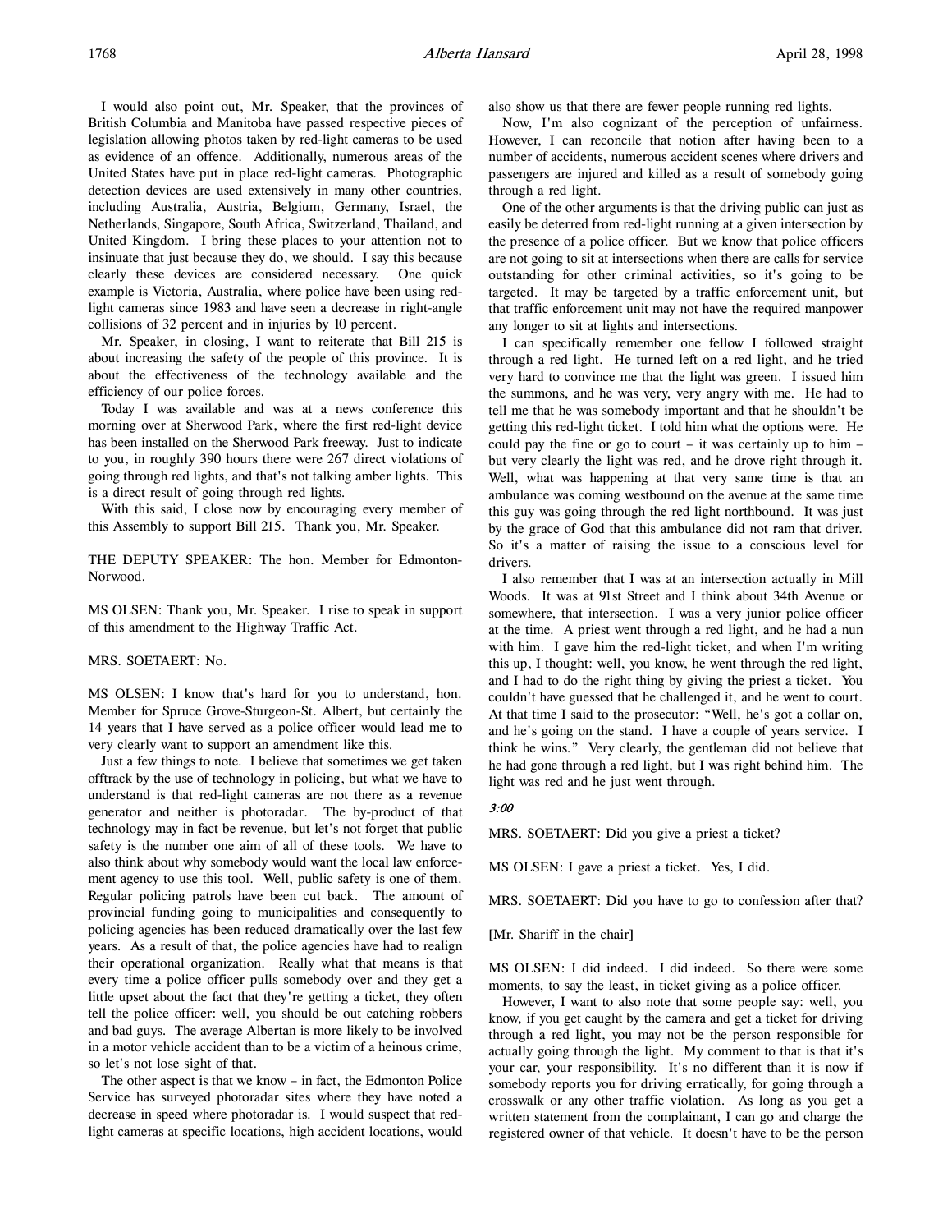I would also point out, Mr. Speaker, that the provinces of British Columbia and Manitoba have passed respective pieces of legislation allowing photos taken by red-light cameras to be used as evidence of an offence. Additionally, numerous areas of the United States have put in place red-light cameras. Photographic detection devices are used extensively in many other countries, including Australia, Austria, Belgium, Germany, Israel, the Netherlands, Singapore, South Africa, Switzerland, Thailand, and United Kingdom. I bring these places to your attention not to insinuate that just because they do, we should. I say this because clearly these devices are considered necessary. One quick example is Victoria, Australia, where police have been using red-light cameras since 1983 and have seen a decrease in right-angle collisions of 32 percent and in injuries by 10 percent.

Mr. Speaker, in closing, I want to reiterate that Bill 215 is about increasing the safety of the people of this province. It is about the effectiveness of the technology available and the efficiency of our police forces.

Today I was available and was at a news conference this morning over at Sherwood Park, where the first red-light device has been installed on the Sherwood Park freeway. Just to indicate to you, in roughly 390 hours there were 267 direct violations of going through red lights, and that's not talking amber lights. This is a direct result of going through red lights.

With this said, I close now by encouraging every member of this Assembly to support Bill 215. Thank you, Mr. Speaker.

THE DEPUTY SPEAKER: The hon. Member for Edmonton-Norwood.

MS OLSEN: Thank you, Mr. Speaker. I rise to speak in support of this amendment to the Highway Traffic Act.

MRS. SOETAERT: No.

MS OLSEN: I know that's hard for you to understand, hon. Member for Spruce Grove-Sturgeon-St. Albert, but certainly the 14 years that I have served as a police officer would lead me to very clearly want to support an amendment like this.

Just a few things to note. I believe that sometimes we get taken offtrack by the use of technology in policing, but what we have to understand is that red-light cameras are not there as a revenue generator and neither is photoradar. The by-product of that technology may in fact be revenue, but let's not forget that public safety is the number one aim of all of these tools. We have to also think about why somebody would want the local law enforcement agency to use this tool. Well, public safety is one of them. Regular policing patrols have been cut back. The amount of provincial funding going to municipalities and consequently to policing agencies has been reduced dramatically over the last few years. As a result of that, the police agencies have had to realign their operational organization. Really what that means is that every time a police officer pulls somebody over and they get a little upset about the fact that they're getting a ticket, they often tell the police officer: well, you should be out catching robbers and bad guys. The average Albertan is more likely to be involved in a motor vehicle accident than to be a victim of a heinous crime, so let's not lose sight of that.

The other aspect is that we know – in fact, the Edmonton Police Service has surveyed photoradar sites where they have noted a decrease in speed where photoradar is. I would suspect that red-light cameras at specific locations, high accident locations, would also show us that there are fewer people running red lights.

Now, I'm also cognizant of the perception of unfairness. However, I can reconcile that notion after having been to a number of accidents, numerous accident scenes where drivers and passengers are injured and killed as a result of somebody going through a red light.

One of the other arguments is that the driving public can just as easily be deterred from red-light running at a given intersection by the presence of a police officer. But we know that police officers are not going to sit at intersections when there are calls for service outstanding for other criminal activities, so it's going to be targeted. It may be targeted by a traffic enforcement unit, but that traffic enforcement unit may not have the required manpower any longer to sit at lights and intersections.

I can specifically remember one fellow I followed straight through a red light. He turned left on a red light, and he tried very hard to convince me that the light was green. I issued him the summons, and he was very, very angry with me. He had to tell me that he was somebody important and that he shouldn't be getting this red-light ticket. I told him what the options were. He could pay the fine or go to court – it was certainly up to him – but very clearly the light was red, and he drove right through it. Well, what was happening at that very same time is that an ambulance was coming westbound on the avenue at the same time this guy was going through the red light northbound. It was just by the grace of God that this ambulance did not ram that driver. So it's a matter of raising the issue to a conscious level for drivers.

I also remember that I was at an intersection actually in Mill Woods. It was at 91st Street and I think about 34th Avenue or somewhere, that intersection. I was a very junior police officer at the time. A priest went through a red light, and he had a nun with him. I gave him the red-light ticket, and when I'm writing this up, I thought: well, you know, he went through the red light, and I had to do the right thing by giving the priest a ticket. You couldn't have guessed that he challenged it, and he went to court. At that time I said to the prosecutor: "Well, he's got a collar on, and he's going on the stand. I have a couple of years service. I think he wins." Very clearly, the gentleman did not believe that he had gone through a red light, but I was right behind him. The light was red and he just went through.

*3:00*

MRS. SOETAERT: Did you give a priest a ticket?

MS OLSEN: I gave a priest a ticket. Yes, I did.

MRS. SOETAERT: Did you have to go to confession after that?

[Mr. Shariff in the chair]

MS OLSEN: I did indeed. I did indeed. So there were some moments, to say the least, in ticket giving as a police officer.

However, I want to also note that some people say: well, you know, if you get caught by the camera and get a ticket for driving through a red light, you may not be the person responsible for actually going through the light. My comment to that is that it's your car, your responsibility. It's no different than it is now if somebody reports you for driving erratically, for going through a crosswalk or any other traffic violation. As long as you get a written statement from the complainant, I can go and charge the registered owner of that vehicle. It doesn't have to be the person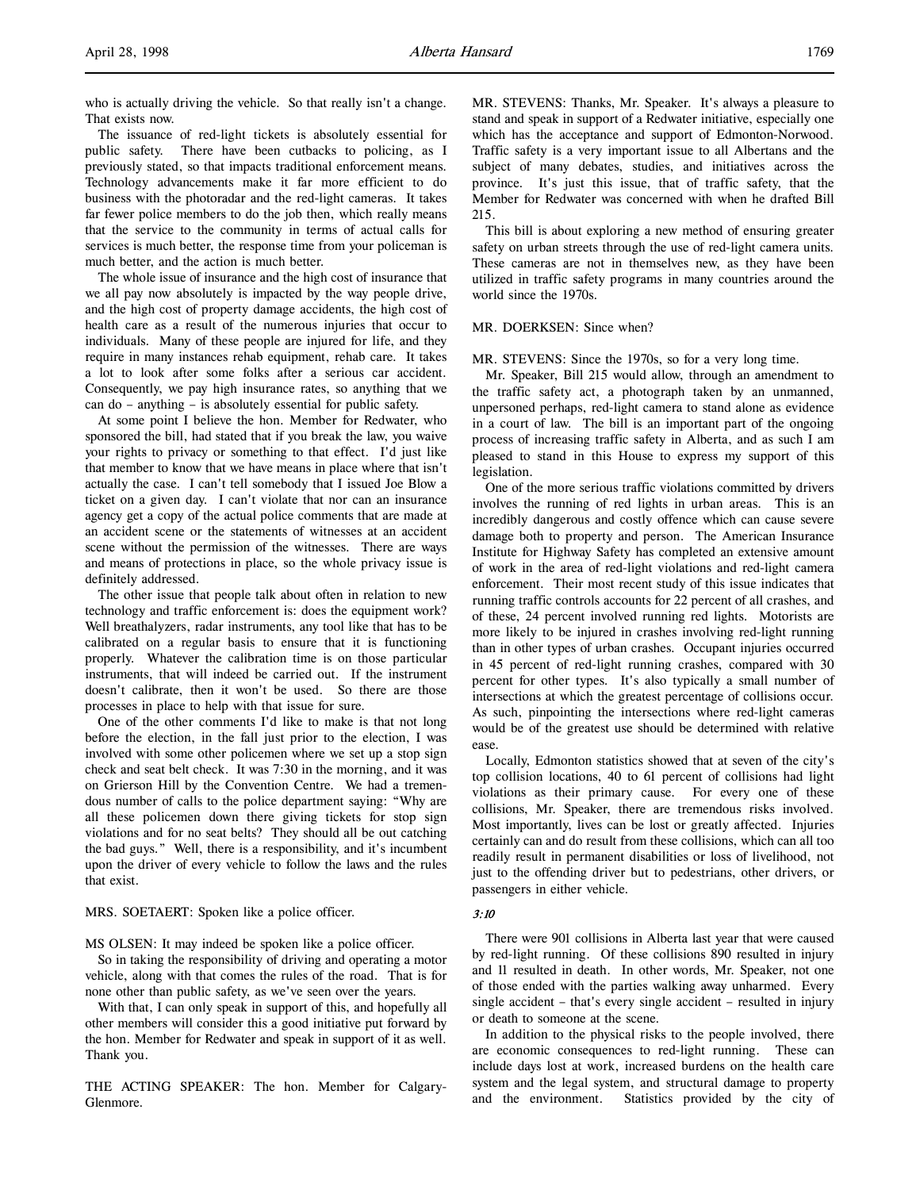who is actually driving the vehicle. So that really isn't a change. That exists now.

The issuance of red-light tickets is absolutely essential for public safety. There have been cutbacks to policing, as I previously stated, so that impacts traditional enforcement means. Technology advancements make it far more efficient to do business with the photoradar and the red-light cameras. It takes far fewer police members to do the job then, which really means that the service to the community in terms of actual calls for services is much better, the response time from your policeman is much better, and the action is much better.

The whole issue of insurance and the high cost of insurance that we all pay now absolutely is impacted by the way people drive, and the high cost of property damage accidents, the high cost of health care as a result of the numerous injuries that occur to individuals. Many of these people are injured for life, and they require in many instances rehab equipment, rehab care. It takes a lot to look after some folks after a serious car accident. Consequently, we pay high insurance rates, so anything that we can do – anything – is absolutely essential for public safety.

At some point I believe the hon. Member for Redwater, who sponsored the bill, had stated that if you break the law, you waive your rights to privacy or something to that effect. I'd just like that member to know that we have means in place where that isn't actually the case. I can't tell somebody that I issued Joe Blow a ticket on a given day. I can't violate that nor can an insurance agency get a copy of the actual police comments that are made at an accident scene or the statements of witnesses at an accident scene without the permission of the witnesses. There are ways and means of protections in place, so the whole privacy issue is definitely addressed.

The other issue that people talk about often in relation to new technology and traffic enforcement is: does the equipment work? Well breathalyzers, radar instruments, any tool like that has to be calibrated on a regular basis to ensure that it is functioning properly. Whatever the calibration time is on those particular instruments, that will indeed be carried out. If the instrument doesn't calibrate, then it won't be used. So there are those processes in place to help with that issue for sure.

One of the other comments I'd like to make is that not long before the election, in the fall just prior to the election, I was involved with some other policemen where we set up a stop sign check and seat belt check. It was 7:30 in the morning, and it was on Grierson Hill by the Convention Centre. We had a tremendous number of calls to the police department saying: "Why are all these policemen down there giving tickets for stop sign violations and for no seat belts? They should all be out catching the bad guys." Well, there is a responsibility, and it's incumbent upon the driver of every vehicle to follow the laws and the rules that exist.

MRS. SOETAERT: Spoken like a police officer.

MS OLSEN: It may indeed be spoken like a police officer.

So in taking the responsibility of driving and operating a motor vehicle, along with that comes the rules of the road. That is for none other than public safety, as we've seen over the years.

With that, I can only speak in support of this, and hopefully all other members will consider this a good initiative put forward by the hon. Member for Redwater and speak in support of it as well. Thank you.

THE ACTING SPEAKER: The hon. Member for Calgary-Glenmore.

MR. STEVENS: Thanks, Mr. Speaker. It's always a pleasure to stand and speak in support of a Redwater initiative, especially one which has the acceptance and support of Edmonton-Norwood. Traffic safety is a very important issue to all Albertans and the subject of many debates, studies, and initiatives across the province. It's just this issue, that of traffic safety, that the Member for Redwater was concerned with when he drafted Bill 215.

This bill is about exploring a new method of ensuring greater safety on urban streets through the use of red-light camera units. These cameras are not in themselves new, as they have been utilized in traffic safety programs in many countries around the world since the 1970s.

MR. DOERKSEN: Since when?

MR. STEVENS: Since the 1970s, so for a very long time.

Mr. Speaker, Bill 215 would allow, through an amendment to the traffic safety act, a photograph taken by an unmanned, unpersoned perhaps, red-light camera to stand alone as evidence in a court of law. The bill is an important part of the ongoing process of increasing traffic safety in Alberta, and as such I am pleased to stand in this House to express my support of this legislation.

One of the more serious traffic violations committed by drivers involves the running of red lights in urban areas. This is an incredibly dangerous and costly offence which can cause severe damage both to property and person. The American Insurance Institute for Highway Safety has completed an extensive amount of work in the area of red-light violations and red-light camera enforcement. Their most recent study of this issue indicates that running traffic controls accounts for 22 percent of all crashes, and of these, 24 percent involved running red lights. Motorists are more likely to be injured in crashes involving red-light running than in other types of urban crashes. Occupant injuries occurred in 45 percent of red-light running crashes, compared with 30 percent for other types. It's also typically a small number of intersections at which the greatest percentage of collisions occur. As such, pinpointing the intersections where red-light cameras would be of the greatest use should be determined with relative ease.

Locally, Edmonton statistics showed that at seven of the city's top collision locations, 40 to 61 percent of collisions had light violations as their primary cause. For every one of these collisions, Mr. Speaker, there are tremendous risks involved. Most importantly, lives can be lost or greatly affected. Injuries certainly can and do result from these collisions, which can all too readily result in permanent disabilities or loss of livelihood, not just to the offending driver but to pedestrians, other drivers, or passengers in either vehicle.

*3:10*

There were 901 collisions in Alberta last year that were caused by red-light running. Of these collisions 890 resulted in injury and 11 resulted in death. In other words, Mr. Speaker, not one of those ended with the parties walking away unharmed. Every single accident – that's every single accident – resulted in injury or death to someone at the scene.

In addition to the physical risks to the people involved, there are economic consequences to red-light running. These can include days lost at work, increased burdens on the health care system and the legal system, and structural damage to property and the environment. Statistics provided by the city of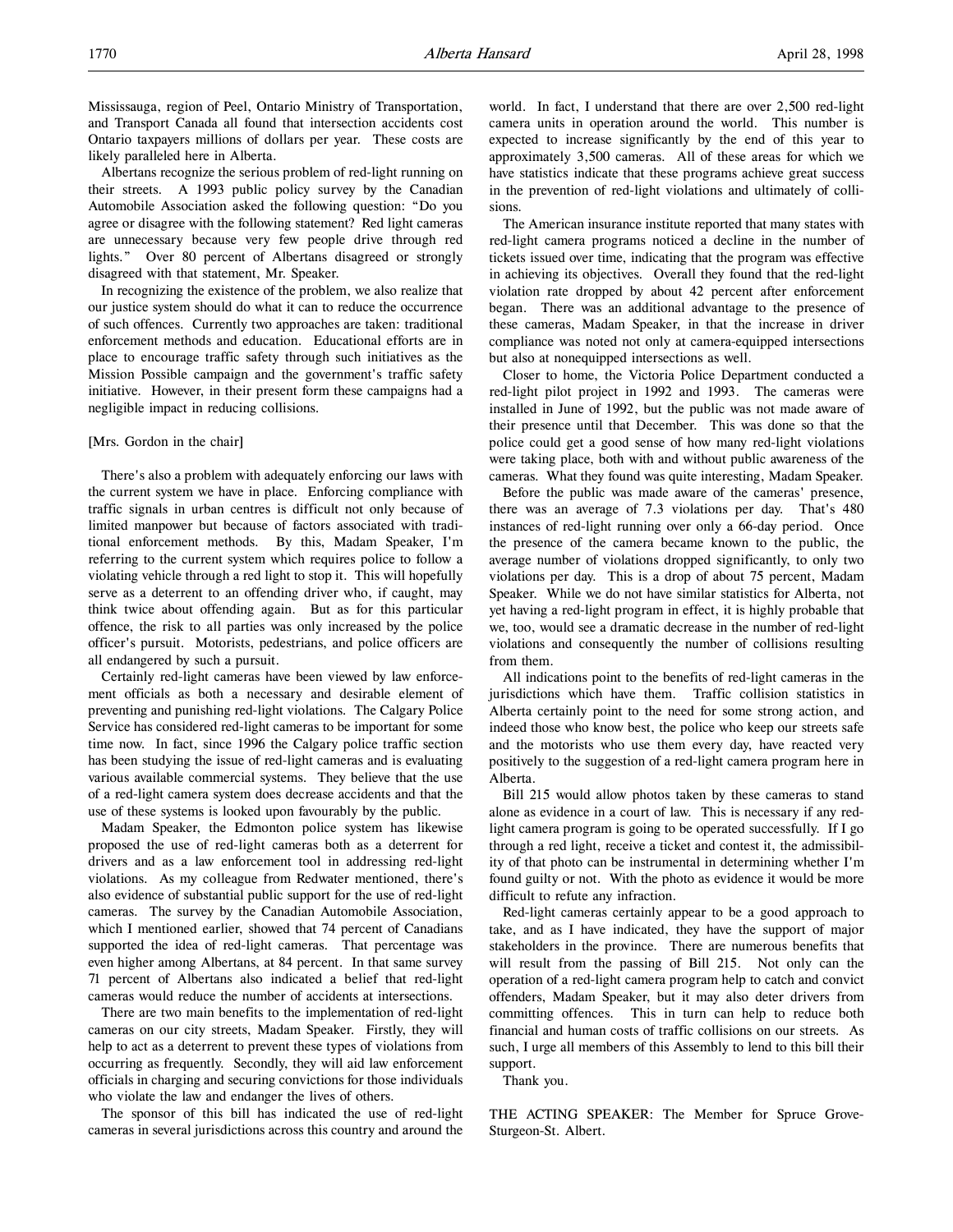Mississauga, region of Peel, Ontario Ministry of Transportation, and Transport Canada all found that intersection accidents cost Ontario taxpayers millions of dollars per year. These costs are likely paralleled here in Alberta.

Albertans recognize the serious problem of red-light running on their streets. A 1993 public policy survey by the Canadian Automobile Association asked the following question: "Do you agree or disagree with the following statement? Red light cameras are unnecessary because very few people drive through red lights." Over 80 percent of Albertans disagreed or strongly disagreed with that statement, Mr. Speaker.

In recognizing the existence of the problem, we also realize that our justice system should do what it can to reduce the occurrence of such offences. Currently two approaches are taken: traditional enforcement methods and education. Educational efforts are in place to encourage traffic safety through such initiatives as the Mission Possible campaign and the government's traffic safety initiative. However, in their present form these campaigns had a negligible impact in reducing collisions.

[Mrs. Gordon in the chair]

There's also a problem with adequately enforcing our laws with the current system we have in place. Enforcing compliance with traffic signals in urban centres is difficult not only because of limited manpower but because of factors associated with traditional enforcement methods. By this, Madam Speaker, I'm referring to the current system which requires police to follow a violating vehicle through a red light to stop it. This will hopefully serve as a deterrent to an offending driver who, if caught, may think twice about offending again. But as for this particular offence, the risk to all parties was only increased by the police officer's pursuit. Motorists, pedestrians, and police officers are all endangered by such a pursuit.

Certainly red-light cameras have been viewed by law enforcement officials as both a necessary and desirable element of preventing and punishing red-light violations. The Calgary Police Service has considered red-light cameras to be important for some time now. In fact, since 1996 the Calgary police traffic section has been studying the issue of red-light cameras and is evaluating various available commercial systems. They believe that the use of a red-light camera system does decrease accidents and that the use of these systems is looked upon favourably by the public.

Madam Speaker, the Edmonton police system has likewise proposed the use of red-light cameras both as a deterrent for drivers and as a law enforcement tool in addressing red-light violations. As my colleague from Redwater mentioned, there's also evidence of substantial public support for the use of red-light cameras. The survey by the Canadian Automobile Association, which I mentioned earlier, showed that 74 percent of Canadians supported the idea of red-light cameras. That percentage was even higher among Albertans, at 84 percent. In that same survey 71 percent of Albertans also indicated a belief that red-light cameras would reduce the number of accidents at intersections.

There are two main benefits to the implementation of red-light cameras on our city streets, Madam Speaker. Firstly, they will help to act as a deterrent to prevent these types of violations from occurring as frequently. Secondly, they will aid law enforcement officials in charging and securing convictions for those individuals who violate the law and endanger the lives of others.

The sponsor of this bill has indicated the use of red-light cameras in several jurisdictions across this country and around the world. In fact, I understand that there are over 2,500 red-light camera units in operation around the world. This number is expected to increase significantly by the end of this year to approximately 3,500 cameras. All of these areas for which we have statistics indicate that these programs achieve great success in the prevention of red-light violations and ultimately of collisions.

The American insurance institute reported that many states with red-light camera programs noticed a decline in the number of tickets issued over time, indicating that the program was effective in achieving its objectives. Overall they found that the red-light violation rate dropped by about 42 percent after enforcement began. There was an additional advantage to the presence of these cameras, Madam Speaker, in that the increase in driver compliance was noted not only at camera-equipped intersections but also at nonequipped intersections as well.

Closer to home, the Victoria Police Department conducted a red-light pilot project in 1992 and 1993. The cameras were installed in June of 1992, but the public was not made aware of their presence until that December. This was done so that the police could get a good sense of how many red-light violations were taking place, both with and without public awareness of the cameras. What they found was quite interesting, Madam Speaker.

Before the public was made aware of the cameras' presence, there was an average of 7.3 violations per day. That's 480 instances of red-light running over only a 66-day period. Once the presence of the camera became known to the public, the average number of violations dropped significantly, to only two violations per day. This is a drop of about 75 percent, Madam Speaker. While we do not have similar statistics for Alberta, not yet having a red-light program in effect, it is highly probable that we, too, would see a dramatic decrease in the number of red-light violations and consequently the number of collisions resulting from them.

All indications point to the benefits of red-light cameras in the jurisdictions which have them. Traffic collision statistics in Alberta certainly point to the need for some strong action, and indeed those who know best, the police who keep our streets safe and the motorists who use them every day, have reacted very positively to the suggestion of a red-light camera program here in Alberta.

Bill 215 would allow photos taken by these cameras to stand alone as evidence in a court of law. This is necessary if any red-light camera program is going to be operated successfully. If I go through a red light, receive a ticket and contest it, the admissibility of that photo can be instrumental in determining whether I'm found guilty or not. With the photo as evidence it would be more difficult to refute any infraction.

Red-light cameras certainly appear to be a good approach to take, and as I have indicated, they have the support of major stakeholders in the province. There are numerous benefits that will result from the passing of Bill 215. Not only can the operation of a red-light camera program help to catch and convict offenders, Madam Speaker, but it may also deter drivers from committing offences. This in turn can help to reduce both financial and human costs of traffic collisions on our streets. As such, I urge all members of this Assembly to lend to this bill their support.

Thank you.

THE ACTING SPEAKER: The Member for Spruce Grove-Sturgeon-St. Albert.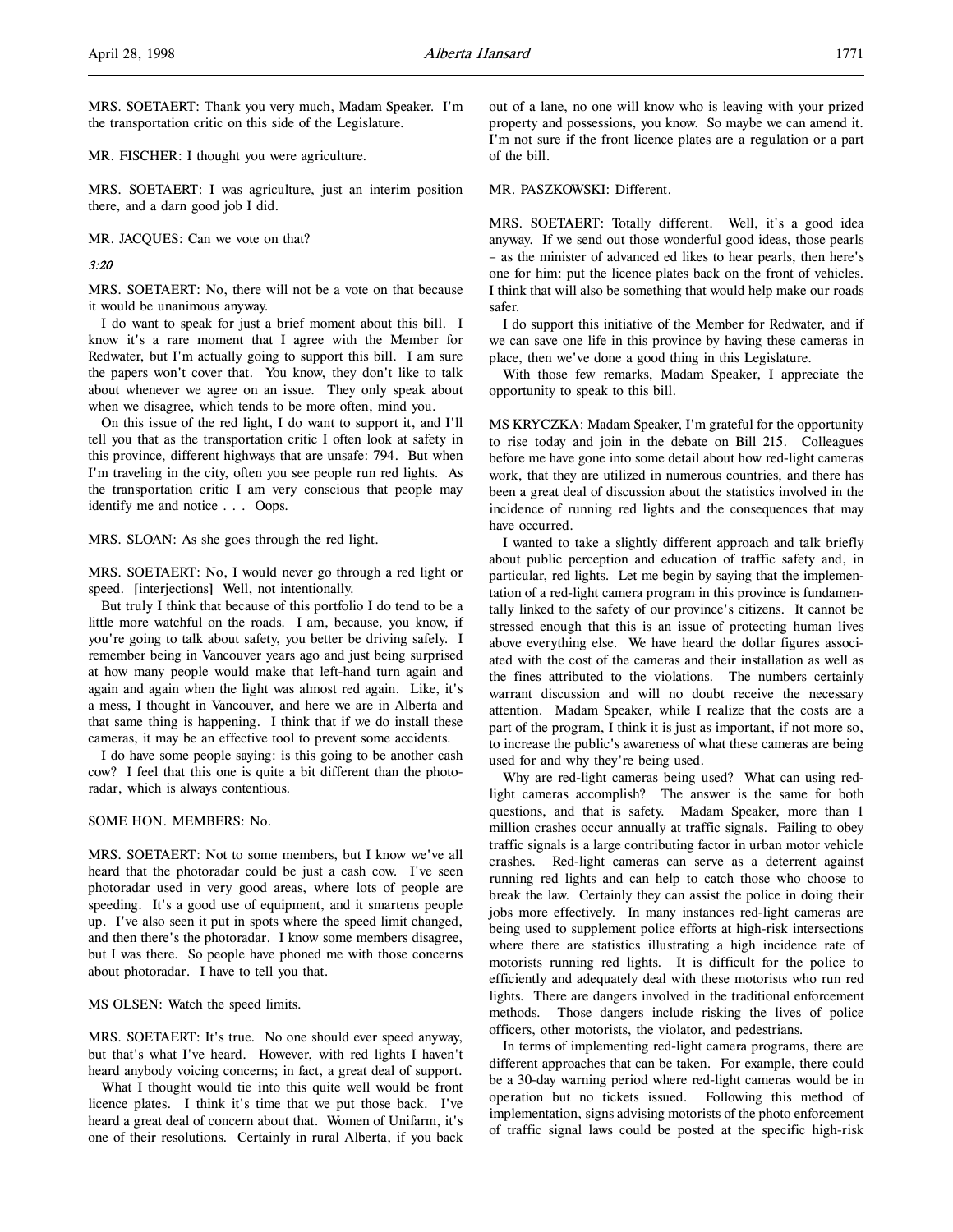MRS. SOETAERT: Thank you very much, Madam Speaker. I'm the transportation critic on this side of the Legislature.

MR. FISCHER: I thought you were agriculture.

MRS. SOETAERT: I was agriculture, just an interim position there, and a darn good job I did.

MR. JACQUES: Can we vote on that?

*3:20*

MRS. SOETAERT: No, there will not be a vote on that because it would be unanimous anyway.

I do want to speak for just a brief moment about this bill. I know it's a rare moment that I agree with the Member for Redwater, but I'm actually going to support this bill. I am sure the papers won't cover that. You know, they don't like to talk about whenever we agree on an issue. They only speak about when we disagree, which tends to be more often, mind you.

On this issue of the red light, I do want to support it, and I'll tell you that as the transportation critic I often look at safety in this province, different highways that are unsafe: 794. But when I'm traveling in the city, often you see people run red lights. As the transportation critic I am very conscious that people may identify me and notice . . . Oops.

MRS. SLOAN: As she goes through the red light.

MRS. SOETAERT: No, I would never go through a red light or speed. [interjections] Well, not intentionally.

But truly I think that because of this portfolio I do tend to be a little more watchful on the roads. I am, because, you know, if you're going to talk about safety, you better be driving safely. I remember being in Vancouver years ago and just being surprised at how many people would make that left-hand turn again and again and again when the light was almost red again. Like, it's a mess, I thought in Vancouver, and here we are in Alberta and that same thing is happening. I think that if we do install these cameras, it may be an effective tool to prevent some accidents.

I do have some people saying: is this going to be another cash cow? I feel that this one is quite a bit different than the photoradar, which is always contentious.

SOME HON. MEMBERS: No.

MRS. SOETAERT: Not to some members, but I know we've all heard that the photoradar could be just a cash cow. I've seen photoradar used in very good areas, where lots of people are speeding. It's a good use of equipment, and it smartens people up. I've also seen it put in spots where the speed limit changed, and then there's the photoradar. I know some members disagree, but I was there. So people have phoned me with those concerns about photoradar. I have to tell you that.

MS OLSEN: Watch the speed limits.

MRS. SOETAERT: It's true. No one should ever speed anyway, but that's what I've heard. However, with red lights I haven't heard anybody voicing concerns; in fact, a great deal of support.

What I thought would tie into this quite well would be front licence plates. I think it's time that we put those back. I've heard a great deal of concern about that. Women of Unifarm, it's one of their resolutions. Certainly in rural Alberta, if you back out of a lane, no one will know who is leaving with your prized property and possessions, you know. So maybe we can amend it. I'm not sure if the front licence plates are a regulation or a part of the bill.

MR. PASZKOWSKI: Different.

MRS. SOETAERT: Totally different. Well, it's a good idea anyway. If we send out those wonderful good ideas, those pearls – as the minister of advanced ed likes to hear pearls, then here's one for him: put the licence plates back on the front of vehicles. I think that will also be something that would help make our roads safer.

I do support this initiative of the Member for Redwater, and if we can save one life in this province by having these cameras in place, then we've done a good thing in this Legislature.

With those few remarks, Madam Speaker, I appreciate the opportunity to speak to this bill.

MS KRYCZKA: Madam Speaker, I'm grateful for the opportunity to rise today and join in the debate on Bill 215. Colleagues before me have gone into some detail about how red-light cameras work, that they are utilized in numerous countries, and there has been a great deal of discussion about the statistics involved in the incidence of running red lights and the consequences that may have occurred.

I wanted to take a slightly different approach and talk briefly about public perception and education of traffic safety and, in particular, red lights. Let me begin by saying that the implementation of a red-light camera program in this province is fundamentally linked to the safety of our province's citizens. It cannot be stressed enough that this is an issue of protecting human lives above everything else. We have heard the dollar figures associated with the cost of the cameras and their installation as well as the fines attributed to the violations. The numbers certainly warrant discussion and will no doubt receive the necessary attention. Madam Speaker, while I realize that the costs are a part of the program, I think it is just as important, if not more so, to increase the public's awareness of what these cameras are being used for and why they're being used.

Why are red-light cameras being used? What can using red-light cameras accomplish? The answer is the same for both questions, and that is safety. Madam Speaker, more than 1 million crashes occur annually at traffic signals. Failing to obey traffic signals is a large contributing factor in urban motor vehicle crashes. Red-light cameras can serve as a deterrent against running red lights and can help to catch those who choose to break the law. Certainly they can assist the police in doing their jobs more effectively. In many instances red-light cameras are being used to supplement police efforts at high-risk intersections where there are statistics illustrating a high incidence rate of motorists running red lights. It is difficult for the police to efficiently and adequately deal with these motorists who run red lights. There are dangers involved in the traditional enforcement methods. Those dangers include risking the lives of police officers, other motorists, the violator, and pedestrians.

In terms of implementing red-light camera programs, there are different approaches that can be taken. For example, there could be a 30-day warning period where red-light cameras would be in operation but no tickets issued. Following this method of implementation, signs advising motorists of the photo enforcement of traffic signal laws could be posted at the specific high-risk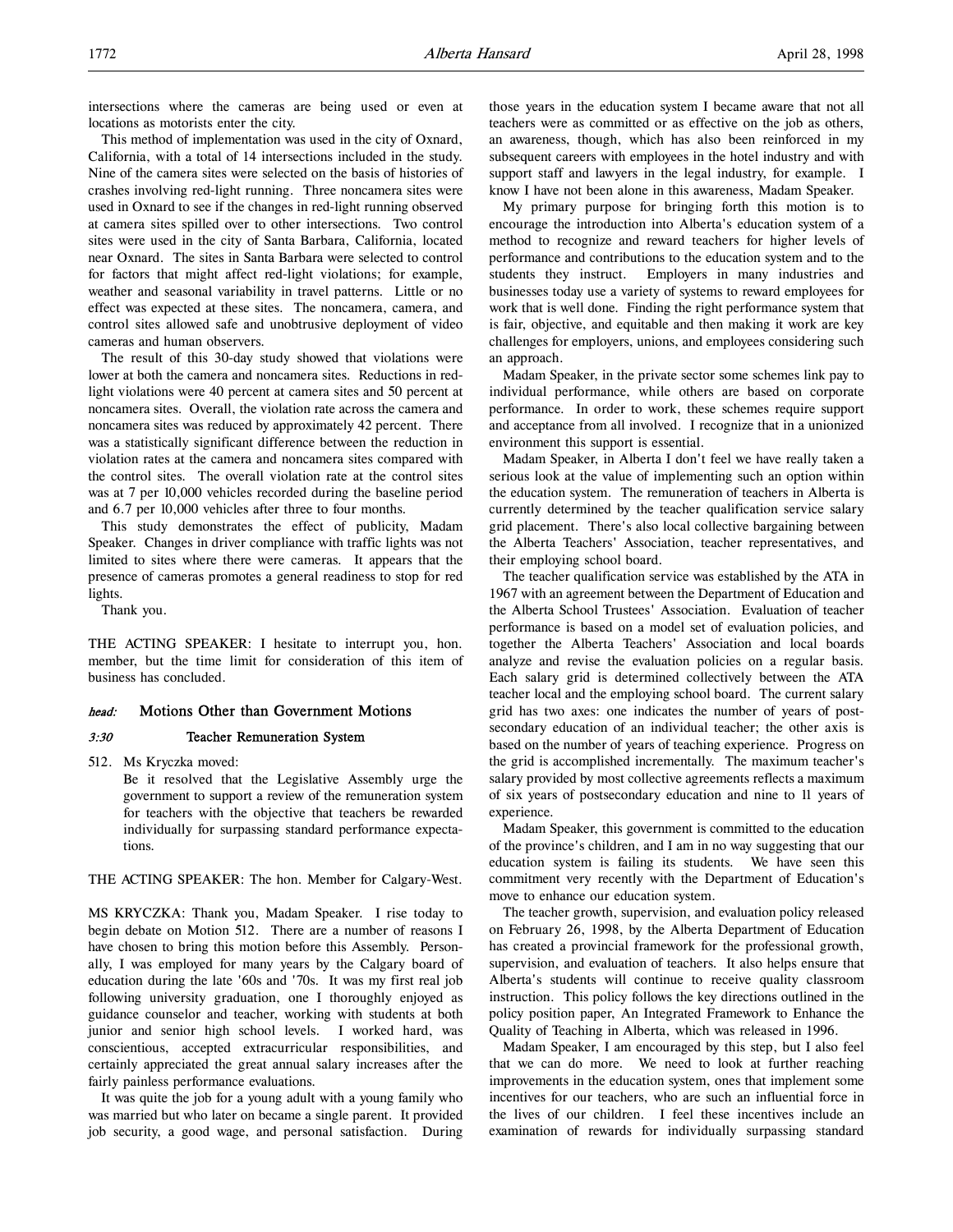intersections where the cameras are being used or even at locations as motorists enter the city.

This method of implementation was used in the city of Oxnard, California, with a total of 14 intersections included in the study. Nine of the camera sites were selected on the basis of histories of crashes involving red-light running. Three noncamera sites were used in Oxnard to see if the changes in red-light running observed at camera sites spilled over to other intersections. Two control sites were used in the city of Santa Barbara, California, located near Oxnard. The sites in Santa Barbara were selected to control for factors that might affect red-light violations; for example, weather and seasonal variability in travel patterns. Little or no effect was expected at these sites. The noncamera, camera, and control sites allowed safe and unobtrusive deployment of video cameras and human observers.

The result of this 30-day study showed that violations were lower at both the camera and noncamera sites. Reductions in red-light violations were 40 percent at camera sites and 50 percent at noncamera sites. Overall, the violation rate across the camera and noncamera sites was reduced by approximately 42 percent. There was a statistically significant difference between the reduction in violation rates at the camera and noncamera sites compared with the control sites. The overall violation rate at the control sites was at 7 per 10,000 vehicles recorded during the baseline period and 6.7 per 10,000 vehicles after three to four months.

This study demonstrates the effect of publicity, Madam Speaker. Changes in driver compliance with traffic lights was not limited to sites where there were cameras. It appears that the presence of cameras promotes a general readiness to stop for red lights.

Thank you.

THE ACTING SPEAKER: I hesitate to interrupt you, hon. member, but the time limit for consideration of this item of business has concluded.

## *head:* Motions Other than Government Motions

### *3:30* Teacher Remuneration System

512. Ms Kryczka moved:

Be it resolved that the Legislative Assembly urge the government to support a review of the remuneration system for teachers with the objective that teachers be rewarded individually for surpassing standard performance expectations.

THE ACTING SPEAKER: The hon. Member for Calgary-West.

MS KRYCZKA: Thank you, Madam Speaker. I rise today to begin debate on Motion 512. There are a number of reasons I have chosen to bring this motion before this Assembly. Personally, I was employed for many years by the Calgary board of education during the late '60s and '70s. It was my first real job following university graduation, one I thoroughly enjoyed as guidance counselor and teacher, working with students at both junior and senior high school levels. I worked hard, was conscientious, accepted extracurricular responsibilities, and certainly appreciated the great annual salary increases after the fairly painless performance evaluations.

It was quite the job for a young adult with a young family who was married but who later on became a single parent. It provided job security, a good wage, and personal satisfaction. During those years in the education system I became aware that not all teachers were as committed or as effective on the job as others, an awareness, though, which has also been reinforced in my subsequent careers with employees in the hotel industry and with support staff and lawyers in the legal industry, for example. I know I have not been alone in this awareness, Madam Speaker.

My primary purpose for bringing forth this motion is to encourage the introduction into Alberta's education system of a method to recognize and reward teachers for higher levels of performance and contributions to the education system and to the students they instruct. Employers in many industries and businesses today use a variety of systems to reward employees for work that is well done. Finding the right performance system that is fair, objective, and equitable and then making it work are key challenges for employers, unions, and employees considering such an approach.

Madam Speaker, in the private sector some schemes link pay to individual performance, while others are based on corporate performance. In order to work, these schemes require support and acceptance from all involved. I recognize that in a unionized environment this support is essential.

Madam Speaker, in Alberta I don't feel we have really taken a serious look at the value of implementing such an option within the education system. The remuneration of teachers in Alberta is currently determined by the teacher qualification service salary grid placement. There's also local collective bargaining between the Alberta Teachers' Association, teacher representatives, and their employing school board.

The teacher qualification service was established by the ATA in 1967 with an agreement between the Department of Education and the Alberta School Trustees' Association. Evaluation of teacher performance is based on a model set of evaluation policies, and together the Alberta Teachers' Association and local boards analyze and revise the evaluation policies on a regular basis. Each salary grid is determined collectively between the ATA teacher local and the employing school board. The current salary grid has two axes: one indicates the number of years of postsecondary education of an individual teacher; the other axis is based on the number of years of teaching experience. Progress on the grid is accomplished incrementally. The maximum teacher's salary provided by most collective agreements reflects a maximum of six years of postsecondary education and nine to 11 years of experience.

Madam Speaker, this government is committed to the education of the province's children, and I am in no way suggesting that our education system is failing its students. We have seen this commitment very recently with the Department of Education's move to enhance our education system.

The teacher growth, supervision, and evaluation policy released on February 26, 1998, by the Alberta Department of Education has created a provincial framework for the professional growth, supervision, and evaluation of teachers. It also helps ensure that Alberta's students will continue to receive quality classroom instruction. This policy follows the key directions outlined in the policy position paper, An Integrated Framework to Enhance the Quality of Teaching in Alberta, which was released in 1996.

Madam Speaker, I am encouraged by this step, but I also feel that we can do more. We need to look at further reaching improvements in the education system, ones that implement some incentives for our teachers, who are such an influential force in the lives of our children. I feel these incentives include an examination of rewards for individually surpassing standard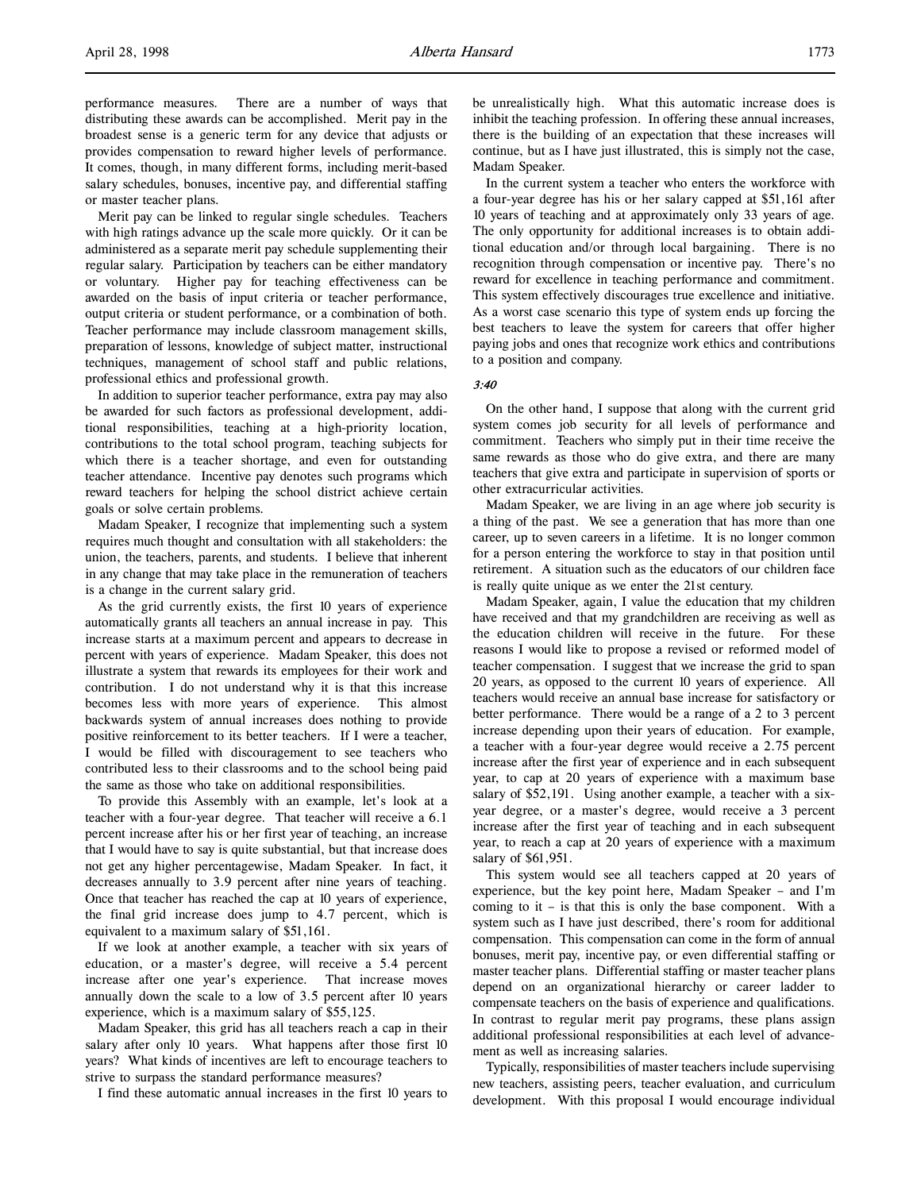performance measures. There are a number of ways that distributing these awards can be accomplished. Merit pay in the broadest sense is a generic term for any device that adjusts or provides compensation to reward higher levels of performance. It comes, though, in many different forms, including merit-based salary schedules, bonuses, incentive pay, and differential staffing or master teacher plans.

Merit pay can be linked to regular single schedules. Teachers with high ratings advance up the scale more quickly. Or it can be administered as a separate merit pay schedule supplementing their regular salary. Participation by teachers can be either mandatory or voluntary. Higher pay for teaching effectiveness can be awarded on the basis of input criteria or teacher performance, output criteria or student performance, or a combination of both. Teacher performance may include classroom management skills, preparation of lessons, knowledge of subject matter, instructional techniques, management of school staff and public relations, professional ethics and professional growth.

In addition to superior teacher performance, extra pay may also be awarded for such factors as professional development, additional responsibilities, teaching at a high-priority location, contributions to the total school program, teaching subjects for which there is a teacher shortage, and even for outstanding teacher attendance. Incentive pay denotes such programs which reward teachers for helping the school district achieve certain goals or solve certain problems.

Madam Speaker, I recognize that implementing such a system requires much thought and consultation with all stakeholders: the union, the teachers, parents, and students. I believe that inherent in any change that may take place in the remuneration of teachers is a change in the current salary grid.

As the grid currently exists, the first 10 years of experience automatically grants all teachers an annual increase in pay. This increase starts at a maximum percent and appears to decrease in percent with years of experience. Madam Speaker, this does not illustrate a system that rewards its employees for their work and contribution. I do not understand why it is that this increase becomes less with more years of experience. This almost backwards system of annual increases does nothing to provide positive reinforcement to its better teachers. If I were a teacher, I would be filled with discouragement to see teachers who contributed less to their classrooms and to the school being paid the same as those who take on additional responsibilities.

To provide this Assembly with an example, let's look at a teacher with a four-year degree. That teacher will receive a 6.1 percent increase after his or her first year of teaching, an increase that I would have to say is quite substantial, but that increase does not get any higher percentagewise, Madam Speaker. In fact, it decreases annually to 3.9 percent after nine years of teaching. Once that teacher has reached the cap at 10 years of experience, the final grid increase does jump to 4.7 percent, which is equivalent to a maximum salary of $51,161.

If we look at another example, a teacher with six years of education, or a master's degree, will receive a 5.4 percent increase after one year's experience. That increase moves annually down the scale to a low of 3.5 percent after 10 years experience, which is a maximum salary of $55,125.

Madam Speaker, this grid has all teachers reach a cap in their salary after only 10 years. What happens after those first 10 years? What kinds of incentives are left to encourage teachers to strive to surpass the standard performance measures?

I find these automatic annual increases in the first 10 years to be unrealistically high. What this automatic increase does is inhibit the teaching profession. In offering these annual increases, there is the building of an expectation that these increases will continue, but as I have just illustrated, this is simply not the case, Madam Speaker.

In the current system a teacher who enters the workforce with a four-year degree has his or her salary capped at $51,161 after 10 years of teaching and at approximately only 33 years of age. The only opportunity for additional increases is to obtain additional education and/or through local bargaining. There is no recognition through compensation or incentive pay. There's no reward for excellence in teaching performance and commitment. This system effectively discourages true excellence and initiative. As a worst case scenario this type of system ends up forcing the best teachers to leave the system for careers that offer higher paying jobs and ones that recognize work ethics and contributions to a position and company.

*3:40*

On the other hand, I suppose that along with the current grid system comes job security for all levels of performance and commitment. Teachers who simply put in their time receive the same rewards as those who do give extra, and there are many teachers that give extra and participate in supervision of sports or other extracurricular activities.

Madam Speaker, we are living in an age where job security is a thing of the past. We see a generation that has more than one career, up to seven careers in a lifetime. It is no longer common for a person entering the workforce to stay in that position until retirement. A situation such as the educators of our children face is really quite unique as we enter the 21st century.

Madam Speaker, again, I value the education that my children have received and that my grandchildren are receiving as well as the education children will receive in the future. For these reasons I would like to propose a revised or reformed model of teacher compensation. I suggest that we increase the grid to span 20 years, as opposed to the current 10 years of experience. All teachers would receive an annual base increase for satisfactory or better performance. There would be a range of a 2 to 3 percent increase depending upon their years of education. For example, a teacher with a four-year degree would receive a 2.75 percent increase after the first year of experience and in each subsequent year, to cap at 20 years of experience with a maximum base salary of $52,191. Using another example, a teacher with a six-year degree, or a master's degree, would receive a 3 percent increase after the first year of teaching and in each subsequent year, to reach a cap at 20 years of experience with a maximum salary of $61,951.

This system would see all teachers capped at 20 years of experience, but the key point here, Madam Speaker – and I'm coming to it – is that this is only the base component. With a system such as I have just described, there's room for additional compensation. This compensation can come in the form of annual bonuses, merit pay, incentive pay, or even differential staffing or master teacher plans. Differential staffing or master teacher plans depend on an organizational hierarchy or career ladder to compensate teachers on the basis of experience and qualifications. In contrast to regular merit pay programs, these plans assign additional professional responsibilities at each level of advancement as well as increasing salaries.

Typically, responsibilities of master teachers include supervising new teachers, assisting peers, teacher evaluation, and curriculum development. With this proposal I would encourage individual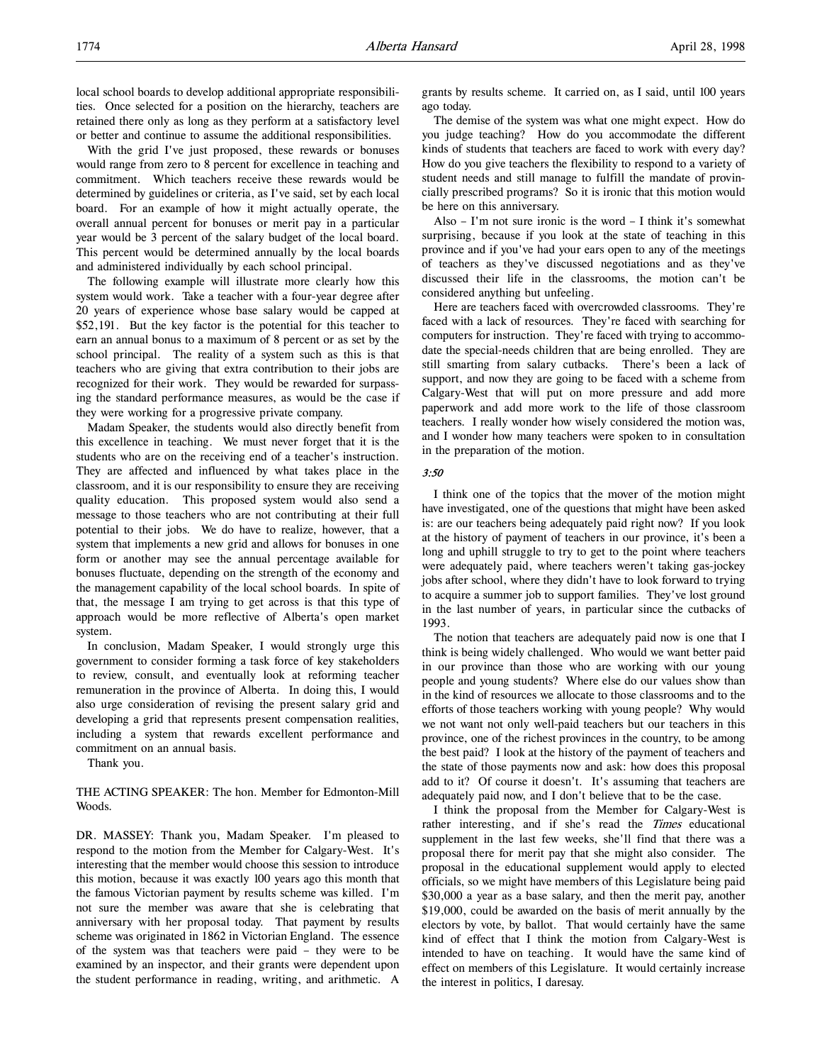local school boards to develop additional appropriate responsibilities. Once selected for a position on the hierarchy, teachers are retained there only as long as they perform at a satisfactory level or better and continue to assume the additional responsibilities.

With the grid I've just proposed, these rewards or bonuses would range from zero to 8 percent for excellence in teaching and commitment. Which teachers receive these rewards would be determined by guidelines or criteria, as I've said, set by each local board. For an example of how it might actually operate, the overall annual percent for bonuses or merit pay in a particular year would be 3 percent of the salary budget of the local board. This percent would be determined annually by the local boards and administered individually by each school principal.

The following example will illustrate more clearly how this system would work. Take a teacher with a four-year degree after 20 years of experience whose base salary would be capped at $52,191. But the key factor is the potential for this teacher to earn an annual bonus to a maximum of 8 percent or as set by the school principal. The reality of a system such as this is that teachers who are giving that extra contribution to their jobs are recognized for their work. They would be rewarded for surpassing the standard performance measures, as would be the case if they were working for a progressive private company.

Madam Speaker, the students would also directly benefit from this excellence in teaching. We must never forget that it is the students who are on the receiving end of a teacher's instruction. They are affected and influenced by what takes place in the classroom, and it is our responsibility to ensure they are receiving quality education. This proposed system would also send a message to those teachers who are not contributing at their full potential to their jobs. We do have to realize, however, that a system that implements a new grid and allows for bonuses in one form or another may see the annual percentage available for bonuses fluctuate, depending on the strength of the economy and the management capability of the local school boards. In spite of that, the message I am trying to get across is that this type of approach would be more reflective of Alberta's open market system.

In conclusion, Madam Speaker, I would strongly urge this government to consider forming a task force of key stakeholders to review, consult, and eventually look at reforming teacher remuneration in the province of Alberta. In doing this, I would also urge consideration of revising the present salary grid and developing a grid that represents present compensation realities, including a system that rewards excellent performance and commitment on an annual basis.

Thank you.

THE ACTING SPEAKER: The hon. Member for Edmonton-Mill Woods.

DR. MASSEY: Thank you, Madam Speaker. I'm pleased to respond to the motion from the Member for Calgary-West. It's interesting that the member would choose this session to introduce this motion, because it was exactly 100 years ago this month that the famous Victorian payment by results scheme was killed. I'm not sure the member was aware that she is celebrating that anniversary with her proposal today. That payment by results scheme was originated in 1862 in Victorian England. The essence of the system was that teachers were paid – they were to be examined by an inspector, and their grants were dependent upon the student performance in reading, writing, and arithmetic. A grants by results scheme. It carried on, as I said, until 100 years ago today.

The demise of the system was what one might expect. How do you judge teaching? How do you accommodate the different kinds of students that teachers are faced to work with every day? How do you give teachers the flexibility to respond to a variety of student needs and still manage to fulfill the mandate of provincially prescribed programs? So it is ironic that this motion would be here on this anniversary.

Also – I'm not sure ironic is the word – I think it's somewhat surprising, because if you look at the state of teaching in this province and if you've had your ears open to any of the meetings of teachers as they've discussed negotiations and as they've discussed their life in the classrooms, the motion can't be considered anything but unfeeling.

Here are teachers faced with overcrowded classrooms. They're faced with a lack of resources. They're faced with searching for computers for instruction. They're faced with trying to accommodate the special-needs children that are being enrolled. They are still smarting from salary cutbacks. There's been a lack of support, and now they are going to be faced with a scheme from Calgary-West that will put on more pressure and add more paperwork and add more work to the life of those classroom teachers. I really wonder how wisely considered the motion was, and I wonder how many teachers were spoken to in consultation in the preparation of the motion.

*3:50*

I think one of the topics that the mover of the motion might have investigated, one of the questions that might have been asked is: are our teachers being adequately paid right now? If you look at the history of payment of teachers in our province, it's been a long and uphill struggle to try to get to the point where teachers were adequately paid, where teachers weren't taking gas-jockey jobs after school, where they didn't have to look forward to trying to acquire a summer job to support families. They've lost ground in the last number of years, in particular since the cutbacks of 1993.

The notion that teachers are adequately paid now is one that I think is being widely challenged. Who would we want better paid in our province than those who are working with our young people and young students? Where else do our values show than in the kind of resources we allocate to those classrooms and to the efforts of those teachers working with young people? Why would we not want not only well-paid teachers but our teachers in this province, one of the richest provinces in the country, to be among the best paid? I look at the history of the payment of teachers and the state of those payments now and ask: how does this proposal add to it? Of course it doesn't. It's assuming that teachers are adequately paid now, and I don't believe that to be the case.

I think the proposal from the Member for Calgary-West is rather interesting, and if she's read the *Times* educational supplement in the last few weeks, she'll find that there was a proposal there for merit pay that she might also consider. The proposal in the educational supplement would apply to elected officials, so we might have members of this Legislature being paid $30,000 a year as a base salary, and then the merit pay, another $19,000, could be awarded on the basis of merit annually by the electors by vote, by ballot. That would certainly have the same kind of effect that I think the motion from Calgary-West is intended to have on teaching. It would have the same kind of effect on members of this Legislature. It would certainly increase the interest in politics, I daresay.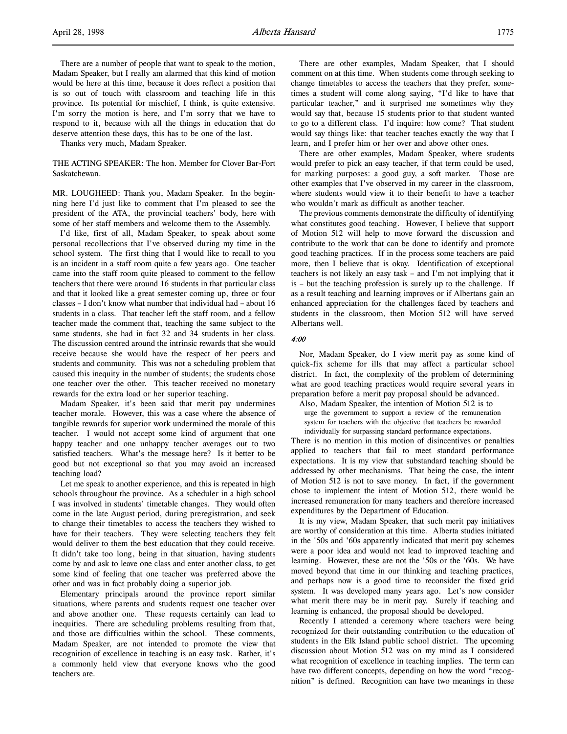There are a number of people that want to speak to the motion, Madam Speaker, but I really am alarmed that this kind of motion would be here at this time, because it does reflect a position that is so out of touch with classroom and teaching life in this province. Its potential for mischief, I think, is quite extensive. I'm sorry the motion is here, and I'm sorry that we have to respond to it, because with all the things in education that do deserve attention these days, this has to be one of the last.

Thanks very much, Madam Speaker.

THE ACTING SPEAKER: The hon. Member for Clover Bar-Fort Saskatchewan.

MR. LOUGHEED: Thank you, Madam Speaker. In the beginning here I'd just like to comment that I'm pleased to see the president of the ATA, the provincial teachers' body, here with some of her staff members and welcome them to the Assembly.

I'd like, first of all, Madam Speaker, to speak about some personal recollections that I've observed during my time in the school system. The first thing that I would like to recall to you is an incident in a staff room quite a few years ago. One teacher came into the staff room quite pleased to comment to the fellow teachers that there were around 16 students in that particular class and that it looked like a great semester coming up, three or four classes – I don't know what number that individual had – about 16 students in a class. That teacher left the staff room, and a fellow teacher made the comment that, teaching the same subject to the same students, she had in fact 32 and 34 students in her class. The discussion centred around the intrinsic rewards that she would receive because she would have the respect of her peers and students and community. This was not a scheduling problem that caused this inequity in the number of students; the students chose one teacher over the other. This teacher received no monetary rewards for the extra load or her superior teaching.

Madam Speaker, it's been said that merit pay undermines teacher morale. However, this was a case where the absence of tangible rewards for superior work undermined the morale of this teacher. I would not accept some kind of argument that one happy teacher and one unhappy teacher averages out to two satisfied teachers. What's the message here? Is it better to be good but not exceptional so that you may avoid an increased teaching load?

Let me speak to another experience, and this is repeated in high schools throughout the province. As a scheduler in a high school I was involved in students' timetable changes. They would often come in the late August period, during preregistration, and seek to change their timetables to access the teachers they wished to have for their teachers. They were selecting teachers they felt would deliver to them the best education that they could receive. It didn't take too long, being in that situation, having students come by and ask to leave one class and enter another class, to get some kind of feeling that one teacher was preferred above the other and was in fact probably doing a superior job.

Elementary principals around the province report similar situations, where parents and students request one teacher over and above another one. These requests certainly can lead to inequities. There are scheduling problems resulting from that, and those are difficulties within the school. These comments, Madam Speaker, are not intended to promote the view that recognition of excellence in teaching is an easy task. Rather, it's a commonly held view that everyone knows who the good teachers are.

There are other examples, Madam Speaker, that I should comment on at this time. When students come through seeking to change timetables to access the teachers that they prefer, sometimes a student will come along saying, "I'd like to have that particular teacher," and it surprised me sometimes why they would say that, because 15 students prior to that student wanted to go to a different class. I'd inquire: how come? That student would say things like: that teacher teaches exactly the way that I learn, and I prefer him or her over and above other ones.

There are other examples, Madam Speaker, where students would prefer to pick an easy teacher, if that term could be used, for marking purposes: a good guy, a soft marker. Those are other examples that I've observed in my career in the classroom, where students would view it to their benefit to have a teacher who wouldn't mark as difficult as another teacher.

The previous comments demonstrate the difficulty of identifying what constitutes good teaching. However, I believe that support of Motion 512 will help to move forward the discussion and contribute to the work that can be done to identify and promote good teaching practices. If in the process some teachers are paid more, then I believe that is okay. Identification of exceptional teachers is not likely an easy task – and I'm not implying that it is – but the teaching profession is surely up to the challenge. If as a result teaching and learning improves or if Albertans gain an enhanced appreciation for the challenges faced by teachers and students in the classroom, then Motion 512 will have served Albertans well.

*4:00*

Nor, Madam Speaker, do I view merit pay as some kind of quick-fix scheme for ills that may affect a particular school district. In fact, the complexity of the problem of determining what are good teaching practices would require several years in preparation before a merit pay proposal should be advanced.

Also, Madam Speaker, the intention of Motion 512 is to

> urge the government to support a review of the remuneration system for teachers with the objective that teachers be rewarded individually for surpassing standard performance expectations.

There is no mention in this motion of disincentives or penalties applied to teachers that fail to meet standard performance expectations. It is my view that substandard teaching should be addressed by other mechanisms. That being the case, the intent of Motion 512 is not to save money. In fact, if the government chose to implement the intent of Motion 512, there would be increased remuneration for many teachers and therefore increased expenditures by the Department of Education.

It is my view, Madam Speaker, that such merit pay initiatives are worthy of consideration at this time. Alberta studies initiated in the '50s and '60s apparently indicated that merit pay schemes were a poor idea and would not lead to improved teaching and learning. However, these are not the '50s or the '60s. We have moved beyond that time in our thinking and teaching practices, and perhaps now is a good time to reconsider the fixed grid system. It was developed many years ago. Let's now consider what merit there may be in merit pay. Surely if teaching and learning is enhanced, the proposal should be developed.

Recently I attended a ceremony where teachers were being recognized for their outstanding contribution to the education of students in the Elk Island public school district. The upcoming discussion about Motion 512 was on my mind as I considered what recognition of excellence in teaching implies. The term can have two different concepts, depending on how the word "recognition" is defined. Recognition can have two meanings in these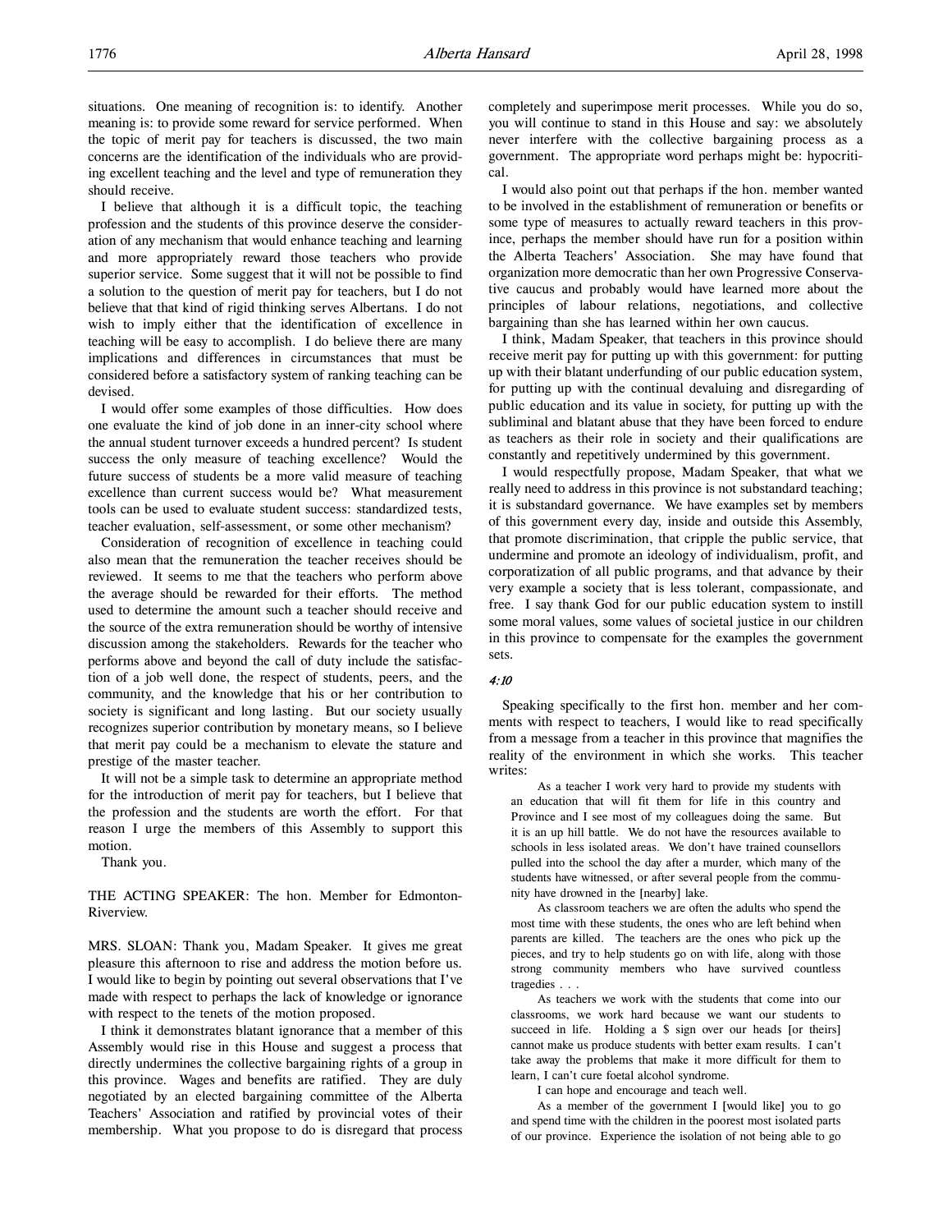situations. One meaning of recognition is: to identify. Another meaning is: to provide some reward for service performed. When the topic of merit pay for teachers is discussed, the two main concerns are the identification of the individuals who are providing excellent teaching and the level and type of remuneration they should receive.

I believe that although it is a difficult topic, the teaching profession and the students of this province deserve the consideration of any mechanism that would enhance teaching and learning and more appropriately reward those teachers who provide superior service. Some suggest that it will not be possible to find a solution to the question of merit pay for teachers, but I do not believe that that kind of rigid thinking serves Albertans. I do not wish to imply either that the identification of excellence in teaching will be easy to accomplish. I do believe there are many implications and differences in circumstances that must be considered before a satisfactory system of ranking teaching can be devised.

I would offer some examples of those difficulties. How does one evaluate the kind of job done in an inner-city school where the annual student turnover exceeds a hundred percent? Is student success the only measure of teaching excellence? Would the future success of students be a more valid measure of teaching excellence than current success would be? What measurement tools can be used to evaluate student success: standardized tests, teacher evaluation, self-assessment, or some other mechanism?

Consideration of recognition of excellence in teaching could also mean that the remuneration the teacher receives should be reviewed. It seems to me that the teachers who perform above the average should be rewarded for their efforts. The method used to determine the amount such a teacher should receive and the source of the extra remuneration should be worthy of intensive discussion among the stakeholders. Rewards for the teacher who performs above and beyond the call of duty include the satisfaction of a job well done, the respect of students, peers, and the community, and the knowledge that his or her contribution to society is significant and long lasting. But our society usually recognizes superior contribution by monetary means, so I believe that merit pay could be a mechanism to elevate the stature and prestige of the master teacher.

It will not be a simple task to determine an appropriate method for the introduction of merit pay for teachers, but I believe that the profession and the students are worth the effort. For that reason I urge the members of this Assembly to support this motion.

Thank you.

THE ACTING SPEAKER: The hon. Member for Edmonton-Riverview.

MRS. SLOAN: Thank you, Madam Speaker. It gives me great pleasure this afternoon to rise and address the motion before us. I would like to begin by pointing out several observations that I've made with respect to perhaps the lack of knowledge or ignorance with respect to the tenets of the motion proposed.

I think it demonstrates blatant ignorance that a member of this Assembly would rise in this House and suggest a process that directly undermines the collective bargaining rights of a group in this province. Wages and benefits are ratified. They are duly negotiated by an elected bargaining committee of the Alberta Teachers' Association and ratified by provincial votes of their membership. What you propose to do is disregard that process completely and superimpose merit processes. While you do so, you will continue to stand in this House and say: we absolutely never interfere with the collective bargaining process as a government. The appropriate word perhaps might be: hypocritical.

I would also point out that perhaps if the hon. member wanted to be involved in the establishment of remuneration or benefits or some type of measures to actually reward teachers in this province, perhaps the member should have run for a position within the Alberta Teachers' Association. She may have found that organization more democratic than her own Progressive Conservative caucus and probably would have learned more about the principles of labour relations, negotiations, and collective bargaining than she has learned within her own caucus.

I think, Madam Speaker, that teachers in this province should receive merit pay for putting up with this government: for putting up with their blatant underfunding of our public education system, for putting up with the continual devaluing and disregarding of public education and its value in society, for putting up with the subliminal and blatant abuse that they have been forced to endure as teachers as their role in society and their qualifications are constantly and repetitively undermined by this government.

I would respectfully propose, Madam Speaker, that what we really need to address in this province is not substandard teaching; it is substandard governance. We have examples set by members of this government every day, inside and outside this Assembly, that promote discrimination, that cripple the public service, that undermine and promote an ideology of individualism, profit, and corporatization of all public programs, and that advance by their very example a society that is less tolerant, compassionate, and free. I say thank God for our public education system to instill some moral values, some values of societal justice in our children in this province to compensate for the examples the government sets.

*4:10*

Speaking specifically to the first hon. member and her comments with respect to teachers, I would like to read specifically from a message from a teacher in this province that magnifies the reality of the environment in which she works. This teacher writes:

> As a teacher I work very hard to provide my students with an education that will fit them for life in this country and Province and I see most of my colleagues doing the same. But it is an up hill battle. We do not have the resources available to schools in less isolated areas. We don't have trained counsellors pulled into the school the day after a murder, which many of the students have witnessed, or after several people from the community have drowned in the [nearby] lake.
>
> As classroom teachers we are often the adults who spend the most time with these students, the ones who are left behind when parents are killed. The teachers are the ones who pick up the pieces, and try to help students go on with life, along with those strong community members who have survived countless tragedies . . .
>
> As teachers we work with the students that come into our classrooms, we work hard because we want our students to succeed in life. Holding a $ sign over our heads [or theirs] cannot make us produce students with better exam results. I can't take away the problems that make it more difficult for them to learn, I can't cure foetal alcohol syndrome.
>
> I can hope and encourage and teach well.
>
> As a member of the government I [would like] you to go and spend time with the children in the poorest most isolated parts of our province. Experience the isolation of not being able to go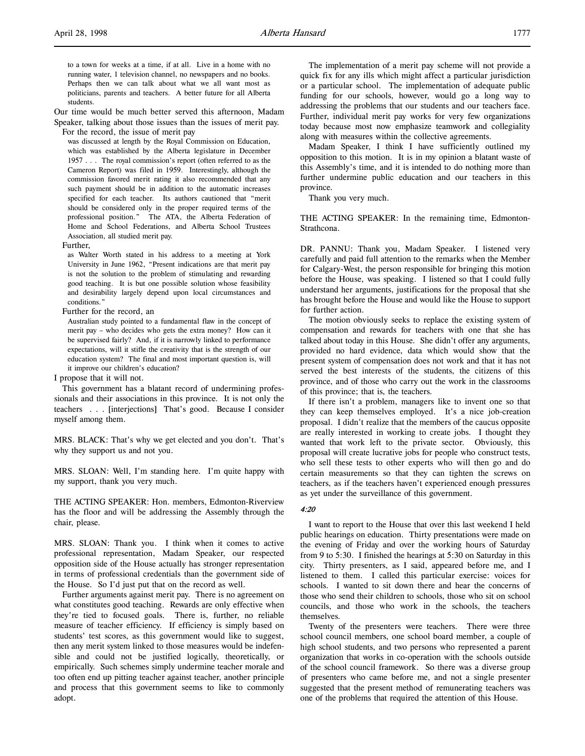to a town for weeks at a time, if at all. Live in a home with no running water, 1 television channel, no newspapers and no books. Perhaps then we can talk about what we all want most as politicians, parents and teachers. A better future for all Alberta students.

Our time would be much better served this afternoon, Madam Speaker, talking about those issues than the issues of merit pay.

For the record, the issue of merit pay

> was discussed at length by the Royal Commission on Education, which was established by the Alberta legislature in December 1957 . . . The royal commission's report (often referred to as the Cameron Report) was filed in 1959. Interestingly, although the commission favored merit rating it also recommended that any such payment should be in addition to the automatic increases specified for each teacher. Its authors cautioned that "merit should be considered only in the proper required terms of the professional position." The ATA, the Alberta Federation of Home and School Federations, and Alberta School Trustees Association, all studied merit pay.

Further,

> as Walter Worth stated in his address to a meeting at York University in June 1962, "Present indications are that merit pay is not the solution to the problem of stimulating and rewarding good teaching. It is but one possible solution whose feasibility and desirability largely depend upon local circumstances and conditions."

Further for the record, an

> Australian study pointed to a fundamental flaw in the concept of merit pay – who decides who gets the extra money? How can it be supervised fairly? And, if it is narrowly linked to performance expectations, will it stifle the creativity that is the strength of our education system? The final and most important question is, will it improve our children's education?

I propose that it will not.

This government has a blatant record of undermining professionals and their associations in this province. It is not only the teachers . . . [interjections] That's good. Because I consider myself among them.

MRS. BLACK: That's why we get elected and you don't. That's why they support us and not you.

MRS. SLOAN: Well, I'm standing here. I'm quite happy with my support, thank you very much.

THE ACTING SPEAKER: Hon. members, Edmonton-Riverview has the floor and will be addressing the Assembly through the chair, please.

MRS. SLOAN: Thank you. I think when it comes to active professional representation, Madam Speaker, our respected opposition side of the House actually has stronger representation in terms of professional credentials than the government side of the House. So I'd just put that on the record as well.

Further arguments against merit pay. There is no agreement on what constitutes good teaching. Rewards are only effective when they're tied to focused goals. There is, further, no reliable measure of teacher efficiency. If efficiency is simply based on students' test scores, as this government would like to suggest, then any merit system linked to those measures would be indefensible and could not be justified logically, theoretically, or empirically. Such schemes simply undermine teacher morale and too often end up pitting teacher against teacher, another principle and process that this government seems to like to commonly adopt.

The implementation of a merit pay scheme will not provide a quick fix for any ills which might affect a particular jurisdiction or a particular school. The implementation of adequate public funding for our schools, however, would go a long way to addressing the problems that our students and our teachers face. Further, individual merit pay works for very few organizations today because most now emphasize teamwork and collegiality along with measures within the collective agreements.

Madam Speaker, I think I have sufficiently outlined my opposition to this motion. It is in my opinion a blatant waste of this Assembly's time, and it is intended to do nothing more than further undermine public education and our teachers in this province.

Thank you very much.

THE ACTING SPEAKER: In the remaining time, Edmonton-Strathcona.

DR. PANNU: Thank you, Madam Speaker. I listened very carefully and paid full attention to the remarks when the Member for Calgary-West, the person responsible for bringing this motion before the House, was speaking. I listened so that I could fully understand her arguments, justifications for the proposal that she has brought before the House and would like the House to support for further action.

The motion obviously seeks to replace the existing system of compensation and rewards for teachers with one that she has talked about today in this House. She didn't offer any arguments, provided no hard evidence, data which would show that the present system of compensation does not work and that it has not served the best interests of the students, the citizens of this province, and of those who carry out the work in the classrooms of this province; that is, the teachers.

If there isn't a problem, managers like to invent one so that they can keep themselves employed. It's a nice job-creation proposal. I didn't realize that the members of the caucus opposite are really interested in working to create jobs. I thought they wanted that work left to the private sector. Obviously, this proposal will create lucrative jobs for people who construct tests, who sell these tests to other experts who will then go and do certain measurements so that they can tighten the screws on teachers, as if the teachers haven't experienced enough pressures as yet under the surveillance of this government.

*4:20*

I want to report to the House that over this last weekend I held public hearings on education. Thirty presentations were made on the evening of Friday and over the working hours of Saturday from 9 to 5:30. I finished the hearings at 5:30 on Saturday in this city. Thirty presenters, as I said, appeared before me, and I listened to them. I called this particular exercise: voices for schools. I wanted to sit down there and hear the concerns of those who send their children to schools, those who sit on school councils, and those who work in the schools, the teachers themselves.

Twenty of the presenters were teachers. There were three school council members, one school board member, a couple of high school students, and two persons who represented a parent organization that works in co-operation with the schools outside of the school council framework. So there was a diverse group of presenters who came before me, and not a single presenter suggested that the present method of remunerating teachers was one of the problems that required the attention of this House.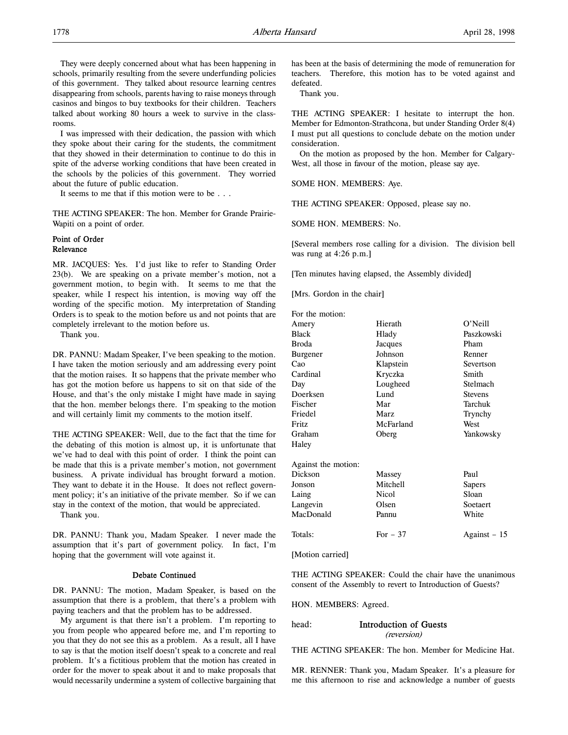They were deeply concerned about what has been happening in schools, primarily resulting from the severe underfunding policies of this government. They talked about resource learning centres disappearing from schools, parents having to raise moneys through casinos and bingos to buy textbooks for their children. Teachers talked about working 80 hours a week to survive in the classrooms.

I was impressed with their dedication, the passion with which they spoke about their caring for the students, the commitment that they showed in their determination to continue to do this in spite of the adverse working conditions that have been created in the schools by the policies of this government. They worried about the future of public education.

It seems to me that if this motion were to be . . .

THE ACTING SPEAKER: The hon. Member for Grande Prairie-Wapiti on a point of order.

### Point of Order
### Relevance

MR. JACQUES: Yes. I'd just like to refer to Standing Order 23(b). We are speaking on a private member's motion, not a government motion, to begin with. It seems to me that the speaker, while I respect his intention, is moving way off the wording of the specific motion. My interpretation of Standing Orders is to speak to the motion before us and not points that are completely irrelevant to the motion before us.

Thank you.

DR. PANNU: Madam Speaker, I've been speaking to the motion. I have taken the motion seriously and am addressing every point that the motion raises. It so happens that the private member who has got the motion before us happens to sit on that side of the House, and that's the only mistake I might have made in saying that the hon. member belongs there. I'm speaking to the motion and will certainly limit my comments to the motion itself.

THE ACTING SPEAKER: Well, due to the fact that the time for the debating of this motion is almost up, it is unfortunate that we've had to deal with this point of order. I think the point can be made that this is a private member's motion, not government business. A private individual has brought forward a motion. They want to debate it in the House. It does not reflect government policy; it's an initiative of the private member. So if we can stay in the context of the motion, that would be appreciated.

Thank you.

DR. PANNU: Thank you, Madam Speaker. I never made the assumption that it's part of government policy. In fact, I'm hoping that the government will vote against it.

### Debate Continued

DR. PANNU: The motion, Madam Speaker, is based on the assumption that there is a problem, that there's a problem with paying teachers and that the problem has to be addressed.

My argument is that there isn't a problem. I'm reporting to you from people who appeared before me, and I'm reporting to you that they do not see this as a problem. As a result, all I have to say is that the motion itself doesn't speak to a concrete and real problem. It's a fictitious problem that the motion has created in order for the mover to speak about it and to make proposals that would necessarily undermine a system of collective bargaining that has been at the basis of determining the mode of remuneration for teachers. Therefore, this motion has to be voted against and defeated.

Thank you.

THE ACTING SPEAKER: I hesitate to interrupt the hon. Member for Edmonton-Strathcona, but under Standing Order 8(4) I must put all questions to conclude debate on the motion under consideration.

On the motion as proposed by the hon. Member for Calgary-West, all those in favour of the motion, please say aye.

SOME HON. MEMBERS: Aye.

THE ACTING SPEAKER: Opposed, please say no.

SOME HON. MEMBERS: No.

[Several members rose calling for a division. The division bell was rung at 4:26 p.m.]

[Ten minutes having elapsed, the Assembly divided]

[Mrs. Gordon in the chair]

For the motion:

| | | |
|---|---|---|
| Amery | Hierath | O'Neill |
| Black | Hlady | Paszkowski |
| Broda | Jacques | Pham |
| Burgener | Johnson | Renner |
| Cao | Klapstein | Severtson |
| Cardinal | Kryczka | Smith |
| Day | Lougheed | Stelmach |
| Doerksen | Lund | Stevens |
| Fischer | Mar | Tarchuk |
| Friedel | Marz | Trynchy |
| Fritz | McFarland | West |
| Graham | Oberg | Yankowsky |
| Haley | | |

Against the motion:

| | | |
|---|---|---|
| Dickson | Massey | Paul |
| Jonson | Mitchell | Sapers |
| Laing | Nicol | Sloan |
| Langevin | Olsen | Soetaert |
| MacDonald | Pannu | White |

| | | |
|---|---|---|
| Totals: | For – 37 | Against – 15 |

[Motion carried]

THE ACTING SPEAKER: Could the chair have the unanimous consent of the Assembly to revert to Introduction of Guests?

HON. MEMBERS: Agreed.

head: **Introduction of Guests**
*(reversion)*

THE ACTING SPEAKER: The hon. Member for Medicine Hat.

MR. RENNER: Thank you, Madam Speaker. It's a pleasure for me this afternoon to rise and acknowledge a number of guests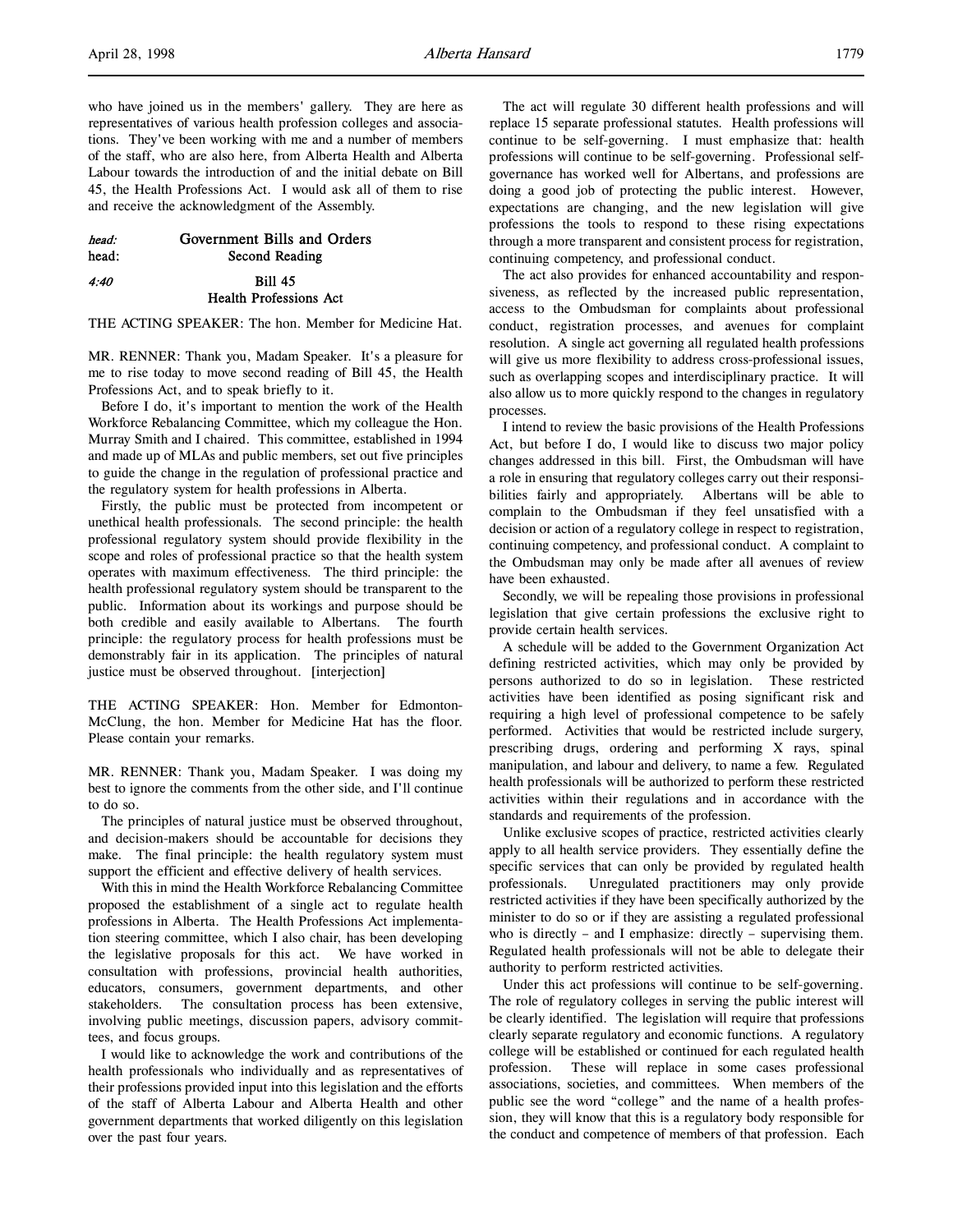who have joined us in the members' gallery. They are here as representatives of various health profession colleges and associations. They've been working with me and a number of members of the staff, who are also here, from Alberta Health and Alberta Labour towards the introduction of and the initial debate on Bill 45, the Health Professions Act. I would ask all of them to rise and receive the acknowledgment of the Assembly.

*head:* **Government Bills and Orders**
head: **Second Reading**

*4:40* **Bill 45**
**Health Professions Act**

THE ACTING SPEAKER: The hon. Member for Medicine Hat.

MR. RENNER: Thank you, Madam Speaker. It's a pleasure for me to rise today to move second reading of Bill 45, the Health Professions Act, and to speak briefly to it.

Before I do, it's important to mention the work of the Health Workforce Rebalancing Committee, which my colleague the Hon. Murray Smith and I chaired. This committee, established in 1994 and made up of MLAs and public members, set out five principles to guide the change in the regulation of professional practice and the regulatory system for health professions in Alberta.

Firstly, the public must be protected from incompetent or unethical health professionals. The second principle: the health professional regulatory system should provide flexibility in the scope and roles of professional practice so that the health system operates with maximum effectiveness. The third principle: the health professional regulatory system should be transparent to the public. Information about its workings and purpose should be both credible and easily available to Albertans. The fourth principle: the regulatory process for health professions must be demonstrably fair in its application. The principles of natural justice must be observed throughout. [interjection]

THE ACTING SPEAKER: Hon. Member for Edmonton-McClung, the hon. Member for Medicine Hat has the floor. Please contain your remarks.

MR. RENNER: Thank you, Madam Speaker. I was doing my best to ignore the comments from the other side, and I'll continue to do so.

The principles of natural justice must be observed throughout, and decision-makers should be accountable for decisions they make. The final principle: the health regulatory system must support the efficient and effective delivery of health services.

With this in mind the Health Workforce Rebalancing Committee proposed the establishment of a single act to regulate health professions in Alberta. The Health Professions Act implementation steering committee, which I also chair, has been developing the legislative proposals for this act. We have worked in consultation with professions, provincial health authorities, educators, consumers, government departments, and other stakeholders. The consultation process has been extensive, involving public meetings, discussion papers, advisory committees, and focus groups.

I would like to acknowledge the work and contributions of the health professionals who individually and as representatives of their professions provided input into this legislation and the efforts of the staff of Alberta Labour and Alberta Health and other government departments that worked diligently on this legislation over the past four years.

The act will regulate 30 different health professions and will replace 15 separate professional statutes. Health professions will continue to be self-governing. I must emphasize that: health professions will continue to be self-governing. Professional self-governance has worked well for Albertans, and professions are doing a good job of protecting the public interest. However, expectations are changing, and the new legislation will give professions the tools to respond to these rising expectations through a more transparent and consistent process for registration, continuing competency, and professional conduct.

The act also provides for enhanced accountability and responsiveness, as reflected by the increased public representation, access to the Ombudsman for complaints about professional conduct, registration processes, and avenues for complaint resolution. A single act governing all regulated health professions will give us more flexibility to address cross-professional issues, such as overlapping scopes and interdisciplinary practice. It will also allow us to more quickly respond to the changes in regulatory processes.

I intend to review the basic provisions of the Health Professions Act, but before I do, I would like to discuss two major policy changes addressed in this bill. First, the Ombudsman will have a role in ensuring that regulatory colleges carry out their responsibilities fairly and appropriately. Albertans will be able to complain to the Ombudsman if they feel unsatisfied with a decision or action of a regulatory college in respect to registration, continuing competency, and professional conduct. A complaint to the Ombudsman may only be made after all avenues of review have been exhausted.

Secondly, we will be repealing those provisions in professional legislation that give certain professions the exclusive right to provide certain health services.

A schedule will be added to the Government Organization Act defining restricted activities, which may only be provided by persons authorized to do so in legislation. These restricted activities have been identified as posing significant risk and requiring a high level of professional competence to be safely performed. Activities that would be restricted include surgery, prescribing drugs, ordering and performing X rays, spinal manipulation, and labour and delivery, to name a few. Regulated health professionals will be authorized to perform these restricted activities within their regulations and in accordance with the standards and requirements of the profession.

Unlike exclusive scopes of practice, restricted activities clearly apply to all health service providers. They essentially define the specific services that can only be provided by regulated health professionals. Unregulated practitioners may only provide restricted activities if they have been specifically authorized by the minister to do so or if they are assisting a regulated professional who is directly – and I emphasize: directly – supervising them. Regulated health professionals will not be able to delegate their authority to perform restricted activities.

Under this act professions will continue to be self-governing. The role of regulatory colleges in serving the public interest will be clearly identified. The legislation will require that professions clearly separate regulatory and economic functions. A regulatory college will be established or continued for each regulated health profession. These will replace in some cases professional associations, societies, and committees. When members of the public see the word "college" and the name of a health profession, they will know that this is a regulatory body responsible for the conduct and competence of members of that profession. Each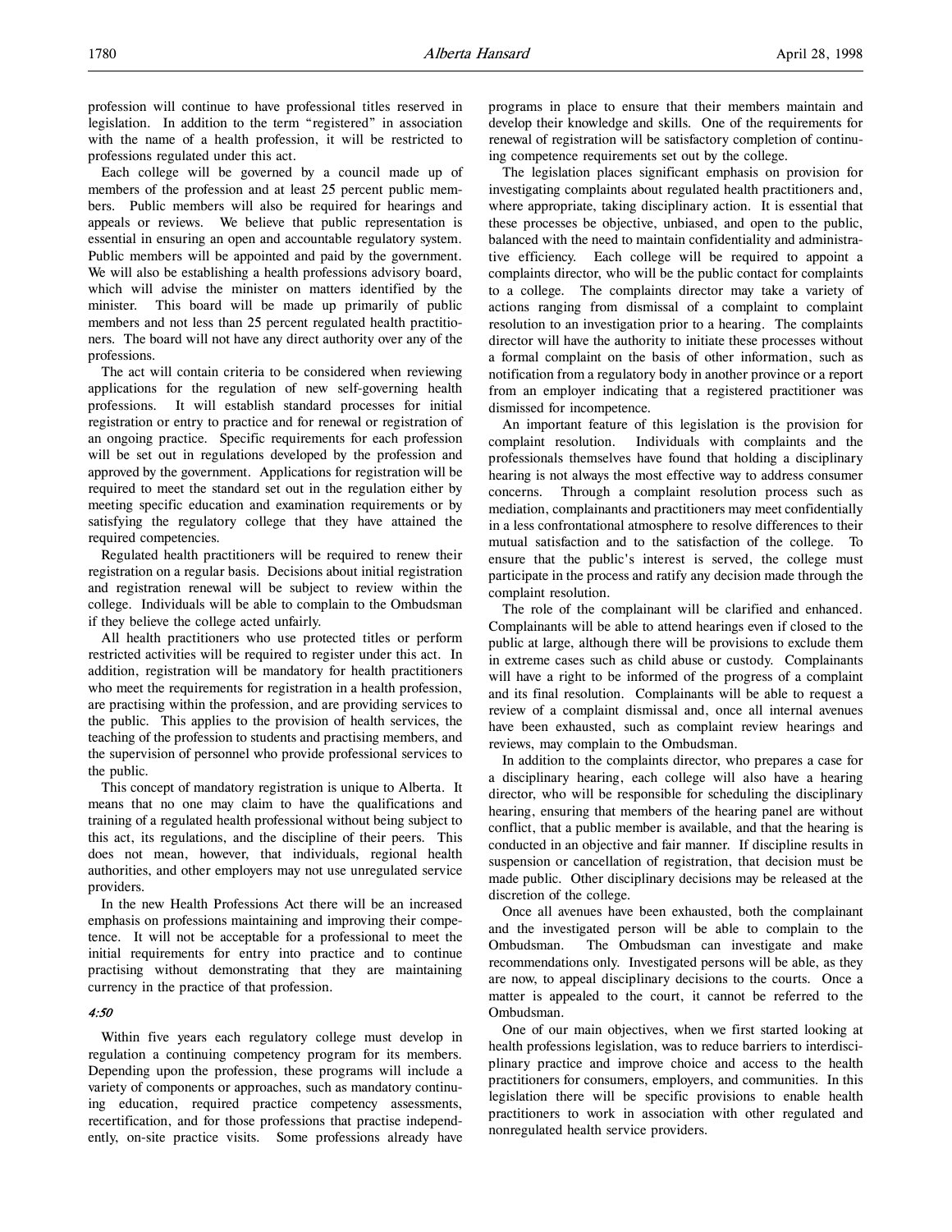profession will continue to have professional titles reserved in legislation. In addition to the term "registered" in association with the name of a health profession, it will be restricted to professions regulated under this act.

Each college will be governed by a council made up of members of the profession and at least 25 percent public members. Public members will also be required for hearings and appeals or reviews. We believe that public representation is essential in ensuring an open and accountable regulatory system. Public members will be appointed and paid by the government. We will also be establishing a health professions advisory board, which will advise the minister on matters identified by the minister. This board will be made up primarily of public members and not less than 25 percent regulated health practitioners. The board will not have any direct authority over any of the professions.

The act will contain criteria to be considered when reviewing applications for the regulation of new self-governing health professions. It will establish standard processes for initial registration or entry to practice and for renewal or registration of an ongoing practice. Specific requirements for each profession will be set out in regulations developed by the profession and approved by the government. Applications for registration will be required to meet the standard set out in the regulation either by meeting specific education and examination requirements or by satisfying the regulatory college that they have attained the required competencies.

Regulated health practitioners will be required to renew their registration on a regular basis. Decisions about initial registration and registration renewal will be subject to review within the college. Individuals will be able to complain to the Ombudsman if they believe the college acted unfairly.

All health practitioners who use protected titles or perform restricted activities will be required to register under this act. In addition, registration will be mandatory for health practitioners who meet the requirements for registration in a health profession, are practising within the profession, and are providing services to the public. This applies to the provision of health services, the teaching of the profession to students and practising members, and the supervision of personnel who provide professional services to the public.

This concept of mandatory registration is unique to Alberta. It means that no one may claim to have the qualifications and training of a regulated health professional without being subject to this act, its regulations, and the discipline of their peers. This does not mean, however, that individuals, regional health authorities, and other employers may not use unregulated service providers.

In the new Health Professions Act there will be an increased emphasis on professions maintaining and improving their competence. It will not be acceptable for a professional to meet the initial requirements for entry into practice and to continue practising without demonstrating that they are maintaining currency in the practice of that profession.

*4:50*

Within five years each regulatory college must develop in regulation a continuing competency program for its members. Depending upon the profession, these programs will include a variety of components or approaches, such as mandatory continuing education, required practice competency assessments, recertification, and for those professions that practise independently, on-site practice visits. Some professions already have programs in place to ensure that their members maintain and develop their knowledge and skills. One of the requirements for renewal of registration will be satisfactory completion of continuing competence requirements set out by the college.

The legislation places significant emphasis on provision for investigating complaints about regulated health practitioners and, where appropriate, taking disciplinary action. It is essential that these processes be objective, unbiased, and open to the public, balanced with the need to maintain confidentiality and administrative efficiency. Each college will be required to appoint a complaints director, who will be the public contact for complaints to a college. The complaints director may take a variety of actions ranging from dismissal of a complaint to complaint resolution to an investigation prior to a hearing. The complaints director will have the authority to initiate these processes without a formal complaint on the basis of other information, such as notification from a regulatory body in another province or a report from an employer indicating that a registered practitioner was dismissed for incompetence.

An important feature of this legislation is the provision for complaint resolution. Individuals with complaints and the professionals themselves have found that holding a disciplinary hearing is not always the most effective way to address consumer concerns. Through a complaint resolution process such as mediation, complainants and practitioners may meet confidentially in a less confrontational atmosphere to resolve differences to their mutual satisfaction and to the satisfaction of the college. To ensure that the public's interest is served, the college must participate in the process and ratify any decision made through the complaint resolution.

The role of the complainant will be clarified and enhanced. Complainants will be able to attend hearings even if closed to the public at large, although there will be provisions to exclude them in extreme cases such as child abuse or custody. Complainants will have a right to be informed of the progress of a complaint and its final resolution. Complainants will be able to request a review of a complaint dismissal and, once all internal avenues have been exhausted, such as complaint review hearings and reviews, may complain to the Ombudsman.

In addition to the complaints director, who prepares a case for a disciplinary hearing, each college will also have a hearing director, who will be responsible for scheduling the disciplinary hearing, ensuring that members of the hearing panel are without conflict, that a public member is available, and that the hearing is conducted in an objective and fair manner. If discipline results in suspension or cancellation of registration, that decision must be made public. Other disciplinary decisions may be released at the discretion of the college.

Once all avenues have been exhausted, both the complainant and the investigated person will be able to complain to the Ombudsman. The Ombudsman can investigate and make recommendations only. Investigated persons will be able, as they are now, to appeal disciplinary decisions to the courts. Once a matter is appealed to the court, it cannot be referred to the Ombudsman.

One of our main objectives, when we first started looking at health professions legislation, was to reduce barriers to interdisciplinary practice and improve choice and access to the health practitioners for consumers, employers, and communities. In this legislation there will be specific provisions to enable health practitioners to work in association with other regulated and nonregulated health service providers.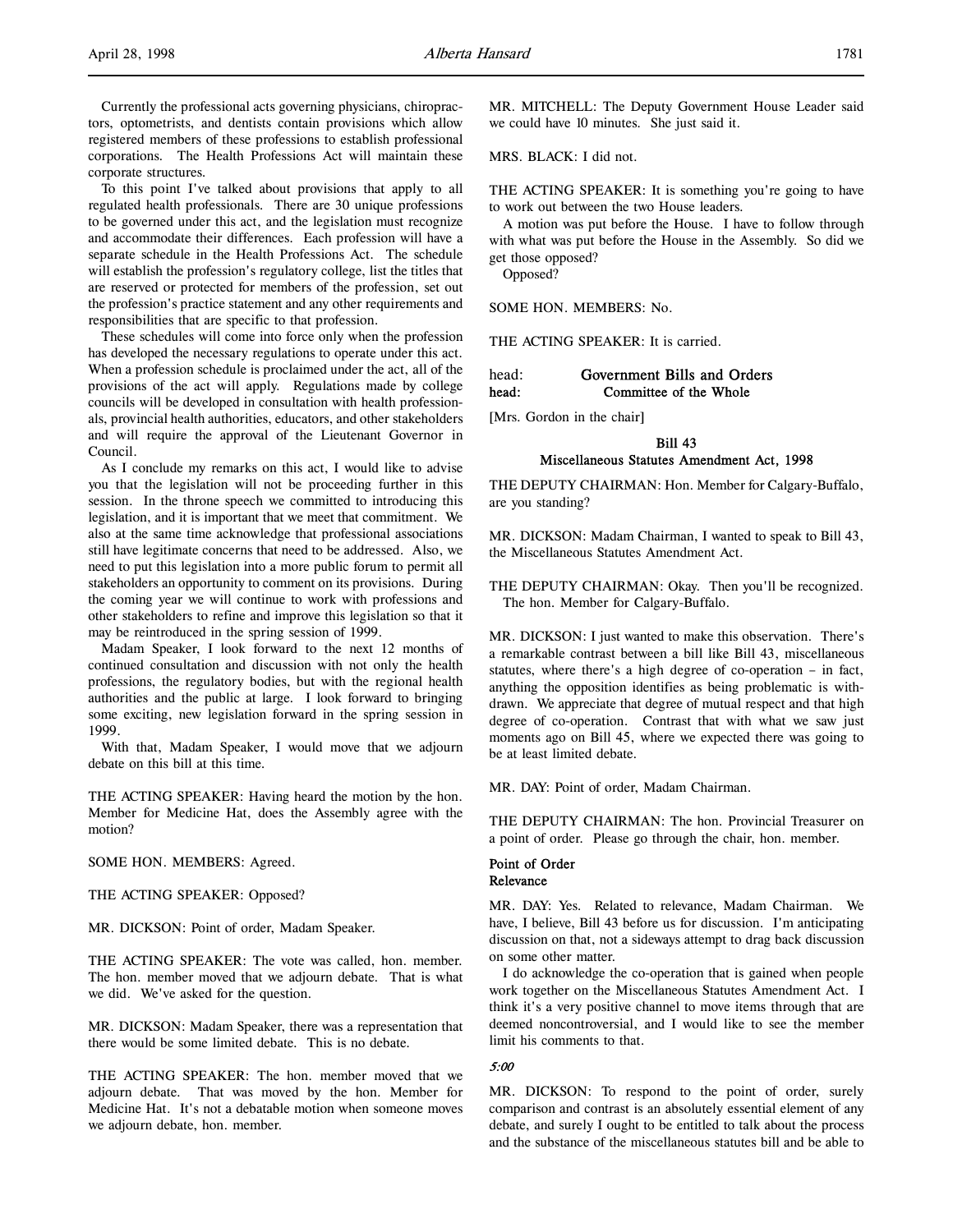Currently the professional acts governing physicians, chiropractors, optometrists, and dentists contain provisions which allow registered members of these professions to establish professional corporations. The Health Professions Act will maintain these corporate structures.

To this point I've talked about provisions that apply to all regulated health professionals. There are 30 unique professions to be governed under this act, and the legislation must recognize and accommodate their differences. Each profession will have a separate schedule in the Health Professions Act. The schedule will establish the profession's regulatory college, list the titles that are reserved or protected for members of the profession, set out the profession's practice statement and any other requirements and responsibilities that are specific to that profession.

These schedules will come into force only when the profession has developed the necessary regulations to operate under this act. When a profession schedule is proclaimed under the act, all of the provisions of the act will apply. Regulations made by college councils will be developed in consultation with health professionals, provincial health authorities, educators, and other stakeholders and will require the approval of the Lieutenant Governor in Council.

As I conclude my remarks on this act, I would like to advise you that the legislation will not be proceeding further in this session. In the throne speech we committed to introducing this legislation, and it is important that we meet that commitment. We also at the same time acknowledge that professional associations still have legitimate concerns that need to be addressed. Also, we need to put this legislation into a more public forum to permit all stakeholders an opportunity to comment on its provisions. During the coming year we will continue to work with professions and other stakeholders to refine and improve this legislation so that it may be reintroduced in the spring session of 1999.

Madam Speaker, I look forward to the next 12 months of continued consultation and discussion with not only the health professions, the regulatory bodies, but with the regional health authorities and the public at large. I look forward to bringing some exciting, new legislation forward in the spring session in 1999.

With that, Madam Speaker, I would move that we adjourn debate on this bill at this time.

THE ACTING SPEAKER: Having heard the motion by the hon. Member for Medicine Hat, does the Assembly agree with the motion?

SOME HON. MEMBERS: Agreed.

THE ACTING SPEAKER: Opposed?

MR. DICKSON: Point of order, Madam Speaker.

THE ACTING SPEAKER: The vote was called, hon. member. The hon. member moved that we adjourn debate. That is what we did. We've asked for the question.

MR. DICKSON: Madam Speaker, there was a representation that there would be some limited debate. This is no debate.

THE ACTING SPEAKER: The hon. member moved that we adjourn debate. That was moved by the hon. Member for Medicine Hat. It's not a debatable motion when someone moves we adjourn debate, hon. member.

MR. MITCHELL: The Deputy Government House Leader said we could have 10 minutes. She just said it.

MRS. BLACK: I did not.

THE ACTING SPEAKER: It is something you're going to have to work out between the two House leaders.

A motion was put before the House. I have to follow through with what was put before the House in the Assembly. So did we get those opposed?

Opposed?

SOME HON. MEMBERS: No.

THE ACTING SPEAKER: It is carried.

head: **Government Bills and Orders**
head: **Committee of the Whole**

[Mrs. Gordon in the chair]

## Bill 43
## Miscellaneous Statutes Amendment Act, 1998

THE DEPUTY CHAIRMAN: Hon. Member for Calgary-Buffalo, are you standing?

MR. DICKSON: Madam Chairman, I wanted to speak to Bill 43, the Miscellaneous Statutes Amendment Act.

THE DEPUTY CHAIRMAN: Okay. Then you'll be recognized. The hon. Member for Calgary-Buffalo.

MR. DICKSON: I just wanted to make this observation. There's a remarkable contrast between a bill like Bill 43, miscellaneous statutes, where there's a high degree of co-operation – in fact, anything the opposition identifies as being problematic is withdrawn. We appreciate that degree of mutual respect and that high degree of co-operation. Contrast that with what we saw just moments ago on Bill 45, where we expected there was going to be at least limited debate.

MR. DAY: Point of order, Madam Chairman.

THE DEPUTY CHAIRMAN: The hon. Provincial Treasurer on a point of order. Please go through the chair, hon. member.

### Point of Order
### Relevance

MR. DAY: Yes. Related to relevance, Madam Chairman. We have, I believe, Bill 43 before us for discussion. I'm anticipating discussion on that, not a sideways attempt to drag back discussion on some other matter.

I do acknowledge the co-operation that is gained when people work together on the Miscellaneous Statutes Amendment Act. I think it's a very positive channel to move items through that are deemed noncontroversial, and I would like to see the member limit his comments to that.

*5:00*

MR. DICKSON: To respond to the point of order, surely comparison and contrast is an absolutely essential element of any debate, and surely I ought to be entitled to talk about the process and the substance of the miscellaneous statutes bill and be able to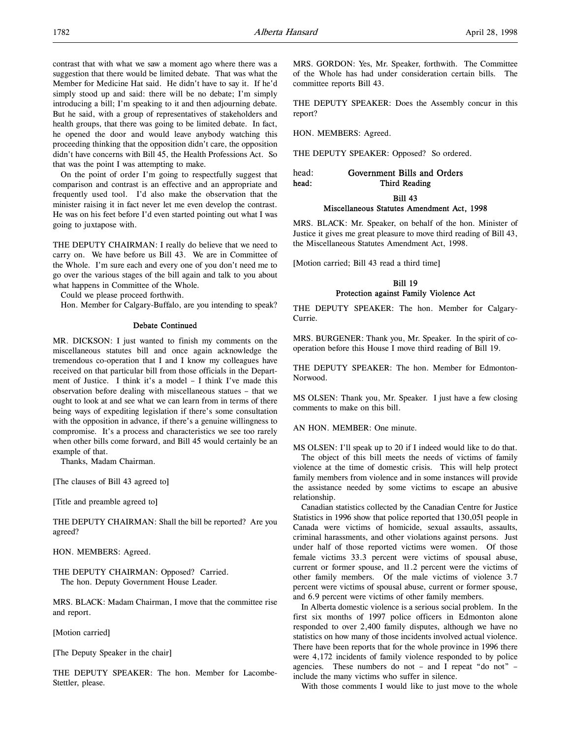contrast that with what we saw a moment ago where there was a suggestion that there would be limited debate. That was what the Member for Medicine Hat said. He didn't have to say it. If he'd simply stood up and said: there will be no debate; I'm simply introducing a bill; I'm speaking to it and then adjourning debate. But he said, with a group of representatives of stakeholders and health groups, that there was going to be limited debate. In fact, he opened the door and would leave anybody watching this proceeding thinking that the opposition didn't care, the opposition didn't have concerns with Bill 45, the Health Professions Act. So that was the point I was attempting to make.

On the point of order I'm going to respectfully suggest that comparison and contrast is an effective and an appropriate and frequently used tool. I'd also make the observation that the minister raising it in fact never let me even develop the contrast. He was on his feet before I'd even started pointing out what I was going to juxtapose with.

THE DEPUTY CHAIRMAN: I really do believe that we need to carry on. We have before us Bill 43. We are in Committee of the Whole. I'm sure each and every one of you don't need me to go over the various stages of the bill again and talk to you about what happens in Committee of the Whole.

Could we please proceed forthwith.

Hon. Member for Calgary-Buffalo, are you intending to speak?

### Debate Continued

MR. DICKSON: I just wanted to finish my comments on the miscellaneous statutes bill and once again acknowledge the tremendous co-operation that I and I know my colleagues have received on that particular bill from those officials in the Department of Justice. I think it's a model – I think I've made this observation before dealing with miscellaneous statues – that we ought to look at and see what we can learn from in terms of there being ways of expediting legislation if there's some consultation with the opposition in advance, if there's a genuine willingness to compromise. It's a process and characteristics we see too rarely when other bills come forward, and Bill 45 would certainly be an example of that.

Thanks, Madam Chairman.

[The clauses of Bill 43 agreed to]

[Title and preamble agreed to]

THE DEPUTY CHAIRMAN: Shall the bill be reported? Are you agreed?

HON. MEMBERS: Agreed.

THE DEPUTY CHAIRMAN: Opposed? Carried.

The hon. Deputy Government House Leader.

MRS. BLACK: Madam Chairman, I move that the committee rise and report.

[Motion carried]

[The Deputy Speaker in the chair]

THE DEPUTY SPEAKER: The hon. Member for Lacombe-Stettler, please.

MRS. GORDON: Yes, Mr. Speaker, forthwith. The Committee of the Whole has had under consideration certain bills. The committee reports Bill 43.

THE DEPUTY SPEAKER: Does the Assembly concur in this report?

HON. MEMBERS: Agreed.

THE DEPUTY SPEAKER: Opposed? So ordered.

head: **Government Bills and Orders**
head: **Third Reading**

### Bill 43
### Miscellaneous Statutes Amendment Act, 1998

MRS. BLACK: Mr. Speaker, on behalf of the hon. Minister of Justice it gives me great pleasure to move third reading of Bill 43, the Miscellaneous Statutes Amendment Act, 1998.

[Motion carried; Bill 43 read a third time]

### Bill 19
### Protection against Family Violence Act

THE DEPUTY SPEAKER: The hon. Member for Calgary-Currie.

MRS. BURGENER: Thank you, Mr. Speaker. In the spirit of co-operation before this House I move third reading of Bill 19.

THE DEPUTY SPEAKER: The hon. Member for Edmonton-Norwood.

MS OLSEN: Thank you, Mr. Speaker. I just have a few closing comments to make on this bill.

AN HON. MEMBER: One minute.

MS OLSEN: I'll speak up to 20 if I indeed would like to do that.

The object of this bill meets the needs of victims of family violence at the time of domestic crisis. This will help protect family members from violence and in some instances will provide the assistance needed by some victims to escape an abusive relationship.

Canadian statistics collected by the Canadian Centre for Justice Statistics in 1996 show that police reported that 130,051 people in Canada were victims of homicide, sexual assaults, assaults, criminal harassments, and other violations against persons. Just under half of those reported victims were women. Of those female victims 33.3 percent were victims of spousal abuse, current or former spouse, and 11.2 percent were the victims of other family members. Of the male victims of violence 3.7 percent were victims of spousal abuse, current or former spouse, and 6.9 percent were victims of other family members.

In Alberta domestic violence is a serious social problem. In the first six months of 1997 police officers in Edmonton alone responded to over 2,400 family disputes, although we have no statistics on how many of those incidents involved actual violence. There have been reports that for the whole province in 1996 there were 4,172 incidents of family violence responded to by police agencies. These numbers do not – and I repeat "do not" – include the many victims who suffer in silence.

With those comments I would like to just move to the whole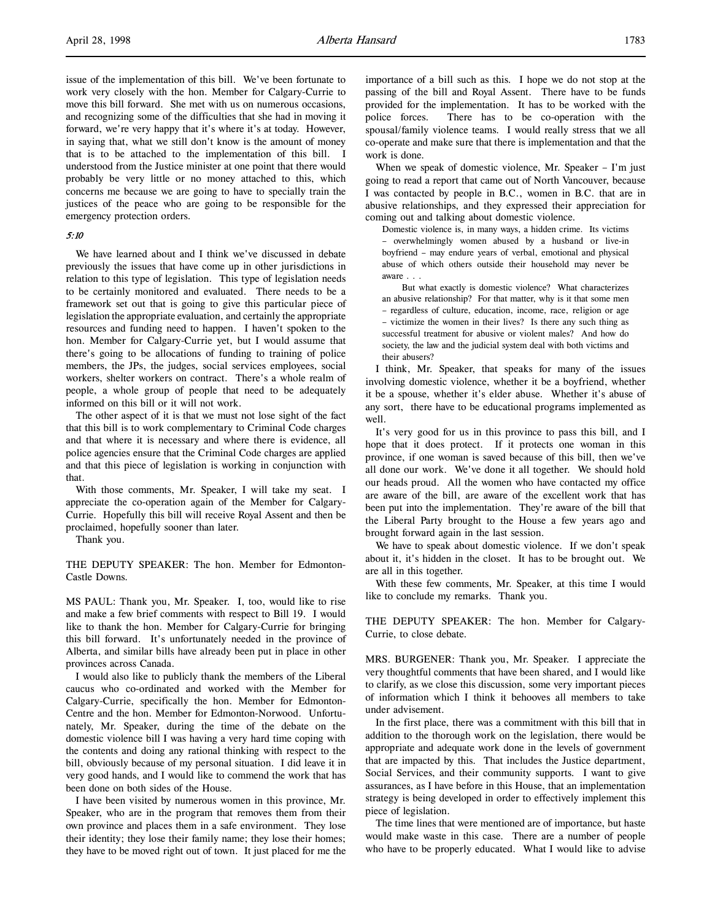issue of the implementation of this bill. We've been fortunate to work very closely with the hon. Member for Calgary-Currie to move this bill forward. She met with us on numerous occasions, and recognizing some of the difficulties that she had in moving it forward, we're very happy that it's where it's at today. However, in saying that, what we still don't know is the amount of money that is to be attached to the implementation of this bill. I understood from the Justice minister at one point that there would probably be very little or no money attached to this, which concerns me because we are going to have to specially train the justices of the peace who are going to be responsible for the emergency protection orders.

*5:10*

We have learned about and I think we've discussed in debate previously the issues that have come up in other jurisdictions in relation to this type of legislation. This type of legislation needs to be certainly monitored and evaluated. There needs to be a framework set out that is going to give this particular piece of legislation the appropriate evaluation, and certainly the appropriate resources and funding need to happen. I haven't spoken to the hon. Member for Calgary-Currie yet, but I would assume that there's going to be allocations of funding to training of police members, the JPs, the judges, social services employees, social workers, shelter workers on contract. There's a whole realm of people, a whole group of people that need to be adequately informed on this bill or it will not work.

The other aspect of it is that we must not lose sight of the fact that this bill is to work complementary to Criminal Code charges and that where it is necessary and where there is evidence, all police agencies ensure that the Criminal Code charges are applied and that this piece of legislation is working in conjunction with that.

With those comments, Mr. Speaker, I will take my seat. I appreciate the co-operation again of the Member for Calgary-Currie. Hopefully this bill will receive Royal Assent and then be proclaimed, hopefully sooner than later.

Thank you.

THE DEPUTY SPEAKER: The hon. Member for Edmonton-Castle Downs.

MS PAUL: Thank you, Mr. Speaker. I, too, would like to rise and make a few brief comments with respect to Bill 19. I would like to thank the hon. Member for Calgary-Currie for bringing this bill forward. It's unfortunately needed in the province of Alberta, and similar bills have already been put in place in other provinces across Canada.

I would also like to publicly thank the members of the Liberal caucus who co-ordinated and worked with the Member for Calgary-Currie, specifically the hon. Member for Edmonton-Centre and the hon. Member for Edmonton-Norwood. Unfortunately, Mr. Speaker, during the time of the debate on the domestic violence bill I was having a very hard time coping with the contents and doing any rational thinking with respect to the bill, obviously because of my personal situation. I did leave it in very good hands, and I would like to commend the work that has been done on both sides of the House.

I have been visited by numerous women in this province, Mr. Speaker, who are in the program that removes them from their own province and places them in a safe environment. They lose their identity; they lose their family name; they lose their homes; they have to be moved right out of town. It just placed for me the importance of a bill such as this. I hope we do not stop at the passing of the bill and Royal Assent. There have to be funds provided for the implementation. It has to be worked with the police forces. There has to be co-operation with the spousal/family violence teams. I would really stress that we all co-operate and make sure that there is implementation and that the work is done.

When we speak of domestic violence, Mr. Speaker – I'm just going to read a report that came out of North Vancouver, because I was contacted by people in B.C., women in B.C. that are in abusive relationships, and they expressed their appreciation for coming out and talking about domestic violence.

> Domestic violence is, in many ways, a hidden crime. Its victims – overwhelmingly women abused by a husband or live-in boyfriend – may endure years of verbal, emotional and physical abuse of which others outside their household may never be aware . . .
>
> But what exactly is domestic violence? What characterizes an abusive relationship? For that matter, why is it that some men – regardless of culture, education, income, race, religion or age – victimize the women in their lives? Is there any such thing as successful treatment for abusive or violent males? And how do society, the law and the judicial system deal with both victims and their abusers?

I think, Mr. Speaker, that speaks for many of the issues involving domestic violence, whether it be a boyfriend, whether it be a spouse, whether it's elder abuse. Whether it's abuse of any sort, there have to be educational programs implemented as well.

It's very good for us in this province to pass this bill, and I hope that it does protect. If it protects one woman in this province, if one woman is saved because of this bill, then we've all done our work. We've done it all together. We should hold our heads proud. All the women who have contacted my office are aware of the bill, are aware of the excellent work that has been put into the implementation. They're aware of the bill that the Liberal Party brought to the House a few years ago and brought forward again in the last session.

We have to speak about domestic violence. If we don't speak about it, it's hidden in the closet. It has to be brought out. We are all in this together.

With these few comments, Mr. Speaker, at this time I would like to conclude my remarks. Thank you.

THE DEPUTY SPEAKER: The hon. Member for Calgary-Currie, to close debate.

MRS. BURGENER: Thank you, Mr. Speaker. I appreciate the very thoughtful comments that have been shared, and I would like to clarify, as we close this discussion, some very important pieces of information which I think it behooves all members to take under advisement.

In the first place, there was a commitment with this bill that in addition to the thorough work on the legislation, there would be appropriate and adequate work done in the levels of government that are impacted by this. That includes the Justice department, Social Services, and their community supports. I want to give assurances, as I have before in this House, that an implementation strategy is being developed in order to effectively implement this piece of legislation.

The time lines that were mentioned are of importance, but haste would make waste in this case. There are a number of people who have to be properly educated. What I would like to advise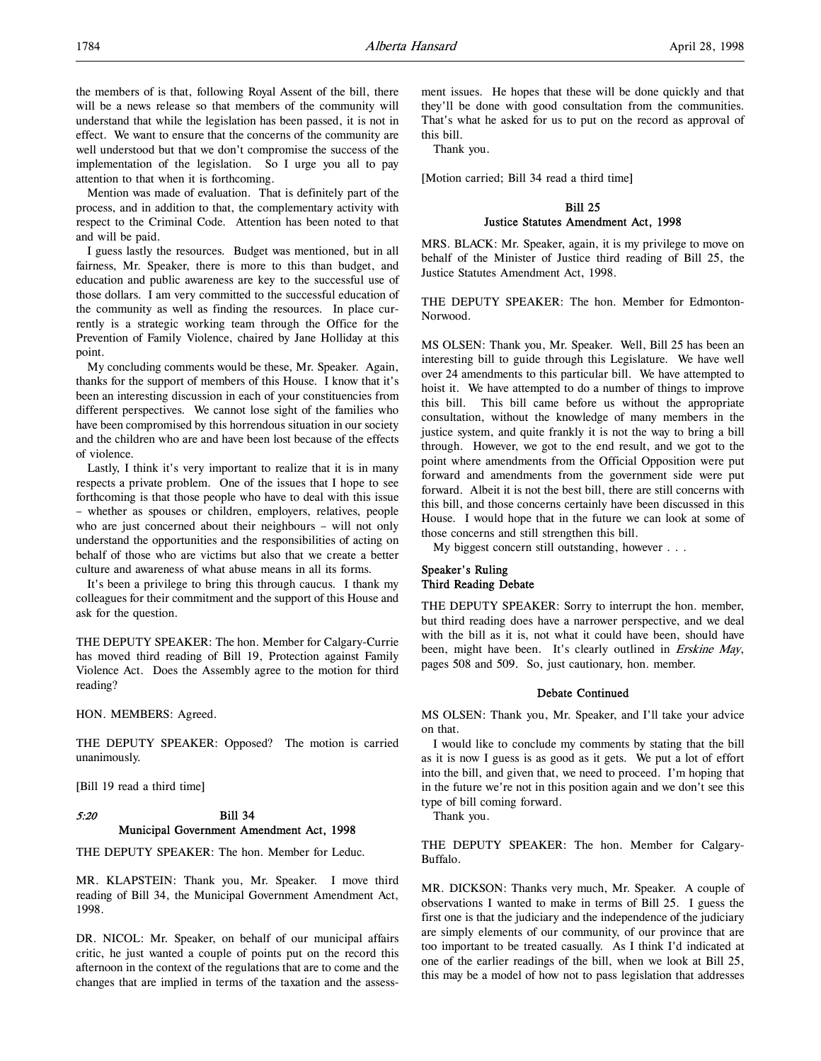the members of is that, following Royal Assent of the bill, there will be a news release so that members of the community will understand that while the legislation has been passed, it is not in effect. We want to ensure that the concerns of the community are well understood but that we don't compromise the success of the implementation of the legislation. So I urge you all to pay attention to that when it is forthcoming.

Mention was made of evaluation. That is definitely part of the process, and in addition to that, the complementary activity with respect to the Criminal Code. Attention has been noted to that and will be paid.

I guess lastly the resources. Budget was mentioned, but in all fairness, Mr. Speaker, there is more to this than budget, and education and public awareness are key to the successful use of those dollars. I am very committed to the successful education of the community as well as finding the resources. In place currently is a strategic working team through the Office for the Prevention of Family Violence, chaired by Jane Holliday at this point.

My concluding comments would be these, Mr. Speaker. Again, thanks for the support of members of this House. I know that it's been an interesting discussion in each of your constituencies from different perspectives. We cannot lose sight of the families who have been compromised by this horrendous situation in our society and the children who are and have been lost because of the effects of violence.

Lastly, I think it's very important to realize that it is in many respects a private problem. One of the issues that I hope to see forthcoming is that those people who have to deal with this issue – whether as spouses or children, employers, relatives, people who are just concerned about their neighbours – will not only understand the opportunities and the responsibilities of acting on behalf of those who are victims but also that we create a better culture and awareness of what abuse means in all its forms.

It's been a privilege to bring this through caucus. I thank my colleagues for their commitment and the support of this House and ask for the question.

THE DEPUTY SPEAKER: The hon. Member for Calgary-Currie has moved third reading of Bill 19, Protection against Family Violence Act. Does the Assembly agree to the motion for third reading?

HON. MEMBERS: Agreed.

THE DEPUTY SPEAKER: Opposed? The motion is carried unanimously.

[Bill 19 read a third time]

*5:20*

### Bill 34
### Municipal Government Amendment Act, 1998

THE DEPUTY SPEAKER: The hon. Member for Leduc.

MR. KLAPSTEIN: Thank you, Mr. Speaker. I move third reading of Bill 34, the Municipal Government Amendment Act, 1998.

DR. NICOL: Mr. Speaker, on behalf of our municipal affairs critic, he just wanted a couple of points put on the record this afternoon in the context of the regulations that are to come and the changes that are implied in terms of the taxation and the assessment issues. He hopes that these will be done quickly and that they'll be done with good consultation from the communities. That's what he asked for us to put on the record as approval of this bill.

Thank you.

[Motion carried; Bill 34 read a third time]

### Bill 25
### Justice Statutes Amendment Act, 1998

MRS. BLACK: Mr. Speaker, again, it is my privilege to move on behalf of the Minister of Justice third reading of Bill 25, the Justice Statutes Amendment Act, 1998.

THE DEPUTY SPEAKER: The hon. Member for Edmonton-Norwood.

MS OLSEN: Thank you, Mr. Speaker. Well, Bill 25 has been an interesting bill to guide through this Legislature. We have well over 24 amendments to this particular bill. We have attempted to hoist it. We have attempted to do a number of things to improve this bill. This bill came before us without the appropriate consultation, without the knowledge of many members in the justice system, and quite frankly it is not the way to bring a bill through. However, we got to the end result, and we got to the point where amendments from the Official Opposition were put forward and amendments from the government side were put forward. Albeit it is not the best bill, there are still concerns with this bill, and those concerns certainly have been discussed in this House. I would hope that in the future we can look at some of those concerns and still strengthen this bill.

My biggest concern still outstanding, however . . .

#### Speaker's Ruling
#### Third Reading Debate

THE DEPUTY SPEAKER: Sorry to interrupt the hon. member, but third reading does have a narrower perspective, and we deal with the bill as it is, not what it could have been, should have been, might have been. It's clearly outlined in *Erskine May*, pages 508 and 509. So, just cautionary, hon. member.

#### Debate Continued

MS OLSEN: Thank you, Mr. Speaker, and I'll take your advice on that.

I would like to conclude my comments by stating that the bill as it is now I guess is as good as it gets. We put a lot of effort into the bill, and given that, we need to proceed. I'm hoping that in the future we're not in this position again and we don't see this type of bill coming forward.

Thank you.

THE DEPUTY SPEAKER: The hon. Member for Calgary-Buffalo.

MR. DICKSON: Thanks very much, Mr. Speaker. A couple of observations I wanted to make in terms of Bill 25. I guess the first one is that the judiciary and the independence of the judiciary are simply elements of our community, of our province that are too important to be treated casually. As I think I'd indicated at one of the earlier readings of the bill, when we look at Bill 25, this may be a model of how not to pass legislation that addresses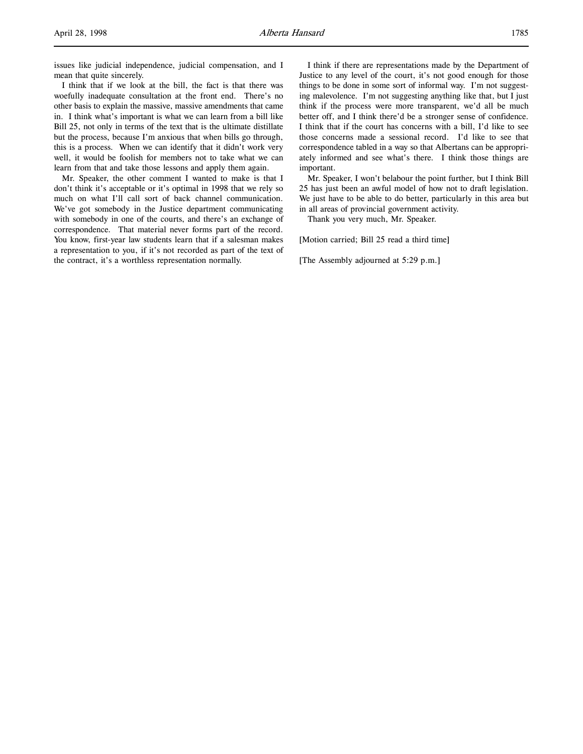issues like judicial independence, judicial compensation, and I mean that quite sincerely.

I think that if we look at the bill, the fact is that there was woefully inadequate consultation at the front end. There's no other basis to explain the massive, massive amendments that came in. I think what's important is what we can learn from a bill like Bill 25, not only in terms of the text that is the ultimate distillate but the process, because I'm anxious that when bills go through, this is a process. When we can identify that it didn't work very well, it would be foolish for members not to take what we can learn from that and take those lessons and apply them again.

Mr. Speaker, the other comment I wanted to make is that I don't think it's acceptable or it's optimal in 1998 that we rely so much on what I'll call sort of back channel communication. We've got somebody in the Justice department communicating with somebody in one of the courts, and there's an exchange of correspondence. That material never forms part of the record. You know, first-year law students learn that if a salesman makes a representation to you, if it's not recorded as part of the text of the contract, it's a worthless representation normally.

I think if there are representations made by the Department of Justice to any level of the court, it's not good enough for those things to be done in some sort of informal way. I'm not suggesting malevolence. I'm not suggesting anything like that, but I just think if the process were more transparent, we'd all be much better off, and I think there'd be a stronger sense of confidence. I think that if the court has concerns with a bill, I'd like to see those concerns made a sessional record. I'd like to see that correspondence tabled in a way so that Albertans can be appropriately informed and see what's there. I think those things are important.

Mr. Speaker, I won't belabour the point further, but I think Bill 25 has just been an awful model of how not to draft legislation. We just have to be able to do better, particularly in this area but in all areas of provincial government activity.

Thank you very much, Mr. Speaker.

[Motion carried; Bill 25 read a third time]

[The Assembly adjourned at 5:29 p.m.]